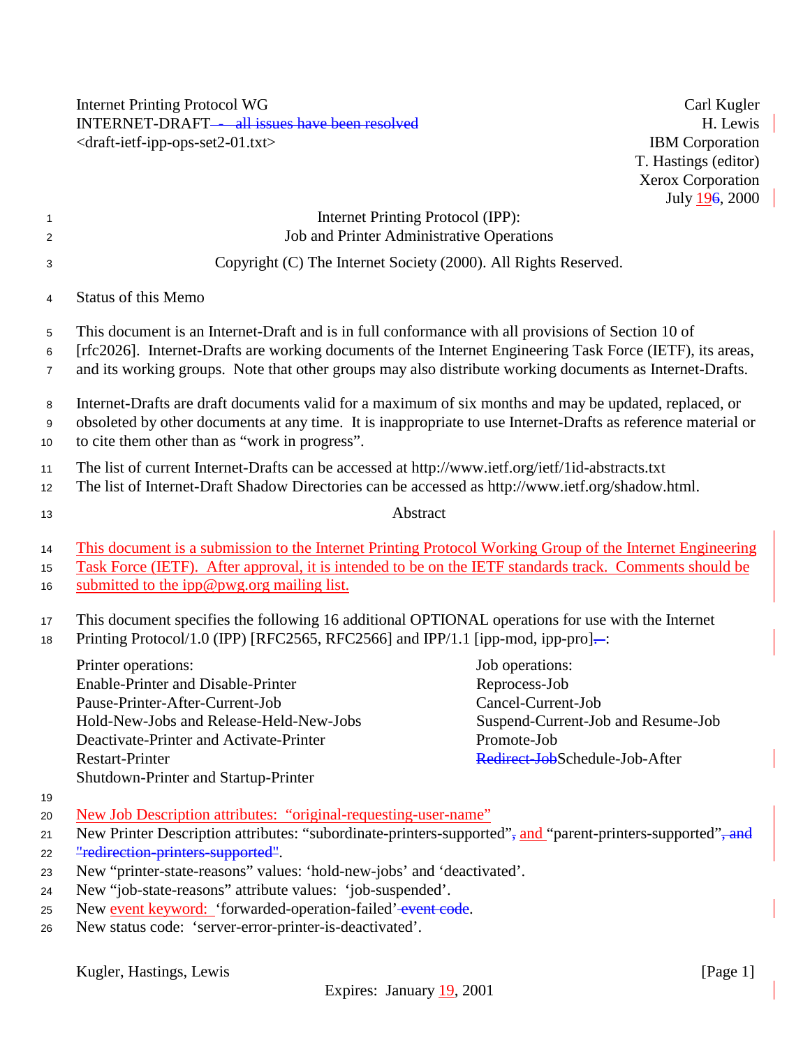Internet Printing Protocol WG — Carl Kugler
INTERNET-DRAFT — H. Lewis
<draft-ietf-ipp-ops-set2-01.txt> — IBM Corporation
T. Hastings (editor)
Xerox Corporation
July 19, 2000

# Internet Printing Protocol (IPP): Job and Printer Administrative Operations

Copyright (C) The Internet Society (2000). All Rights Reserved.

## Status of this Memo

This document is an Internet-Draft and is in full conformance with all provisions of Section 10 of [rfc2026]. Internet-Drafts are working documents of the Internet Engineering Task Force (IETF), its areas, and its working groups. Note that other groups may also distribute working documents as Internet-Drafts.

Internet-Drafts are draft documents valid for a maximum of six months and may be updated, replaced, or obsoleted by other documents at any time. It is inappropriate to use Internet-Drafts as reference material or to cite them other than as "work in progress".

The list of current Internet-Drafts can be accessed at http://www.ietf.org/ietf/1id-abstracts.txt
The list of Internet-Draft Shadow Directories can be accessed as http://www.ietf.org/shadow.html.

## Abstract

This document is a submission to the Internet Printing Protocol Working Group of the Internet Engineering Task Force (IETF). After approval, it is intended to be on the IETF standards track. Comments should be submitted to the ipp@pwg.org mailing list.

This document specifies the following 16 additional OPTIONAL operations for use with the Internet Printing Protocol/1.0 (IPP) [RFC2565, RFC2566] and IPP/1.1 [ipp-mod, ipp-pro]:

Printer operations:
- Enable-Printer and Disable-Printer
- Pause-Printer-After-Current-Job
- Hold-New-Jobs and Release-Held-New-Jobs
- Deactivate-Printer and Activate-Printer
- Restart-Printer
- Shutdown-Printer and Startup-Printer

Job operations:
- Reprocess-Job
- Cancel-Current-Job
- Suspend-Current-Job and Resume-Job
- Promote-Job
- Schedule-Job-After

New Job Description attributes: "original-requesting-user-name"
New Printer Description attributes: "subordinate-printers-supported" and "parent-printers-supported".
New "printer-state-reasons" values: 'hold-new-jobs' and 'deactivated'.
New "job-state-reasons" attribute values: 'job-suspended'.
New event keyword: 'forwarded-operation-failed'.
New status code: 'server-error-printer-is-deactivated'.

Expires: January 19, 2001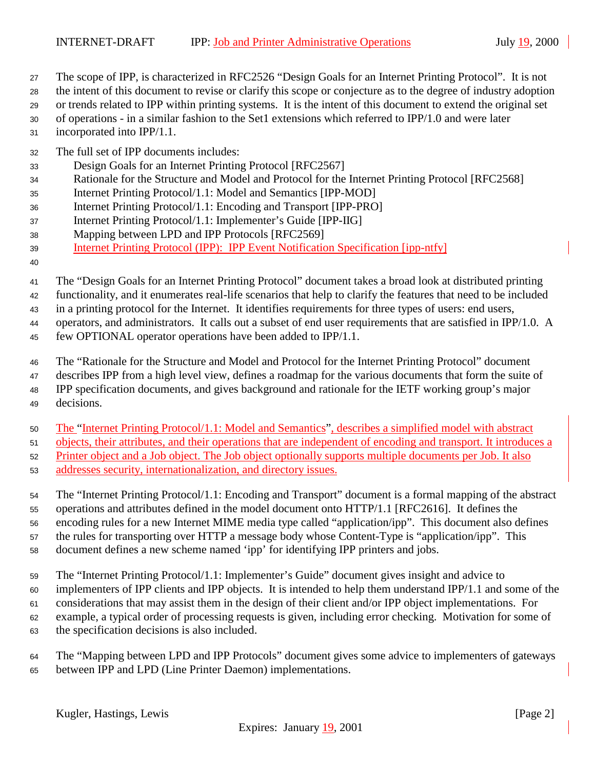The scope of IPP, is characterized in RFC2526 "Design Goals for an Internet Printing Protocol". It is not the intent of this document to revise or clarify this scope or conjecture as to the degree of industry adoption or trends related to IPP within printing systems. It is the intent of this document to extend the original set of operations - in a similar fashion to the Set1 extensions which referred to IPP/1.0 and were later incorporated into IPP/1.1.

The full set of IPP documents includes:

- Design Goals for an Internet Printing Protocol [RFC2567]
- Rationale for the Structure and Model and Protocol for the Internet Printing Protocol [RFC2568]
- Internet Printing Protocol/1.1: Model and Semantics [IPP-MOD]
- Internet Printing Protocol/1.1: Encoding and Transport [IPP-PRO]
- Internet Printing Protocol/1.1: Implementer's Guide [IPP-IIG]
- Mapping between LPD and IPP Protocols [RFC2569]
- Internet Printing Protocol (IPP): IPP Event Notification Specification [ipp-ntfy]

The "Design Goals for an Internet Printing Protocol" document takes a broad look at distributed printing functionality, and it enumerates real-life scenarios that help to clarify the features that need to be included in a printing protocol for the Internet. It identifies requirements for three types of users: end users, operators, and administrators. It calls out a subset of end user requirements that are satisfied in IPP/1.0. A few OPTIONAL operator operations have been added to IPP/1.1.

The "Rationale for the Structure and Model and Protocol for the Internet Printing Protocol" document describes IPP from a high level view, defines a roadmap for the various documents that form the suite of IPP specification documents, and gives background and rationale for the IETF working group's major decisions.

The "Internet Printing Protocol/1.1: Model and Semantics", describes a simplified model with abstract objects, their attributes, and their operations that are independent of encoding and transport. It introduces a Printer object and a Job object. The Job object optionally supports multiple documents per Job. It also addresses security, internationalization, and directory issues.

The "Internet Printing Protocol/1.1: Encoding and Transport" document is a formal mapping of the abstract operations and attributes defined in the model document onto HTTP/1.1 [RFC2616]. It defines the encoding rules for a new Internet MIME media type called "application/ipp". This document also defines the rules for transporting over HTTP a message body whose Content-Type is "application/ipp". This document defines a new scheme named 'ipp' for identifying IPP printers and jobs.

The "Internet Printing Protocol/1.1: Implementer's Guide" document gives insight and advice to implementers of IPP clients and IPP objects. It is intended to help them understand IPP/1.1 and some of the considerations that may assist them in the design of their client and/or IPP object implementations. For example, a typical order of processing requests is given, including error checking. Motivation for some of the specification decisions is also included.

The "Mapping between LPD and IPP Protocols" document gives some advice to implementers of gateways between IPP and LPD (Line Printer Daemon) implementations.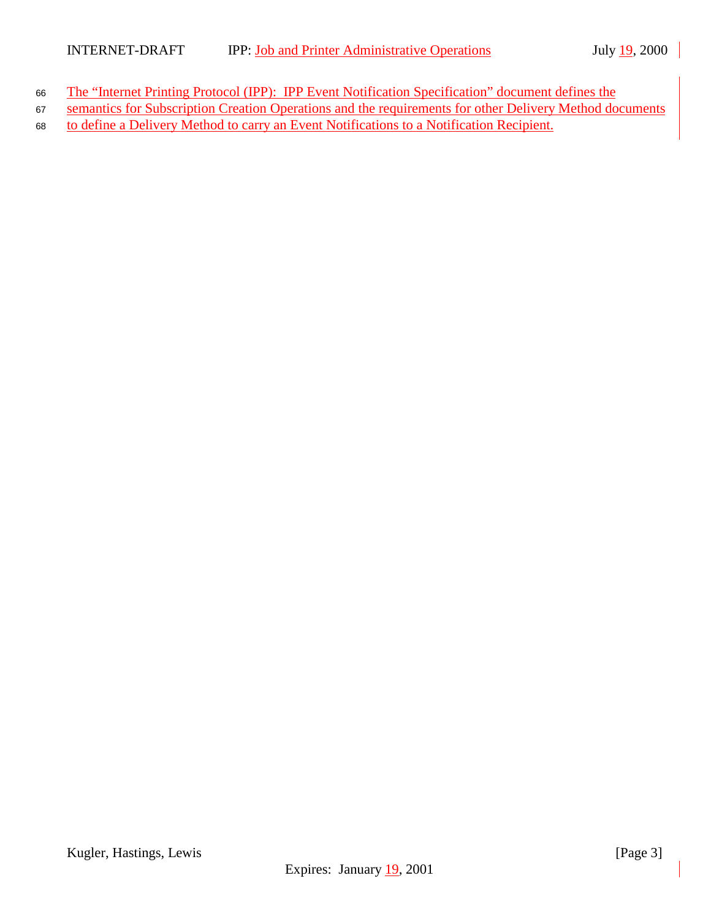The "Internet Printing Protocol (IPP): IPP Event Notification Specification" document defines the semantics for Subscription Creation Operations and the requirements for other Delivery Method documents to define a Delivery Method to carry an Event Notifications to a Notification Recipient.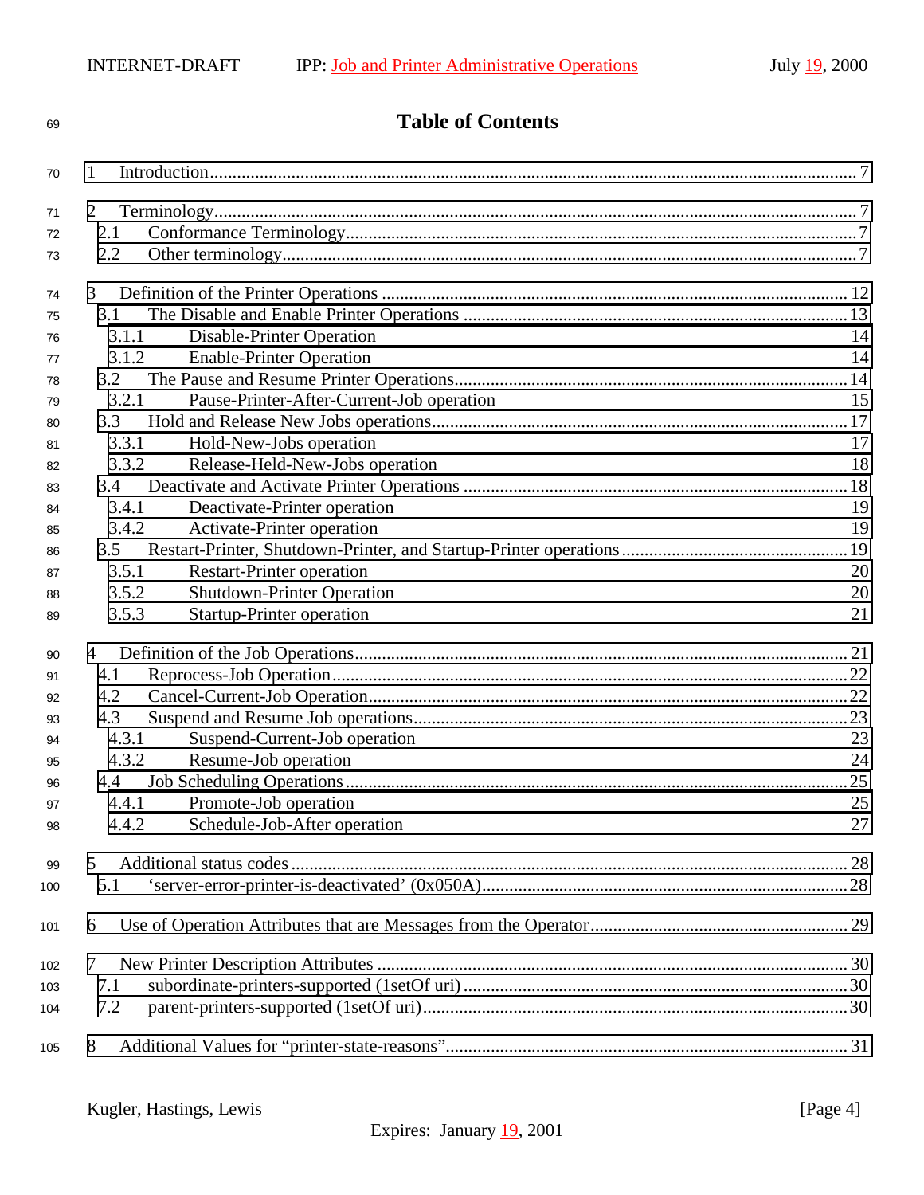# Table of Contents

1 Introduction ........................................................................................................................................ 7

2 Terminology ........................................................................................................................................ 7
- 2.1 Conformance Terminology ................................................................................................................ 7
- 2.2 Other terminology ............................................................................................................................ 7

3 Definition of the Printer Operations ...................................................................................................... 12
- 3.1 The Disable and Enable Printer Operations ........................................................................................ 13
  - 3.1.1 Disable-Printer Operation 14
  - 3.1.2 Enable-Printer Operation 14
- 3.2 The Pause and Resume Printer Operations ........................................................................................ 14
  - 3.2.1 Pause-Printer-After-Current-Job operation 15
- 3.3 Hold and Release New Jobs operations .............................................................................................. 17
  - 3.3.1 Hold-New-Jobs operation 17
  - 3.3.2 Release-Held-New-Jobs operation 18
- 3.4 Deactivate and Activate Printer Operations ........................................................................................ 18
  - 3.4.1 Deactivate-Printer operation 19
  - 3.4.2 Activate-Printer operation 19
- 3.5 Restart-Printer, Shutdown-Printer, and Startup-Printer operations ........................................................ 19
  - 3.5.1 Restart-Printer operation 20
  - 3.5.2 Shutdown-Printer Operation 20
  - 3.5.3 Startup-Printer operation 21

4 Definition of the Job Operations ........................................................................................................... 21
- 4.1 Reprocess-Job Operation .................................................................................................................. 22
- 4.2 Cancel-Current-Job Operation ........................................................................................................... 22
- 4.3 Suspend and Resume Job operations ................................................................................................. 23
  - 4.3.1 Suspend-Current-Job operation 23
  - 4.3.2 Resume-Job operation 24
- 4.4 Job Scheduling Operations ............................................................................................................... 25
  - 4.4.1 Promote-Job operation 25
  - 4.4.2 Schedule-Job-After operation 27

5 Additional status codes ........................................................................................................................ 28
- 5.1 'server-error-printer-is-deactivated' (0x050A) ...................................................................................... 28

6 Use of Operation Attributes that are Messages from the Operator ............................................................ 29

7 New Printer Description Attributes ........................................................................................................ 30
- 7.1 subordinate-printers-supported (1setOf uri) ......................................................................................... 30
- 7.2 parent-printers-supported (1setOf uri) ................................................................................................. 30

8 Additional Values for "printer-state-reasons" ........................................................................................... 31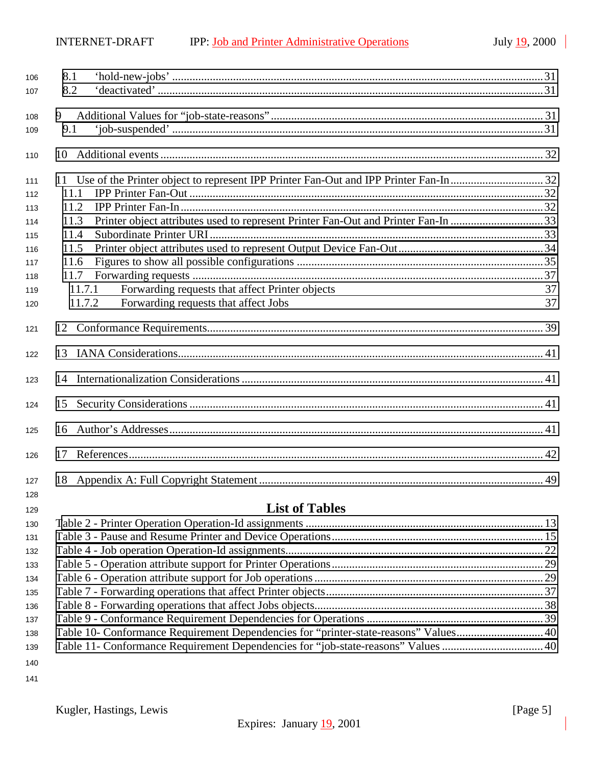8.1 'hold-new-jobs' ........................................................................................................................31
8.2 'deactivated' ...........................................................................................................................31

9 Additional Values for "job-state-reasons" ..................................................................................31
9.1 'job-suspended' ........................................................................................................................31

10 Additional events .......................................................................................................................32

11 Use of the Printer object to represent IPP Printer Fan-Out and IPP Printer Fan-In ..................32
11.1 IPP Printer Fan-Out .................................................................................................................32
11.2 IPP Printer Fan-In ....................................................................................................................32
11.3 Printer object attributes used to represent Printer Fan-Out and Printer Fan-In ......................33
11.4 Subordinate Printer URI ..........................................................................................................33
11.5 Printer object attributes used to represent Output Device Fan-Out ........................................34
11.6 Figures to show all possible configurations ............................................................................35
11.7 Forwarding requests .................................................................................................................37
11.7.1 Forwarding requests that affect Printer objects 37
11.7.2 Forwarding requests that affect Jobs 37

12 Conformance Requirements .......................................................................................................39

13 IANA Considerations .................................................................................................................41

14 Internationalization Considerations ...........................................................................................41

15 Security Considerations .............................................................................................................41

16 Author's Addresses ....................................................................................................................41

17 References ..................................................................................................................................42

18 Appendix A: Full Copyright Statement .....................................................................................49

## List of Tables

Table 2 - Printer Operation Operation-Id assignments .................................................................13
Table 3 - Pause and Resume Printer and Device Operations ........................................................15
Table 4 - Job operation Operation-Id assignments .......................................................................22
Table 5 - Operation attribute support for Printer Operations ........................................................29
Table 6 - Operation attribute support for Job operations ..............................................................29
Table 7 - Forwarding operations that affect Printer objects ..........................................................37
Table 8 - Forwarding operations that affect Jobs objects ..............................................................38
Table 9 - Conformance Requirement Dependencies for Operations .............................................39
Table 10- Conformance Requirement Dependencies for "printer-state-reasons" Values ..............40
Table 11- Conformance Requirement Dependencies for "job-state-reasons" Values ...................40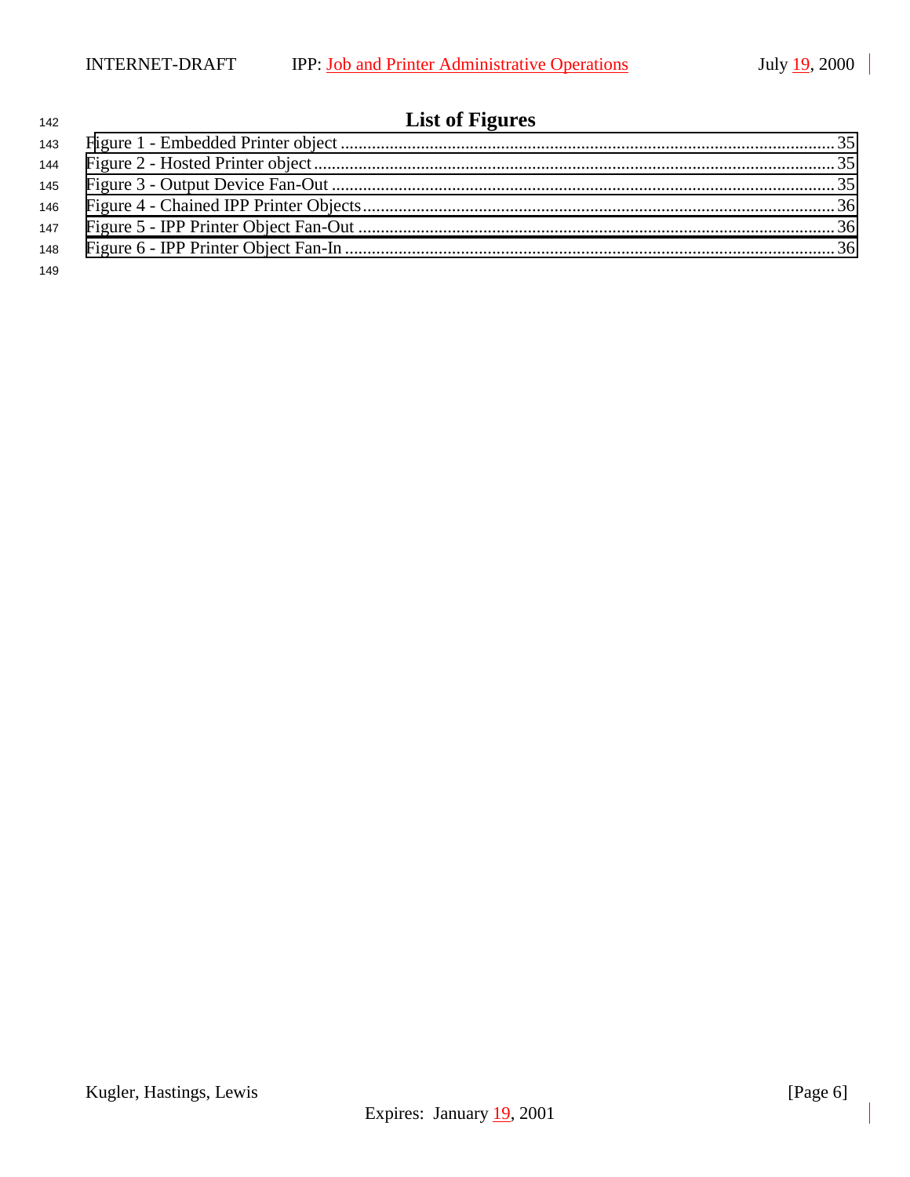# List of Figures

Figure 1 - Embedded Printer object ............................................................ 35
Figure 2 - Hosted Printer object ................................................................ 35
Figure 3 - Output Device Fan-Out ............................................................... 35
Figure 4 - Chained IPP Printer Objects ......................................................... 36
Figure 5 - IPP Printer Object Fan-Out .......................................................... 36
Figure 6 - IPP Printer Object Fan-In ............................................................ 36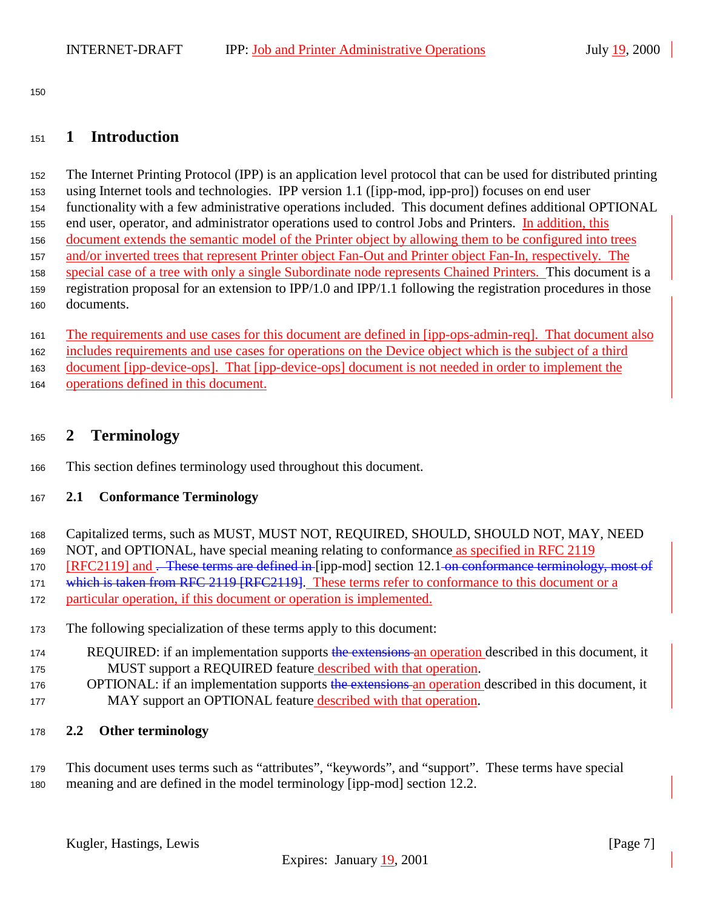# 1 Introduction

The Internet Printing Protocol (IPP) is an application level protocol that can be used for distributed printing using Internet tools and technologies. IPP version 1.1 ([ipp-mod, ipp-pro]) focuses on end user functionality with a few administrative operations included. This document defines additional OPTIONAL end user, operator, and administrator operations used to control Jobs and Printers. In addition, this document extends the semantic model of the Printer object by allowing them to be configured into trees and/or inverted trees that represent Printer object Fan-Out and Printer object Fan-In, respectively. The special case of a tree with only a single Subordinate node represents Chained Printers. This document is a registration proposal for an extension to IPP/1.0 and IPP/1.1 following the registration procedures in those documents.

The requirements and use cases for this document are defined in [ipp-ops-admin-req]. That document also includes requirements and use cases for operations on the Device object which is the subject of a third document [ipp-device-ops]. That [ipp-device-ops] document is not needed in order to implement the operations defined in this document.

# 2 Terminology

This section defines terminology used throughout this document.

## 2.1 Conformance Terminology

Capitalized terms, such as MUST, MUST NOT, REQUIRED, SHOULD, SHOULD NOT, MAY, NEED NOT, and OPTIONAL, have special meaning relating to conformance as specified in RFC 2119 [RFC2119] and ~~. These terms are defined in~~ [ipp-mod] section 12.1~~on conformance terminology, most of which is taken from RFC 2119 [RFC2119]~~. These terms refer to conformance to this document or a particular operation, if this document or operation is implemented.

The following specialization of these terms apply to this document:

REQUIRED: if an implementation supports ~~the extensions~~ an operation described in this document, it MUST support a REQUIRED feature described with that operation.

OPTIONAL: if an implementation supports ~~the extensions~~ an operation described in this document, it MAY support an OPTIONAL feature described with that operation.

## 2.2 Other terminology

This document uses terms such as "attributes", "keywords", and "support". These terms have special meaning and are defined in the model terminology [ipp-mod] section 12.2.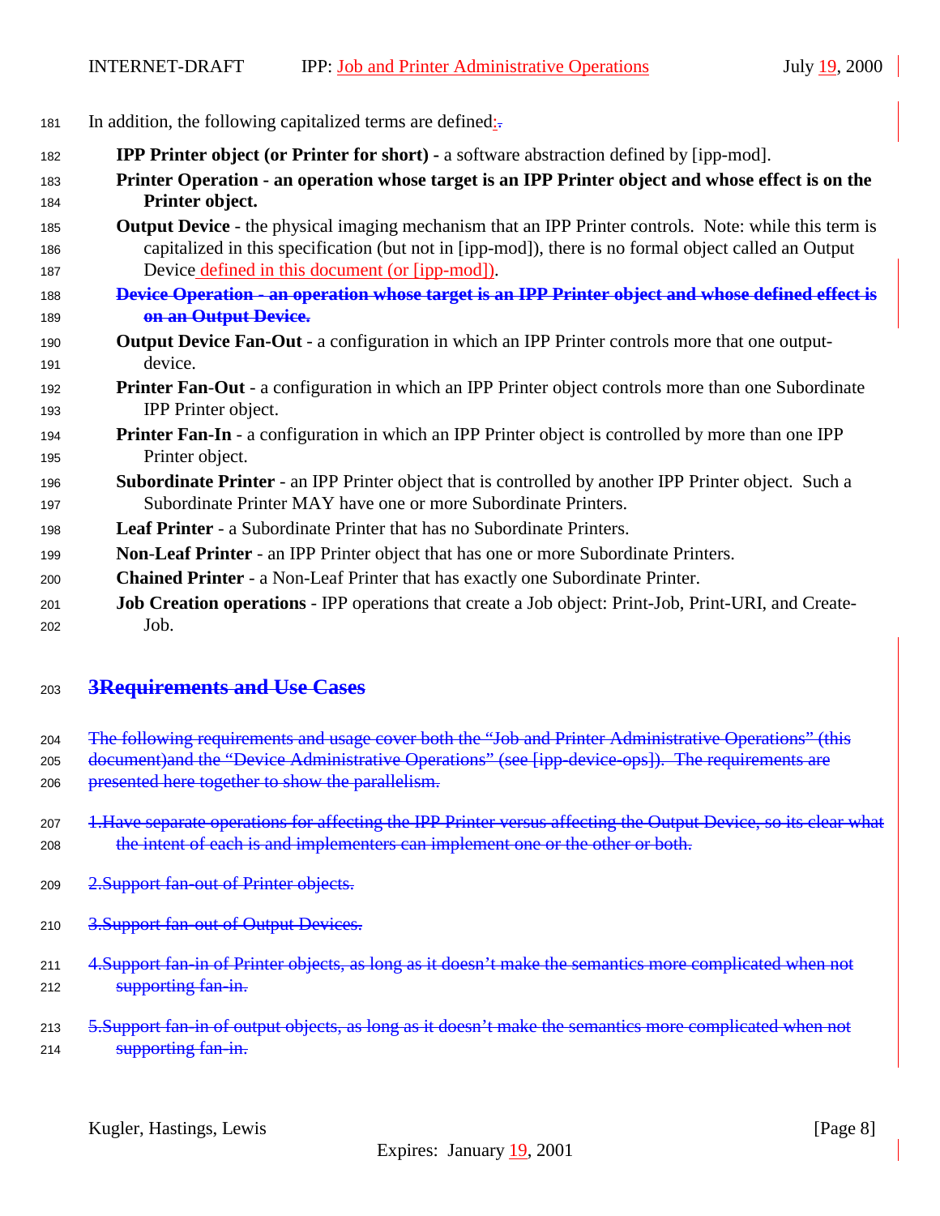In addition, the following capitalized terms are defined:~~.~~

**IPP Printer object (or Printer for short) -** a software abstraction defined by [ipp-mod].

**Printer Operation - an operation whose target is an IPP Printer object and whose effect is on the Printer object.**

**Output Device** - the physical imaging mechanism that an IPP Printer controls. Note: while this term is capitalized in this specification (but not in [ipp-mod]), there is no formal object called an Output Device defined in this document (or [ipp-mod]).

~~**Device Operation - an operation whose target is an IPP Printer object and whose defined effect is on an Output Device.**~~

**Output Device Fan-Out** - a configuration in which an IPP Printer controls more that one output-device.

**Printer Fan-Out** - a configuration in which an IPP Printer object controls more than one Subordinate IPP Printer object.

**Printer Fan-In** - a configuration in which an IPP Printer object is controlled by more than one IPP Printer object.

**Subordinate Printer** - an IPP Printer object that is controlled by another IPP Printer object. Such a Subordinate Printer MAY have one or more Subordinate Printers.

**Leaf Printer** - a Subordinate Printer that has no Subordinate Printers.

**Non-Leaf Printer** - an IPP Printer object that has one or more Subordinate Printers.

**Chained Printer** - a Non-Leaf Printer that has exactly one Subordinate Printer.

**Job Creation operations** - IPP operations that create a Job object: Print-Job, Print-URI, and Create-Job.

# ~~3Requirements and Use Cases~~

~~The following requirements and usage cover both the "Job and Printer Administrative Operations" (this document)and the "Device Administrative Operations" (see [ipp-device-ops]). The requirements are presented here together to show the parallelism.~~

~~1.Have separate operations for affecting the IPP Printer versus affecting the Output Device, so its clear what the intent of each is and implementers can implement one or the other or both.~~

~~2.Support fan-out of Printer objects.~~

~~3.Support fan-out of Output Devices.~~

~~4.Support fan-in of Printer objects, as long as it doesn't make the semantics more complicated when not supporting fan-in.~~

~~5.Support fan-in of output objects, as long as it doesn't make the semantics more complicated when not supporting fan-in.~~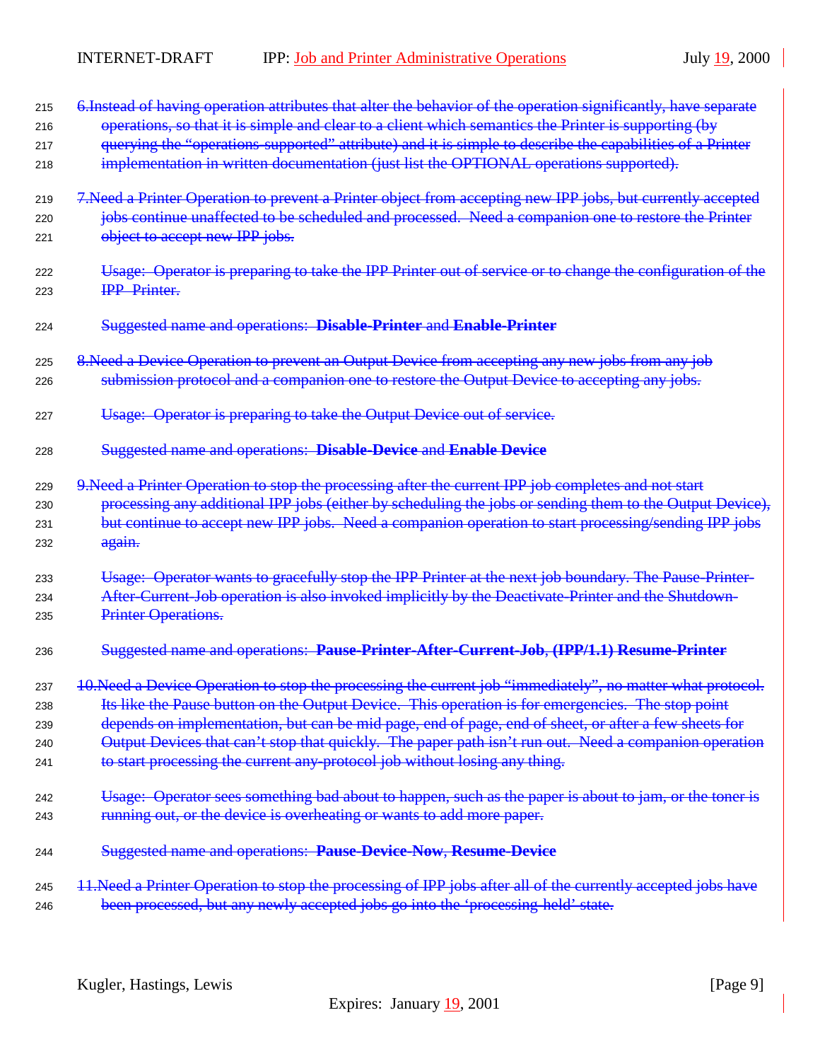6. Instead of having operation attributes that alter the behavior of the operation significantly, have separate operations, so that it is simple and clear to a client which semantics the Printer is supporting (by querying the "operations-supported" attribute) and it is simple to describe the capabilities of a Printer implementation in written documentation (just list the OPTIONAL operations supported).

7. Need a Printer Operation to prevent a Printer object from accepting new IPP jobs, but currently accepted jobs continue unaffected to be scheduled and processed. Need a companion one to restore the Printer object to accept new IPP jobs.

   Usage: Operator is preparing to take the IPP Printer out of service or to change the configuration of the IPP Printer.

   Suggested name and operations: **Disable-Printer** and **Enable-Printer**

8. Need a Device Operation to prevent an Output Device from accepting any new jobs from any job submission protocol and a companion one to restore the Output Device to accepting any jobs.

   Usage: Operator is preparing to take the Output Device out of service.

   Suggested name and operations: **Disable-Device** and **Enable Device**

9. Need a Printer Operation to stop the processing after the current IPP job completes and not start processing any additional IPP jobs (either by scheduling the jobs or sending them to the Output Device), but continue to accept new IPP jobs. Need a companion operation to start processing/sending IPP jobs again.

   Usage: Operator wants to gracefully stop the IPP Printer at the next job boundary. The Pause-Printer-After-Current-Job operation is also invoked implicitly by the Deactivate-Printer and the Shutdown-Printer Operations.

   Suggested name and operations: **Pause-Printer-After-Current-Job**, **(IPP/1.1) Resume-Printer**

10. Need a Device Operation to stop the processing the current job "immediately", no matter what protocol. Its like the Pause button on the Output Device. This operation is for emergencies. The stop point depends on implementation, but can be mid page, end of page, end of sheet, or after a few sheets for Output Devices that can't stop that quickly. The paper path isn't run out. Need a companion operation to start processing the current any-protocol job without losing any thing.

    Usage: Operator sees something bad about to happen, such as the paper is about to jam, or the toner is running out, or the device is overheating or wants to add more paper.

    Suggested name and operations: **Pause-Device-Now**, **Resume-Device**

11. Need a Printer Operation to stop the processing of IPP jobs after all of the currently accepted jobs have been processed, but any newly accepted jobs go into the 'processing-held' state.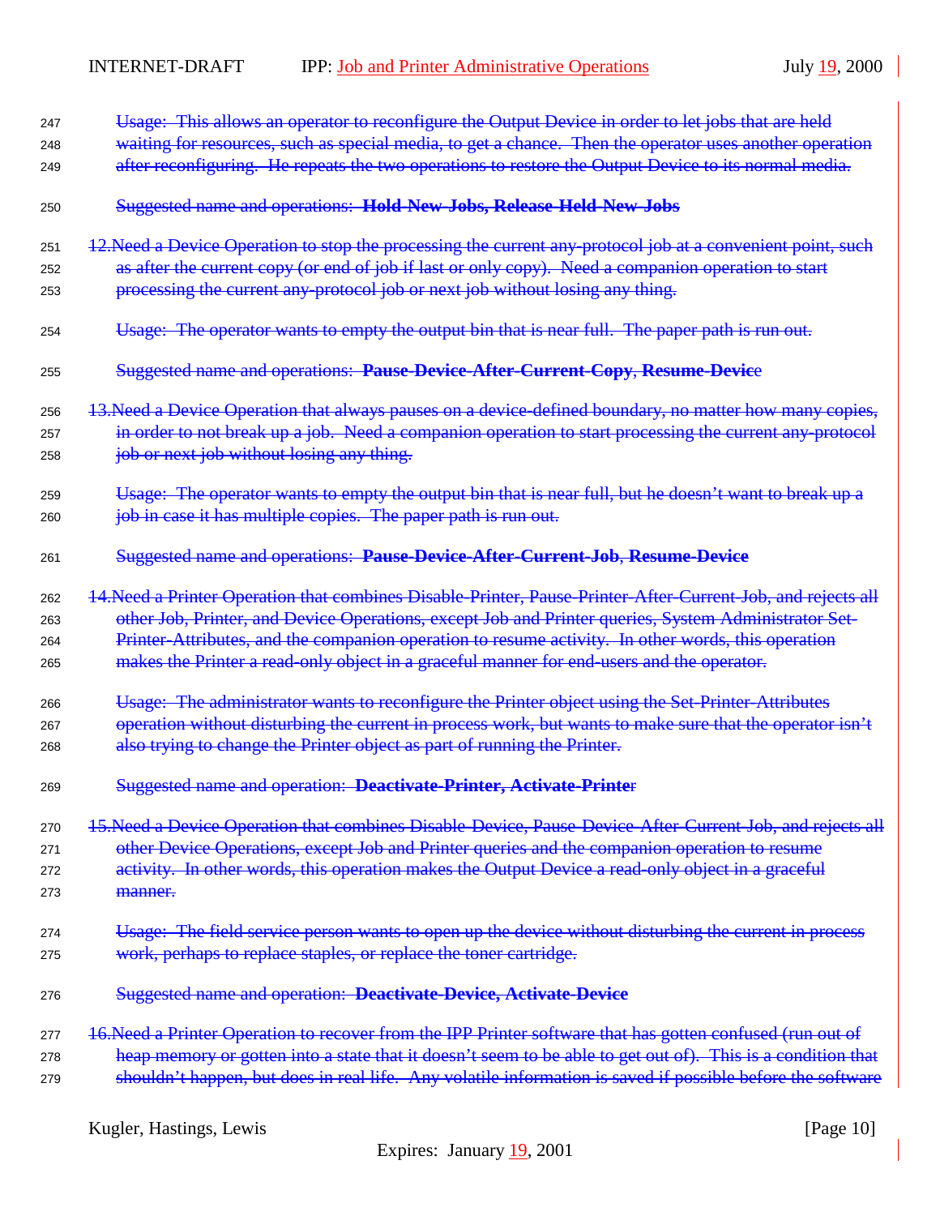~~Usage: This allows an operator to reconfigure the Output Device in order to let jobs that are held waiting for resources, such as special media, to get a chance. Then the operator uses another operation after reconfiguring. He repeats the two operations to restore the Output Device to its normal media.~~

~~Suggested name and operations: **Hold-New-Jobs, Release-Held-New-Jobs**~~

~~12.Need a Device Operation to stop the processing the current any-protocol job at a convenient point, such as after the current copy (or end of job if last or only copy). Need a companion operation to start processing the current any-protocol job or next job without losing any thing.~~

~~Usage: The operator wants to empty the output bin that is near full. The paper path is run out.~~

~~Suggested name and operations: **Pause-Device-After-Current-Copy**, **Resume-Device**~~

~~13.Need a Device Operation that always pauses on a device-defined boundary, no matter how many copies, in order to not break up a job. Need a companion operation to start processing the current any-protocol job or next job without losing any thing.~~

~~Usage: The operator wants to empty the output bin that is near full, but he doesn't want to break up a job in case it has multiple copies. The paper path is run out.~~

~~Suggested name and operations: **Pause-Device-After-Current-Job**, **Resume-Device**~~

~~14.Need a Printer Operation that combines Disable-Printer, Pause-Printer-After-Current-Job, and rejects all other Job, Printer, and Device Operations, except Job and Printer queries, System Administrator Set-Printer-Attributes, and the companion operation to resume activity. In other words, this operation makes the Printer a read-only object in a graceful manner for end-users and the operator.~~

~~Usage: The administrator wants to reconfigure the Printer object using the Set-Printer-Attributes operation without disturbing the current in process work, but wants to make sure that the operator isn't also trying to change the Printer object as part of running the Printer.~~

~~Suggested name and operation: **Deactivate-Printer, Activate-Printer**~~

~~15.Need a Device Operation that combines Disable-Device, Pause-Device-After-Current-Job, and rejects all other Device Operations, except Job and Printer queries and the companion operation to resume activity. In other words, this operation makes the Output Device a read-only object in a graceful manner.~~

~~Usage: The field service person wants to open up the device without disturbing the current in process work, perhaps to replace staples, or replace the toner cartridge.~~

~~Suggested name and operation: **Deactivate-Device, Activate-Device**~~

~~16.Need a Printer Operation to recover from the IPP Printer software that has gotten confused (run out of heap memory or gotten into a state that it doesn't seem to be able to get out of). This is a condition that shouldn't happen, but does in real life. Any volatile information is saved if possible before the software~~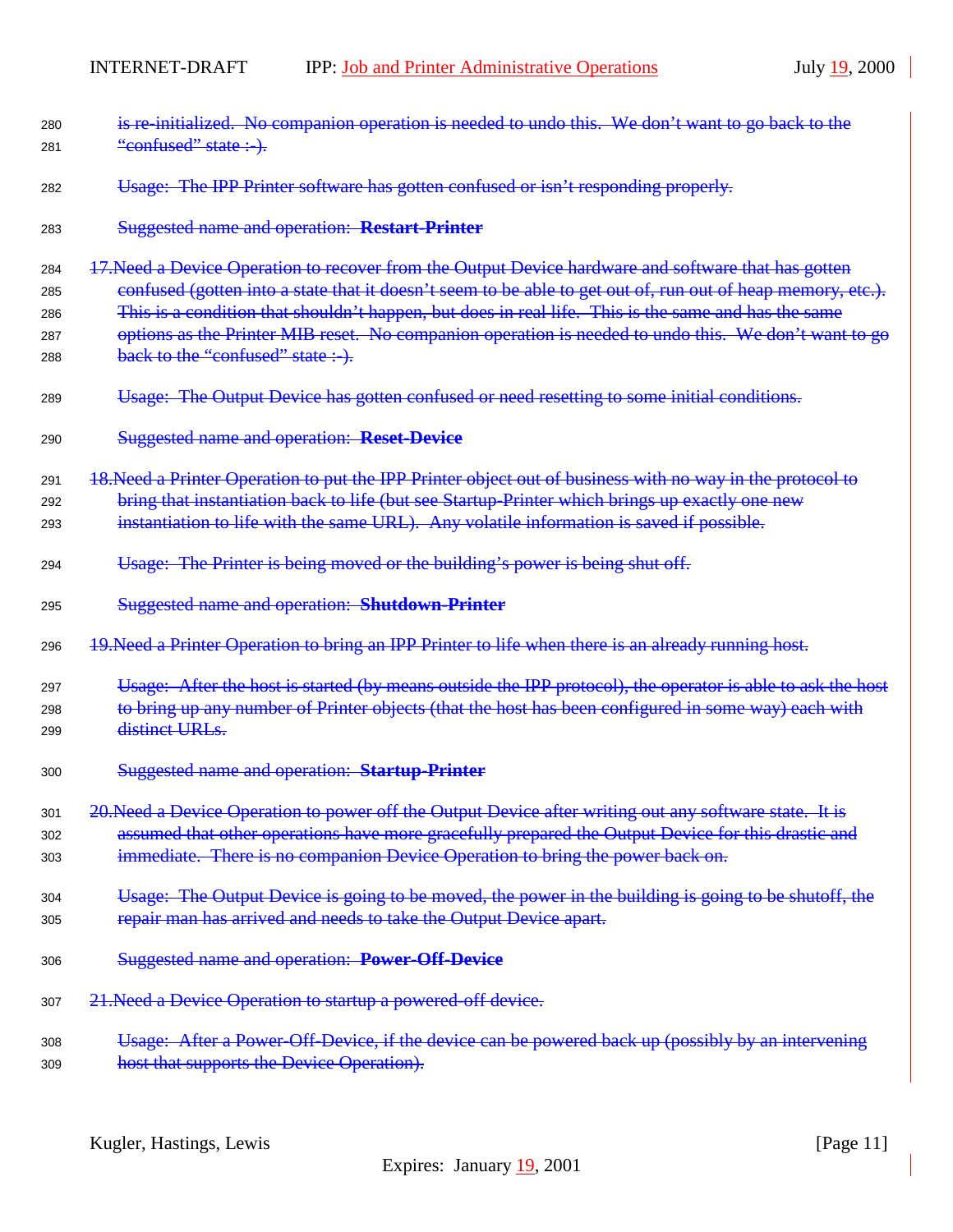~~is re-initialized.  No companion operation is needed to undo this.  We don't want to go back to the "confused" state :-).~~

~~Usage:  The IPP Printer software has gotten confused or isn't responding properly.~~

~~Suggested name and operation:  **Restart-Printer**~~

~~17.Need a Device Operation to recover from the Output Device hardware and software that has gotten confused (gotten into a state that it doesn't seem to be able to get out of, run out of heap memory, etc.). This is a condition that shouldn't happen, but does in real life.  This is the same and has the same options as the Printer MIB reset.  No companion operation is needed to undo this.  We don't want to go back to the "confused" state :-).~~

~~Usage:  The Output Device has gotten confused or need resetting to some initial conditions.~~

~~Suggested name and operation:  **Reset-Device**~~

~~18.Need a Printer Operation to put the IPP Printer object out of business with no way in the protocol to bring that instantiation back to life (but see Startup-Printer which brings up exactly one new instantiation to life with the same URL).  Any volatile information is saved if possible.~~

~~Usage:  The Printer is being moved or the building's power is being shut off.~~

~~Suggested name and operation:  **Shutdown-Printer**~~

~~19.Need a Printer Operation to bring an IPP Printer to life when there is an already running host.~~

~~Usage:  After the host is started (by means outside the IPP protocol), the operator is able to ask the host to bring up any number of Printer objects (that the host has been configured in some way) each with distinct URLs.~~

~~Suggested name and operation:  **Startup-Printer**~~

~~20.Need a Device Operation to power off the Output Device after writing out any software state.  It is assumed that other operations have more gracefully prepared the Output Device for this drastic and immediate.  There is no companion Device Operation to bring the power back on.~~

~~Usage:  The Output Device is going to be moved, the power in the building is going to be shutoff, the repair man has arrived and needs to take the Output Device apart.~~

~~Suggested name and operation:  **Power-Off-Device**~~

~~21.Need a Device Operation to startup a powered-off device.~~

~~Usage:  After a Power-Off-Device, if the device can be powered back up (possibly by an intervening host that supports the Device Operation).~~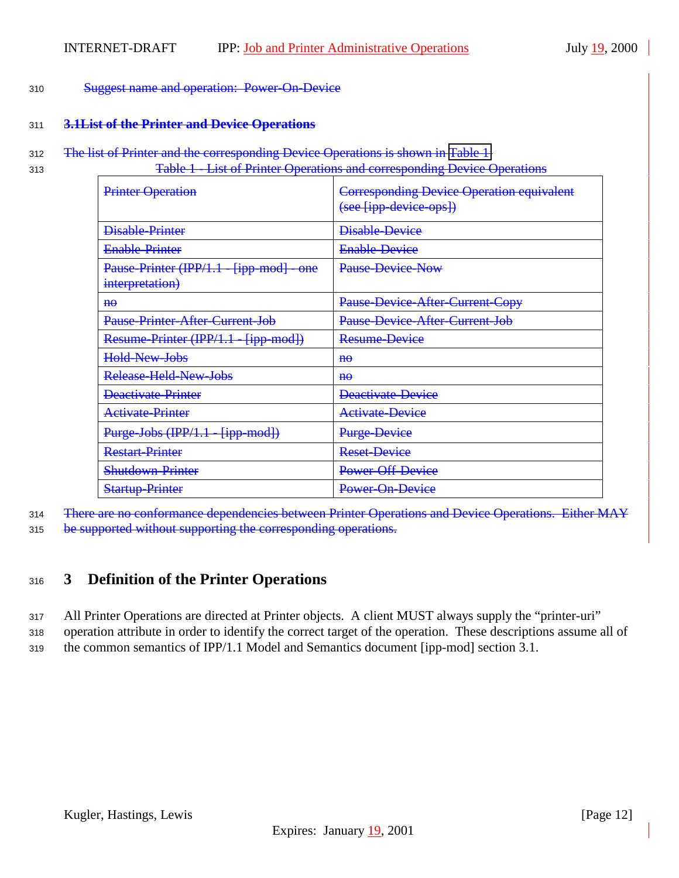Suggest name and operation: Power-On-Device

### 3.1 List of the Printer and Device Operations

The list of Printer and the corresponding Device Operations is shown in Table 1.

Table 1 - List of Printer Operations and corresponding Device Operations

| Printer Operation | Corresponding Device Operation equivalent (see [ipp-device-ops]) |
|---|---|
| Disable-Printer | Disable-Device |
| Enable-Printer | Enable-Device |
| Pause-Printer (IPP/1.1 - [ipp-mod] - one interpretation) | Pause-Device-Now |
| no | Pause-Device-After-Current-Copy |
| Pause-Printer-After-Current-Job | Pause-Device-After-Current-Job |
| Resume-Printer (IPP/1.1 - [ipp-mod]) | Resume-Device |
| Hold-New-Jobs | no |
| Release-Held-New-Jobs | no |
| Deactivate-Printer | Deactivate-Device |
| Activate-Printer | Activate-Device |
| Purge-Jobs (IPP/1.1 - [ipp-mod]) | Purge-Device |
| Restart-Printer | Reset-Device |
| Shutdown-Printer | Power-Off-Device |
| Startup-Printer | Power-On-Device |

There are no conformance dependencies between Printer Operations and Device Operations. Either MAY be supported without supporting the corresponding operations.

# 3 Definition of the Printer Operations

All Printer Operations are directed at Printer objects. A client MUST always supply the "printer-uri" operation attribute in order to identify the correct target of the operation. These descriptions assume all of the common semantics of IPP/1.1 Model and Semantics document [ipp-mod] section 3.1.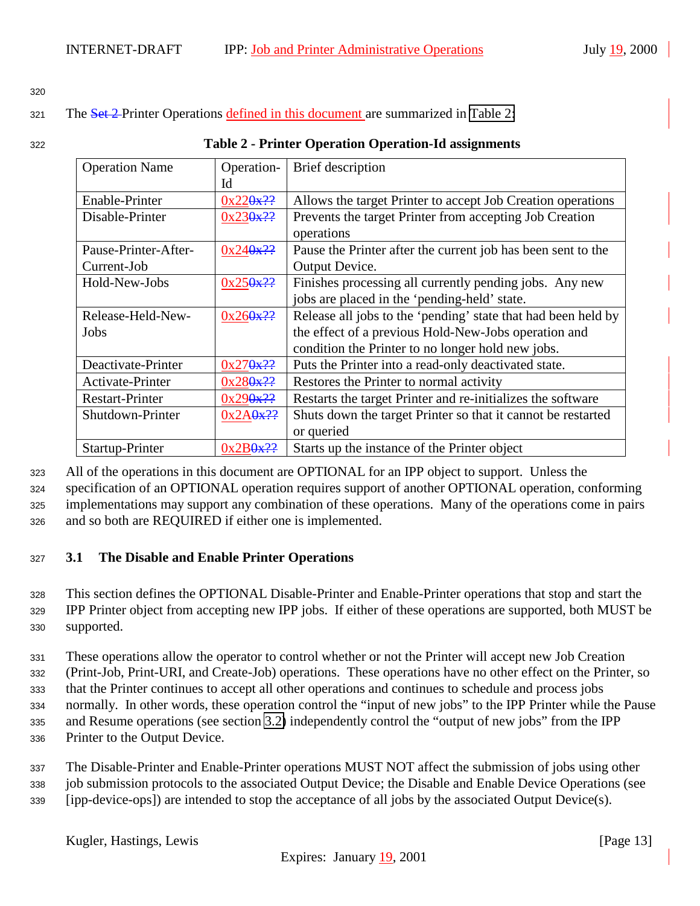The Printer Operations defined in this document are summarized in Table 2:

**Table 2 - Printer Operation Operation-Id assignments**

| Operation Name | Operation-Id | Brief description |
|---|---|---|
| Enable-Printer | 0x22 | Allows the target Printer to accept Job Creation operations |
| Disable-Printer | 0x23 | Prevents the target Printer from accepting Job Creation operations |
| Pause-Printer-After-Current-Job | 0x24 | Pause the Printer after the current job has been sent to the Output Device. |
| Hold-New-Jobs | 0x25 | Finishes processing all currently pending jobs. Any new jobs are placed in the 'pending-held' state. |
| Release-Held-New-Jobs | 0x26 | Release all jobs to the 'pending' state that had been held by the effect of a previous Hold-New-Jobs operation and condition the Printer to no longer hold new jobs. |
| Deactivate-Printer | 0x27 | Puts the Printer into a read-only deactivated state. |
| Activate-Printer | 0x28 | Restores the Printer to normal activity |
| Restart-Printer | 0x29 | Restarts the target Printer and re-initializes the software |
| Shutdown-Printer | 0x2A | Shuts down the target Printer so that it cannot be restarted or queried |
| Startup-Printer | 0x2B | Starts up the instance of the Printer object |

All of the operations in this document are OPTIONAL for an IPP object to support. Unless the specification of an OPTIONAL operation requires support of another OPTIONAL operation, conforming implementations may support any combination of these operations. Many of the operations come in pairs and so both are REQUIRED if either one is implemented.

### 3.1 The Disable and Enable Printer Operations

This section defines the OPTIONAL Disable-Printer and Enable-Printer operations that stop and start the IPP Printer object from accepting new IPP jobs. If either of these operations are supported, both MUST be supported.

These operations allow the operator to control whether or not the Printer will accept new Job Creation (Print-Job, Print-URI, and Create-Job) operations. These operations have no other effect on the Printer, so that the Printer continues to accept all other operations and continues to schedule and process jobs normally. In other words, these operation control the "input of new jobs" to the IPP Printer while the Pause and Resume operations (see section 3.2) independently control the "output of new jobs" from the IPP Printer to the Output Device.

The Disable-Printer and Enable-Printer operations MUST NOT affect the submission of jobs using other job submission protocols to the associated Output Device; the Disable and Enable Device Operations (see [ipp-device-ops]) are intended to stop the acceptance of all jobs by the associated Output Device(s).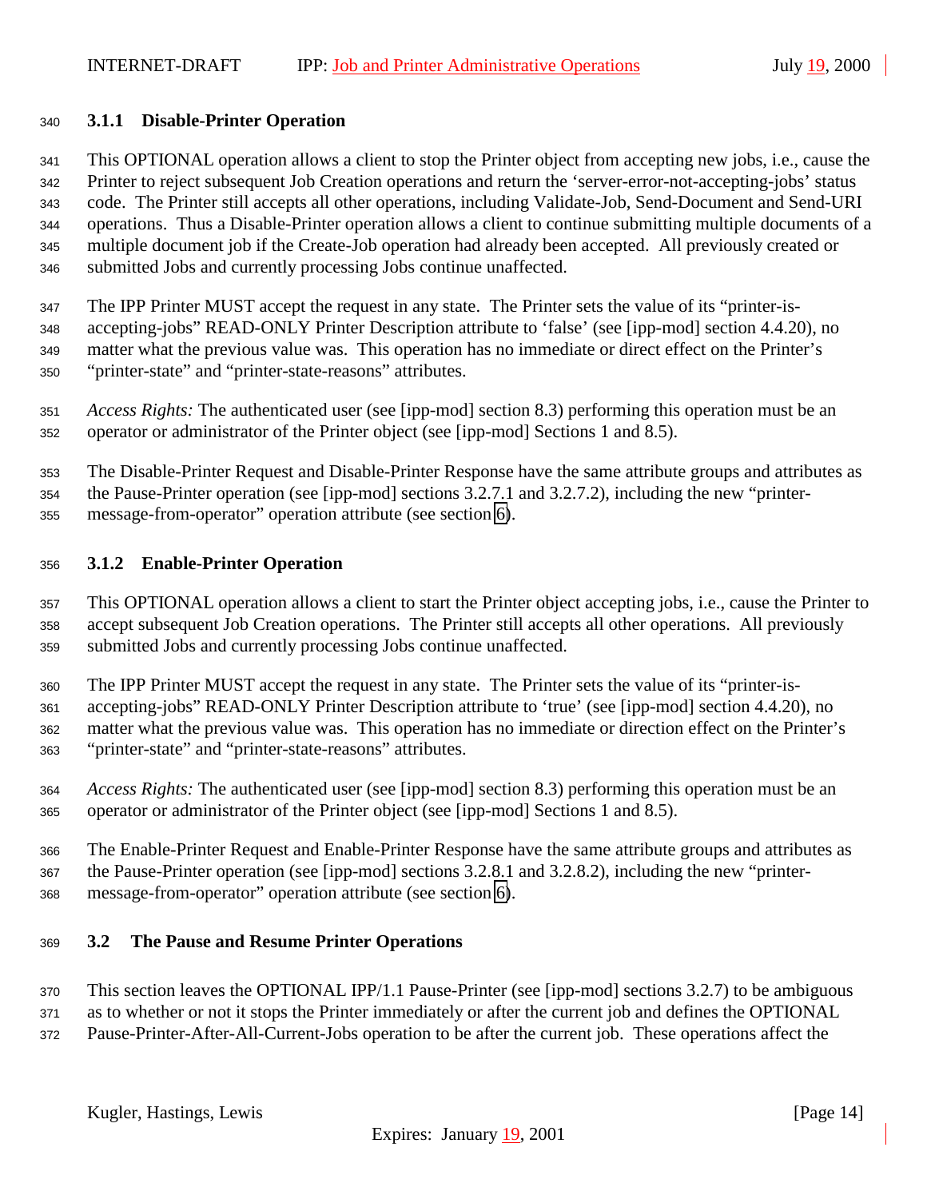### 3.1.1 Disable-Printer Operation

This OPTIONAL operation allows a client to stop the Printer object from accepting new jobs, i.e., cause the Printer to reject subsequent Job Creation operations and return the 'server-error-not-accepting-jobs' status code. The Printer still accepts all other operations, including Validate-Job, Send-Document and Send-URI operations. Thus a Disable-Printer operation allows a client to continue submitting multiple documents of a multiple document job if the Create-Job operation had already been accepted. All previously created or submitted Jobs and currently processing Jobs continue unaffected.

The IPP Printer MUST accept the request in any state. The Printer sets the value of its "printer-is-accepting-jobs" READ-ONLY Printer Description attribute to 'false' (see [ipp-mod] section 4.4.20), no matter what the previous value was. This operation has no immediate or direct effect on the Printer's "printer-state" and "printer-state-reasons" attributes.

*Access Rights:* The authenticated user (see [ipp-mod] section 8.3) performing this operation must be an operator or administrator of the Printer object (see [ipp-mod] Sections 1 and 8.5).

The Disable-Printer Request and Disable-Printer Response have the same attribute groups and attributes as the Pause-Printer operation (see [ipp-mod] sections 3.2.7.1 and 3.2.7.2), including the new "printer-message-from-operator" operation attribute (see section 6).

### 3.1.2 Enable-Printer Operation

This OPTIONAL operation allows a client to start the Printer object accepting jobs, i.e., cause the Printer to accept subsequent Job Creation operations. The Printer still accepts all other operations. All previously submitted Jobs and currently processing Jobs continue unaffected.

The IPP Printer MUST accept the request in any state. The Printer sets the value of its "printer-is-accepting-jobs" READ-ONLY Printer Description attribute to 'true' (see [ipp-mod] section 4.4.20), no matter what the previous value was. This operation has no immediate or direction effect on the Printer's "printer-state" and "printer-state-reasons" attributes.

*Access Rights:* The authenticated user (see [ipp-mod] section 8.3) performing this operation must be an operator or administrator of the Printer object (see [ipp-mod] Sections 1 and 8.5).

The Enable-Printer Request and Enable-Printer Response have the same attribute groups and attributes as the Pause-Printer operation (see [ipp-mod] sections 3.2.8.1 and 3.2.8.2), including the new "printer-message-from-operator" operation attribute (see section 6).

## 3.2 The Pause and Resume Printer Operations

This section leaves the OPTIONAL IPP/1.1 Pause-Printer (see [ipp-mod] sections 3.2.7) to be ambiguous as to whether or not it stops the Printer immediately or after the current job and defines the OPTIONAL Pause-Printer-After-All-Current-Jobs operation to be after the current job. These operations affect the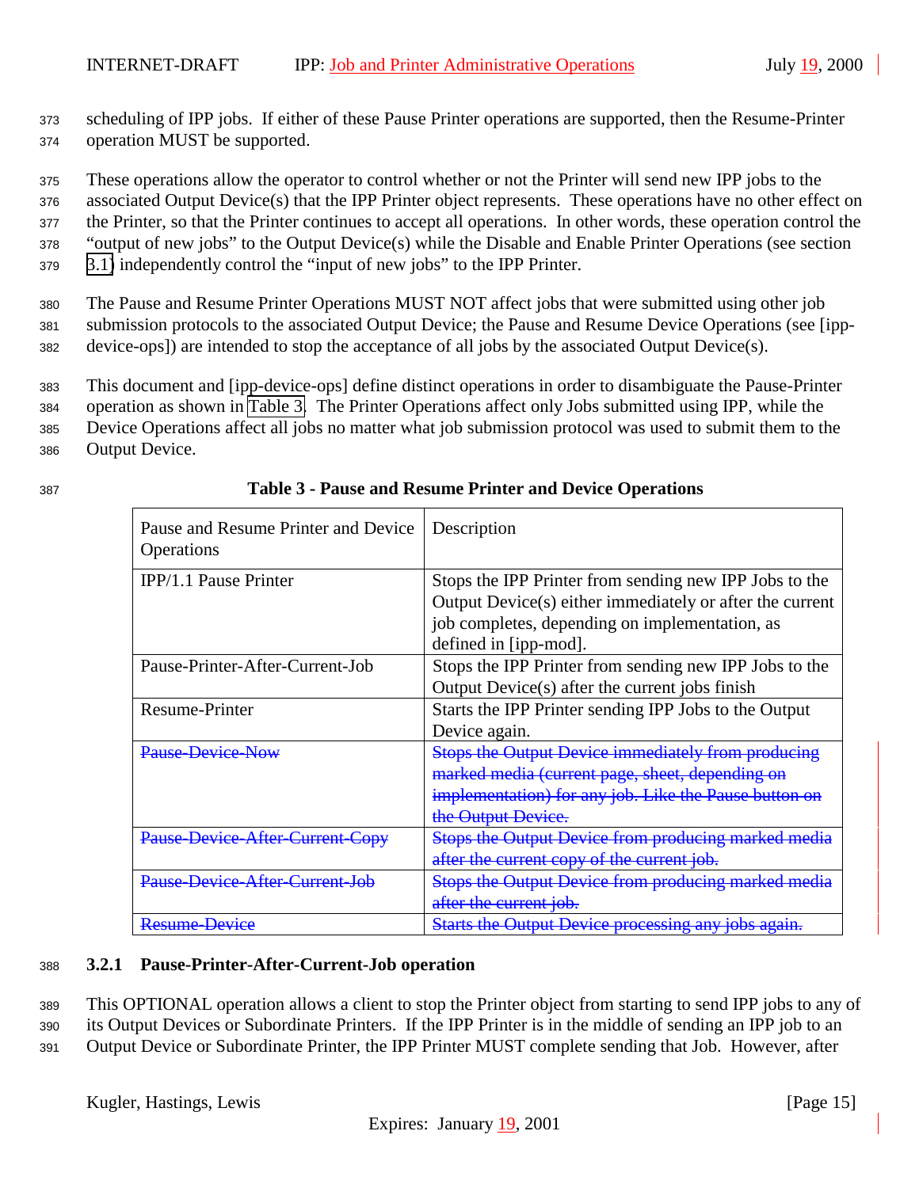scheduling of IPP jobs. If either of these Pause Printer operations are supported, then the Resume-Printer operation MUST be supported.

These operations allow the operator to control whether or not the Printer will send new IPP jobs to the associated Output Device(s) that the IPP Printer object represents. These operations have no other effect on the Printer, so that the Printer continues to accept all operations. In other words, these operation control the "output of new jobs" to the Output Device(s) while the Disable and Enable Printer Operations (see section 3.1) independently control the "input of new jobs" to the IPP Printer.

The Pause and Resume Printer Operations MUST NOT affect jobs that were submitted using other job submission protocols to the associated Output Device; the Pause and Resume Device Operations (see [ipp-device-ops]) are intended to stop the acceptance of all jobs by the associated Output Device(s).

This document and [ipp-device-ops] define distinct operations in order to disambiguate the Pause-Printer operation as shown in Table 3. The Printer Operations affect only Jobs submitted using IPP, while the Device Operations affect all jobs no matter what job submission protocol was used to submit them to the Output Device.

**Table 3 - Pause and Resume Printer and Device Operations**

| Pause and Resume Printer and Device Operations | Description |
|---|---|
| IPP/1.1 Pause Printer | Stops the IPP Printer from sending new IPP Jobs to the Output Device(s) either immediately or after the current job completes, depending on implementation, as defined in [ipp-mod]. |
| Pause-Printer-After-Current-Job | Stops the IPP Printer from sending new IPP Jobs to the Output Device(s) after the current jobs finish |
| Resume-Printer | Starts the IPP Printer sending IPP Jobs to the Output Device again. |
| ~~Pause-Device-Now~~ | ~~Stops the Output Device immediately from producing marked media (current page, sheet, depending on implementation) for any job. Like the Pause button on the Output Device.~~ |
| ~~Pause-Device-After-Current-Copy~~ | ~~Stops the Output Device from producing marked media after the current copy of the current job.~~ |
| ~~Pause-Device-After-Current-Job~~ | ~~Stops the Output Device from producing marked media after the current job.~~ |
| ~~Resume-Device~~ | ~~Starts the Output Device processing any jobs again.~~ |

### 3.2.1 Pause-Printer-After-Current-Job operation

This OPTIONAL operation allows a client to stop the Printer object from starting to send IPP jobs to any of its Output Devices or Subordinate Printers. If the IPP Printer is in the middle of sending an IPP job to an Output Device or Subordinate Printer, the IPP Printer MUST complete sending that Job. However, after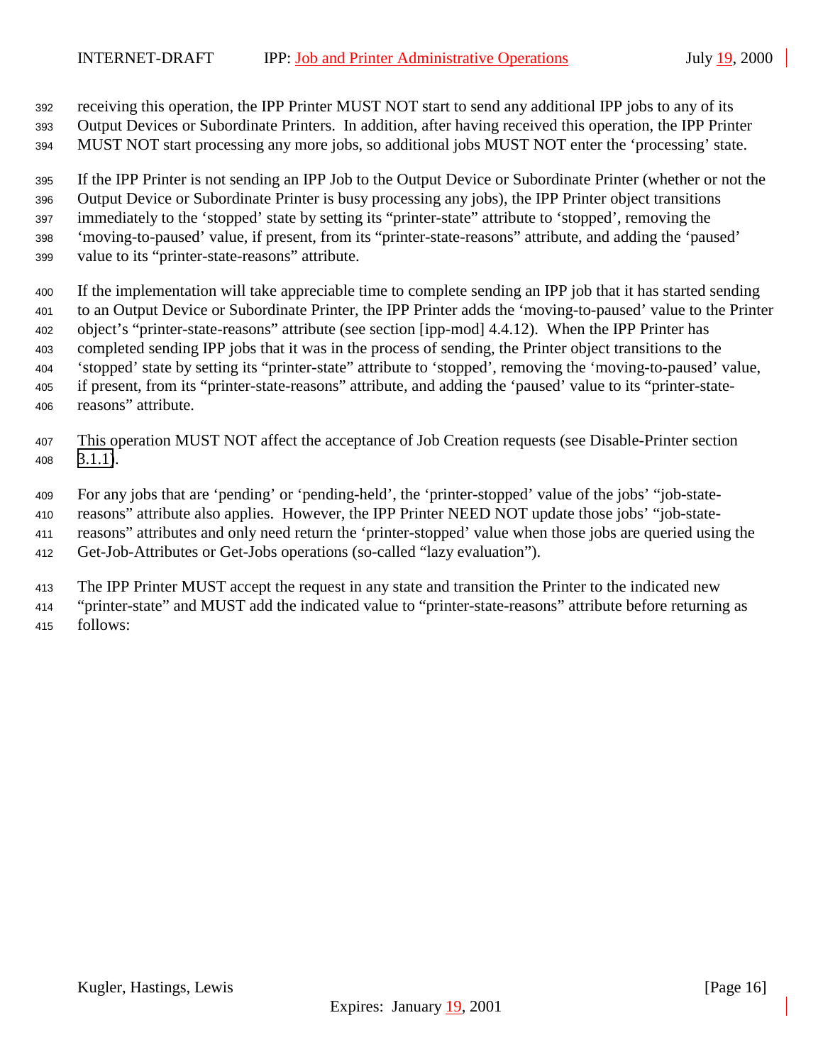receiving this operation, the IPP Printer MUST NOT start to send any additional IPP jobs to any of its Output Devices or Subordinate Printers. In addition, after having received this operation, the IPP Printer MUST NOT start processing any more jobs, so additional jobs MUST NOT enter the 'processing' state.

If the IPP Printer is not sending an IPP Job to the Output Device or Subordinate Printer (whether or not the Output Device or Subordinate Printer is busy processing any jobs), the IPP Printer object transitions immediately to the 'stopped' state by setting its "printer-state" attribute to 'stopped', removing the 'moving-to-paused' value, if present, from its "printer-state-reasons" attribute, and adding the 'paused' value to its "printer-state-reasons" attribute.

If the implementation will take appreciable time to complete sending an IPP job that it has started sending to an Output Device or Subordinate Printer, the IPP Printer adds the 'moving-to-paused' value to the Printer object's "printer-state-reasons" attribute (see section [ipp-mod] 4.4.12). When the IPP Printer has completed sending IPP jobs that it was in the process of sending, the Printer object transitions to the 'stopped' state by setting its "printer-state" attribute to 'stopped', removing the 'moving-to-paused' value, if present, from its "printer-state-reasons" attribute, and adding the 'paused' value to its "printer-state-reasons" attribute.

This operation MUST NOT affect the acceptance of Job Creation requests (see Disable-Printer section 3.1.1).

For any jobs that are 'pending' or 'pending-held', the 'printer-stopped' value of the jobs' "job-state-reasons" attribute also applies. However, the IPP Printer NEED NOT update those jobs' "job-state-reasons" attributes and only need return the 'printer-stopped' value when those jobs are queried using the Get-Job-Attributes or Get-Jobs operations (so-called "lazy evaluation").

The IPP Printer MUST accept the request in any state and transition the Printer to the indicated new "printer-state" and MUST add the indicated value to "printer-state-reasons" attribute before returning as follows: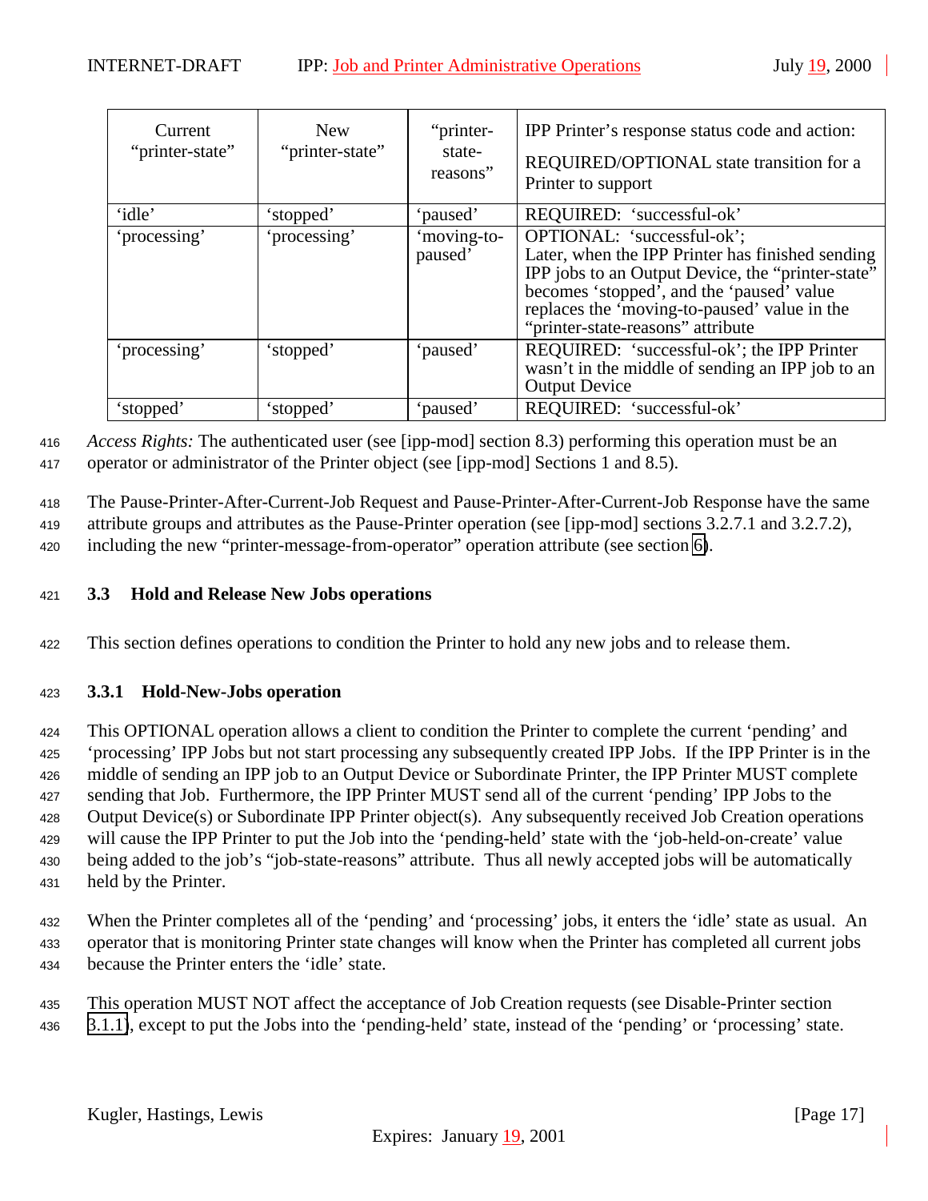| Current "printer-state" | New "printer-state" | "printer-state-reasons" | IPP Printer's response status code and action: REQUIRED/OPTIONAL state transition for a Printer to support |
|---|---|---|---|
| 'idle' | 'stopped' | 'paused' | REQUIRED: 'successful-ok' |
| 'processing' | 'processing' | 'moving-to-paused' | OPTIONAL: 'successful-ok'; Later, when the IPP Printer has finished sending IPP jobs to an Output Device, the "printer-state" becomes 'stopped', and the 'paused' value replaces the 'moving-to-paused' value in the "printer-state-reasons" attribute |
| 'processing' | 'stopped' | 'paused' | REQUIRED: 'successful-ok'; the IPP Printer wasn't in the middle of sending an IPP job to an Output Device |
| 'stopped' | 'stopped' | 'paused' | REQUIRED: 'successful-ok' |

*Access Rights:* The authenticated user (see [ipp-mod] section 8.3) performing this operation must be an operator or administrator of the Printer object (see [ipp-mod] Sections 1 and 8.5).

The Pause-Printer-After-Current-Job Request and Pause-Printer-After-Current-Job Response have the same attribute groups and attributes as the Pause-Printer operation (see [ipp-mod] sections 3.2.7.1 and 3.2.7.2), including the new "printer-message-from-operator" operation attribute (see section 6).

## 3.3 Hold and Release New Jobs operations

This section defines operations to condition the Printer to hold any new jobs and to release them.

### 3.3.1 Hold-New-Jobs operation

This OPTIONAL operation allows a client to condition the Printer to complete the current 'pending' and 'processing' IPP Jobs but not start processing any subsequently created IPP Jobs. If the IPP Printer is in the middle of sending an IPP job to an Output Device or Subordinate Printer, the IPP Printer MUST complete sending that Job. Furthermore, the IPP Printer MUST send all of the current 'pending' IPP Jobs to the Output Device(s) or Subordinate IPP Printer object(s). Any subsequently received Job Creation operations will cause the IPP Printer to put the Job into the 'pending-held' state with the 'job-held-on-create' value being added to the job's "job-state-reasons" attribute. Thus all newly accepted jobs will be automatically held by the Printer.

When the Printer completes all of the 'pending' and 'processing' jobs, it enters the 'idle' state as usual. An operator that is monitoring Printer state changes will know when the Printer has completed all current jobs because the Printer enters the 'idle' state.

This operation MUST NOT affect the acceptance of Job Creation requests (see Disable-Printer section 3.1.1), except to put the Jobs into the 'pending-held' state, instead of the 'pending' or 'processing' state.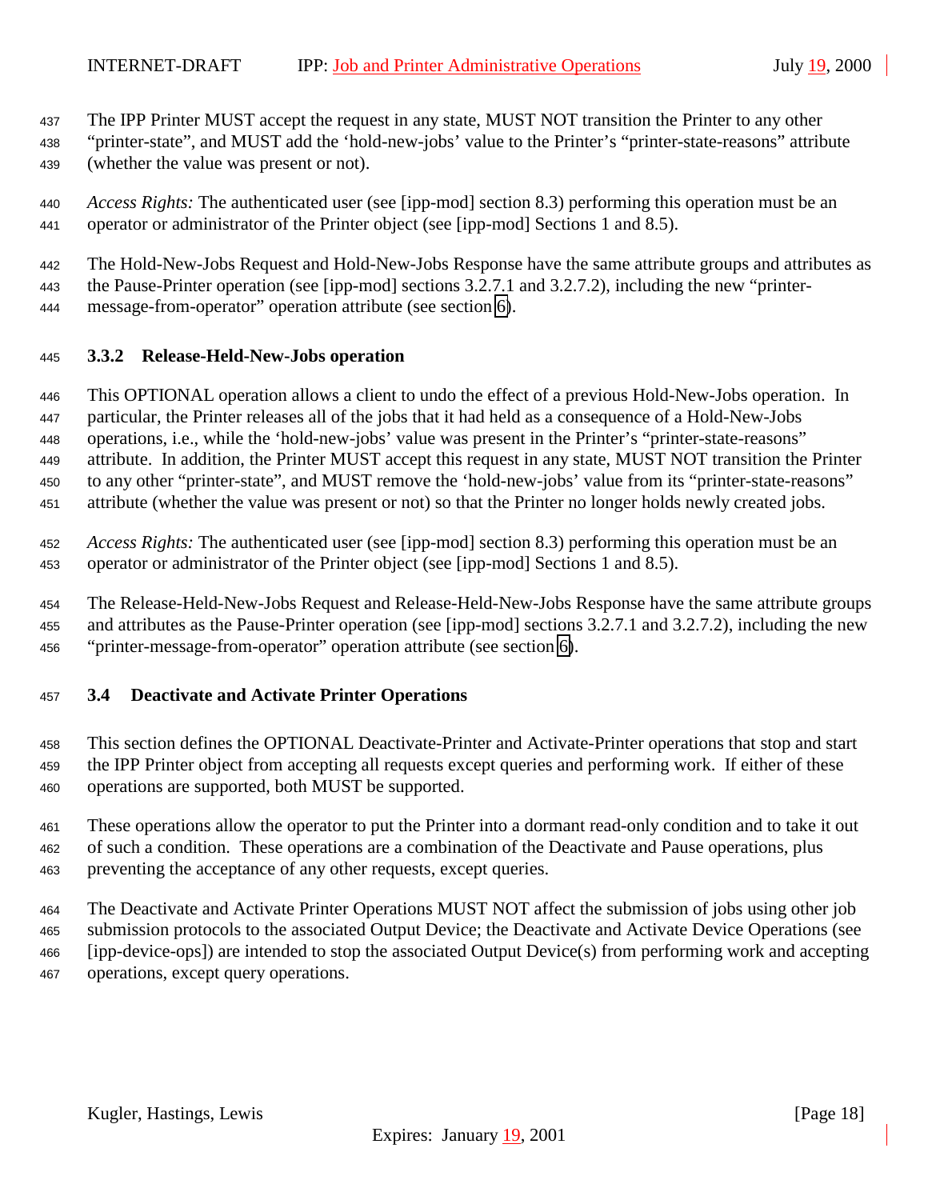The IPP Printer MUST accept the request in any state, MUST NOT transition the Printer to any other "printer-state", and MUST add the 'hold-new-jobs' value to the Printer's "printer-state-reasons" attribute (whether the value was present or not).

*Access Rights:* The authenticated user (see [ipp-mod] section 8.3) performing this operation must be an operator or administrator of the Printer object (see [ipp-mod] Sections 1 and 8.5).

The Hold-New-Jobs Request and Hold-New-Jobs Response have the same attribute groups and attributes as the Pause-Printer operation (see [ipp-mod] sections 3.2.7.1 and 3.2.7.2), including the new "printer-message-from-operator" operation attribute (see section 6).

### 3.3.2 Release-Held-New-Jobs operation

This OPTIONAL operation allows a client to undo the effect of a previous Hold-New-Jobs operation. In particular, the Printer releases all of the jobs that it had held as a consequence of a Hold-New-Jobs operations, i.e., while the 'hold-new-jobs' value was present in the Printer's "printer-state-reasons" attribute. In addition, the Printer MUST accept this request in any state, MUST NOT transition the Printer to any other "printer-state", and MUST remove the 'hold-new-jobs' value from its "printer-state-reasons" attribute (whether the value was present or not) so that the Printer no longer holds newly created jobs.

*Access Rights:* The authenticated user (see [ipp-mod] section 8.3) performing this operation must be an operator or administrator of the Printer object (see [ipp-mod] Sections 1 and 8.5).

The Release-Held-New-Jobs Request and Release-Held-New-Jobs Response have the same attribute groups and attributes as the Pause-Printer operation (see [ipp-mod] sections 3.2.7.1 and 3.2.7.2), including the new "printer-message-from-operator" operation attribute (see section 6).

## 3.4 Deactivate and Activate Printer Operations

This section defines the OPTIONAL Deactivate-Printer and Activate-Printer operations that stop and start the IPP Printer object from accepting all requests except queries and performing work. If either of these operations are supported, both MUST be supported.

These operations allow the operator to put the Printer into a dormant read-only condition and to take it out of such a condition. These operations are a combination of the Deactivate and Pause operations, plus preventing the acceptance of any other requests, except queries.

The Deactivate and Activate Printer Operations MUST NOT affect the submission of jobs using other job submission protocols to the associated Output Device; the Deactivate and Activate Device Operations (see [ipp-device-ops]) are intended to stop the associated Output Device(s) from performing work and accepting operations, except query operations.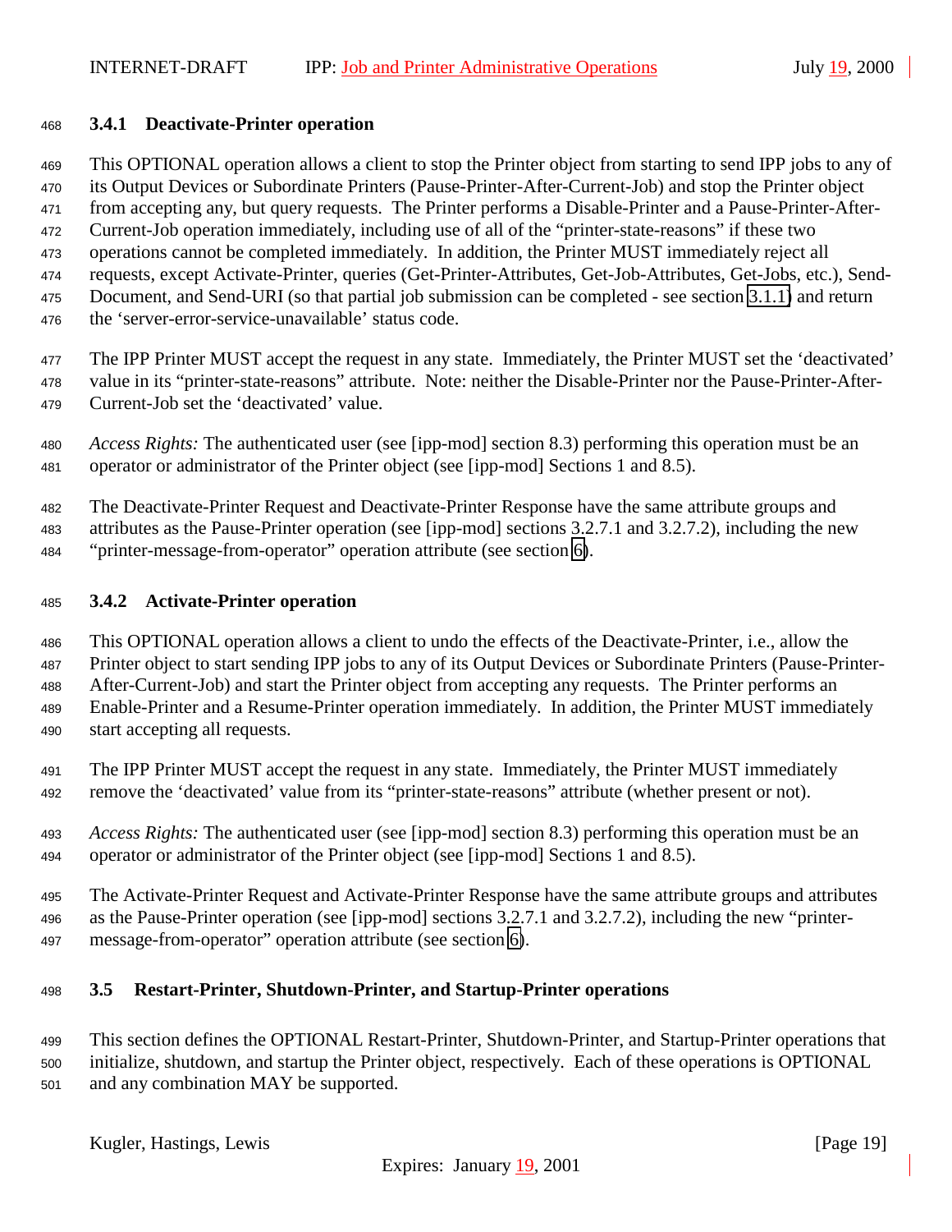### 3.4.1 Deactivate-Printer operation

This OPTIONAL operation allows a client to stop the Printer object from starting to send IPP jobs to any of its Output Devices or Subordinate Printers (Pause-Printer-After-Current-Job) and stop the Printer object from accepting any, but query requests. The Printer performs a Disable-Printer and a Pause-Printer-After-Current-Job operation immediately, including use of all of the "printer-state-reasons" if these two operations cannot be completed immediately. In addition, the Printer MUST immediately reject all requests, except Activate-Printer, queries (Get-Printer-Attributes, Get-Job-Attributes, Get-Jobs, etc.), Send-Document, and Send-URI (so that partial job submission can be completed - see section 3.1.1) and return the 'server-error-service-unavailable' status code.

The IPP Printer MUST accept the request in any state. Immediately, the Printer MUST set the 'deactivated' value in its "printer-state-reasons" attribute. Note: neither the Disable-Printer nor the Pause-Printer-After-Current-Job set the 'deactivated' value.

*Access Rights:* The authenticated user (see [ipp-mod] section 8.3) performing this operation must be an operator or administrator of the Printer object (see [ipp-mod] Sections 1 and 8.5).

The Deactivate-Printer Request and Deactivate-Printer Response have the same attribute groups and attributes as the Pause-Printer operation (see [ipp-mod] sections 3.2.7.1 and 3.2.7.2), including the new "printer-message-from-operator" operation attribute (see section 6).

### 3.4.2 Activate-Printer operation

This OPTIONAL operation allows a client to undo the effects of the Deactivate-Printer, i.e., allow the Printer object to start sending IPP jobs to any of its Output Devices or Subordinate Printers (Pause-Printer-After-Current-Job) and start the Printer object from accepting any requests. The Printer performs an Enable-Printer and a Resume-Printer operation immediately. In addition, the Printer MUST immediately start accepting all requests.

The IPP Printer MUST accept the request in any state. Immediately, the Printer MUST immediately remove the 'deactivated' value from its "printer-state-reasons" attribute (whether present or not).

*Access Rights:* The authenticated user (see [ipp-mod] section 8.3) performing this operation must be an operator or administrator of the Printer object (see [ipp-mod] Sections 1 and 8.5).

The Activate-Printer Request and Activate-Printer Response have the same attribute groups and attributes as the Pause-Printer operation (see [ipp-mod] sections 3.2.7.1 and 3.2.7.2), including the new "printer-message-from-operator" operation attribute (see section 6).

## 3.5 Restart-Printer, Shutdown-Printer, and Startup-Printer operations

This section defines the OPTIONAL Restart-Printer, Shutdown-Printer, and Startup-Printer operations that initialize, shutdown, and startup the Printer object, respectively. Each of these operations is OPTIONAL and any combination MAY be supported.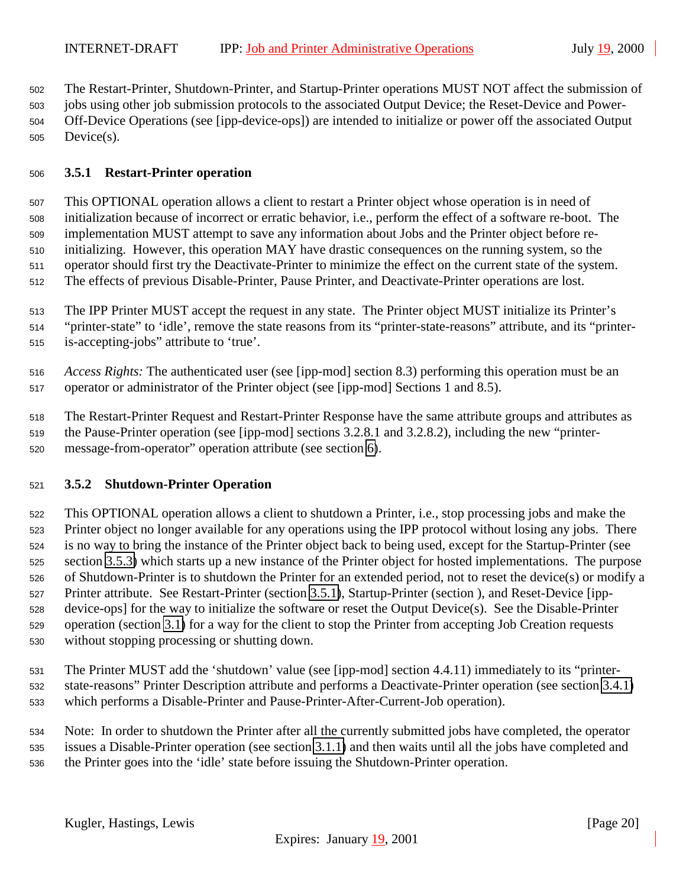The Restart-Printer, Shutdown-Printer, and Startup-Printer operations MUST NOT affect the submission of jobs using other job submission protocols to the associated Output Device; the Reset-Device and Power-Off-Device Operations (see [ipp-device-ops]) are intended to initialize or power off the associated Output Device(s).

### 3.5.1 Restart-Printer operation

This OPTIONAL operation allows a client to restart a Printer object whose operation is in need of initialization because of incorrect or erratic behavior, i.e., perform the effect of a software re-boot. The implementation MUST attempt to save any information about Jobs and the Printer object before re-initializing. However, this operation MAY have drastic consequences on the running system, so the operator should first try the Deactivate-Printer to minimize the effect on the current state of the system. The effects of previous Disable-Printer, Pause Printer, and Deactivate-Printer operations are lost.

The IPP Printer MUST accept the request in any state. The Printer object MUST initialize its Printer's "printer-state" to 'idle', remove the state reasons from its "printer-state-reasons" attribute, and its "printer-is-accepting-jobs" attribute to 'true'.

*Access Rights:* The authenticated user (see [ipp-mod] section 8.3) performing this operation must be an operator or administrator of the Printer object (see [ipp-mod] Sections 1 and 8.5).

The Restart-Printer Request and Restart-Printer Response have the same attribute groups and attributes as the Pause-Printer operation (see [ipp-mod] sections 3.2.8.1 and 3.2.8.2), including the new "printer-message-from-operator" operation attribute (see section 6).

### 3.5.2 Shutdown-Printer Operation

This OPTIONAL operation allows a client to shutdown a Printer, i.e., stop processing jobs and make the Printer object no longer available for any operations using the IPP protocol without losing any jobs. There is no way to bring the instance of the Printer object back to being used, except for the Startup-Printer (see section 3.5.3) which starts up a new instance of the Printer object for hosted implementations. The purpose of Shutdown-Printer is to shutdown the Printer for an extended period, not to reset the device(s) or modify a Printer attribute. See Restart-Printer (section 3.5.1), Startup-Printer (section ), and Reset-Device [ipp-device-ops] for the way to initialize the software or reset the Output Device(s). See the Disable-Printer operation (section 3.1) for a way for the client to stop the Printer from accepting Job Creation requests without stopping processing or shutting down.

The Printer MUST add the 'shutdown' value (see [ipp-mod] section 4.4.11) immediately to its "printer-state-reasons" Printer Description attribute and performs a Deactivate-Printer operation (see section 3.4.1) which performs a Disable-Printer and Pause-Printer-After-Current-Job operation).

Note: In order to shutdown the Printer after all the currently submitted jobs have completed, the operator issues a Disable-Printer operation (see section 3.1.1) and then waits until all the jobs have completed and the Printer goes into the 'idle' state before issuing the Shutdown-Printer operation.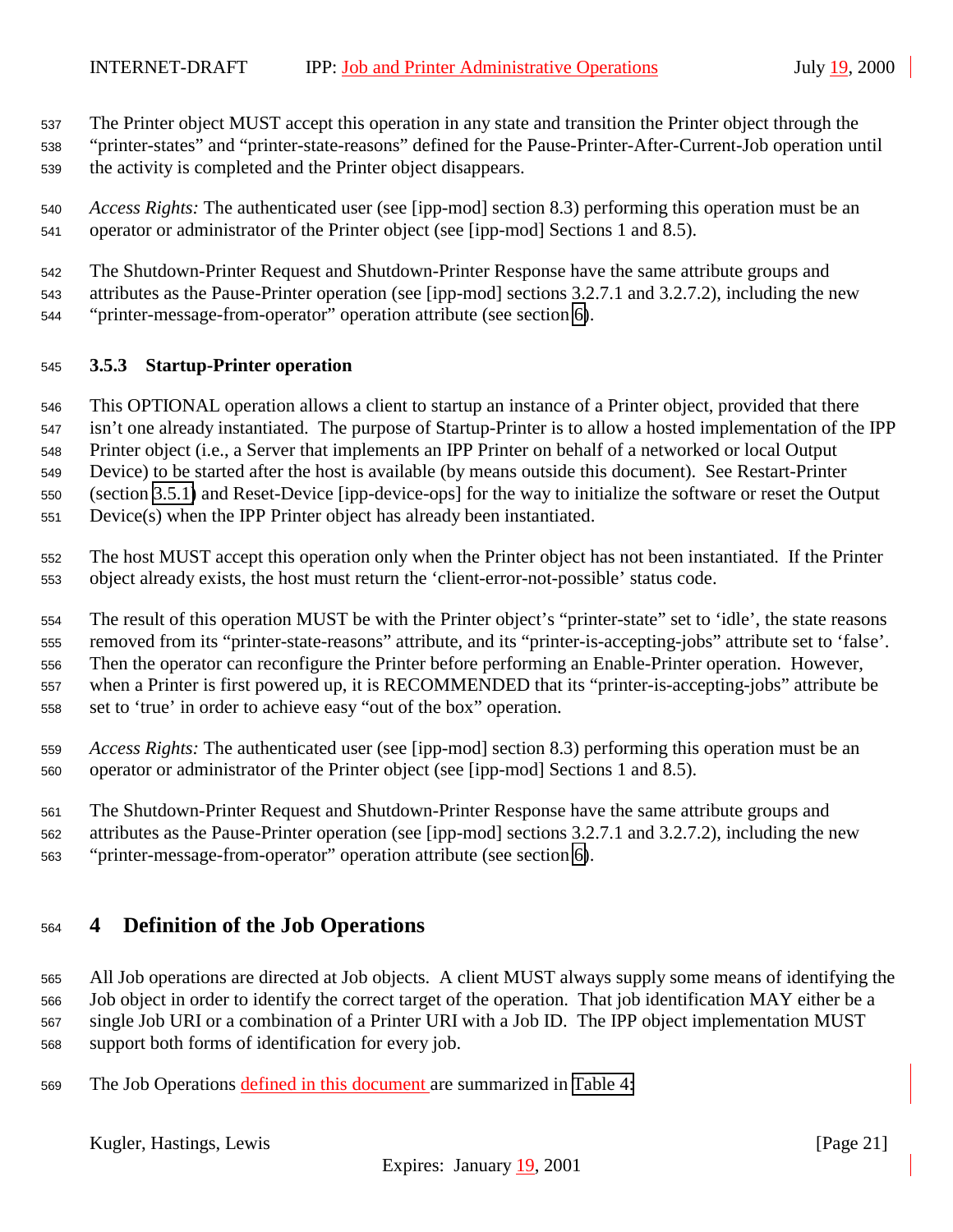The Printer object MUST accept this operation in any state and transition the Printer object through the "printer-states" and "printer-state-reasons" defined for the Pause-Printer-After-Current-Job operation until the activity is completed and the Printer object disappears.

*Access Rights:* The authenticated user (see [ipp-mod] section 8.3) performing this operation must be an operator or administrator of the Printer object (see [ipp-mod] Sections 1 and 8.5).

The Shutdown-Printer Request and Shutdown-Printer Response have the same attribute groups and attributes as the Pause-Printer operation (see [ipp-mod] sections 3.2.7.1 and 3.2.7.2), including the new "printer-message-from-operator" operation attribute (see section 6).

### 3.5.3 Startup-Printer operation

This OPTIONAL operation allows a client to startup an instance of a Printer object, provided that there isn't one already instantiated. The purpose of Startup-Printer is to allow a hosted implementation of the IPP Printer object (i.e., a Server that implements an IPP Printer on behalf of a networked or local Output Device) to be started after the host is available (by means outside this document). See Restart-Printer (section 3.5.1) and Reset-Device [ipp-device-ops] for the way to initialize the software or reset the Output Device(s) when the IPP Printer object has already been instantiated.

The host MUST accept this operation only when the Printer object has not been instantiated. If the Printer object already exists, the host must return the 'client-error-not-possible' status code.

The result of this operation MUST be with the Printer object's "printer-state" set to 'idle', the state reasons removed from its "printer-state-reasons" attribute, and its "printer-is-accepting-jobs" attribute set to 'false'. Then the operator can reconfigure the Printer before performing an Enable-Printer operation. However, when a Printer is first powered up, it is RECOMMENDED that its "printer-is-accepting-jobs" attribute be set to 'true' in order to achieve easy "out of the box" operation.

*Access Rights:* The authenticated user (see [ipp-mod] section 8.3) performing this operation must be an operator or administrator of the Printer object (see [ipp-mod] Sections 1 and 8.5).

The Shutdown-Printer Request and Shutdown-Printer Response have the same attribute groups and attributes as the Pause-Printer operation (see [ipp-mod] sections 3.2.7.1 and 3.2.7.2), including the new "printer-message-from-operator" operation attribute (see section 6).

# 4 Definition of the Job Operations

All Job operations are directed at Job objects. A client MUST always supply some means of identifying the Job object in order to identify the correct target of the operation. That job identification MAY either be a single Job URI or a combination of a Printer URI with a Job ID. The IPP object implementation MUST support both forms of identification for every job.

The Job Operations defined in this document are summarized in Table 4: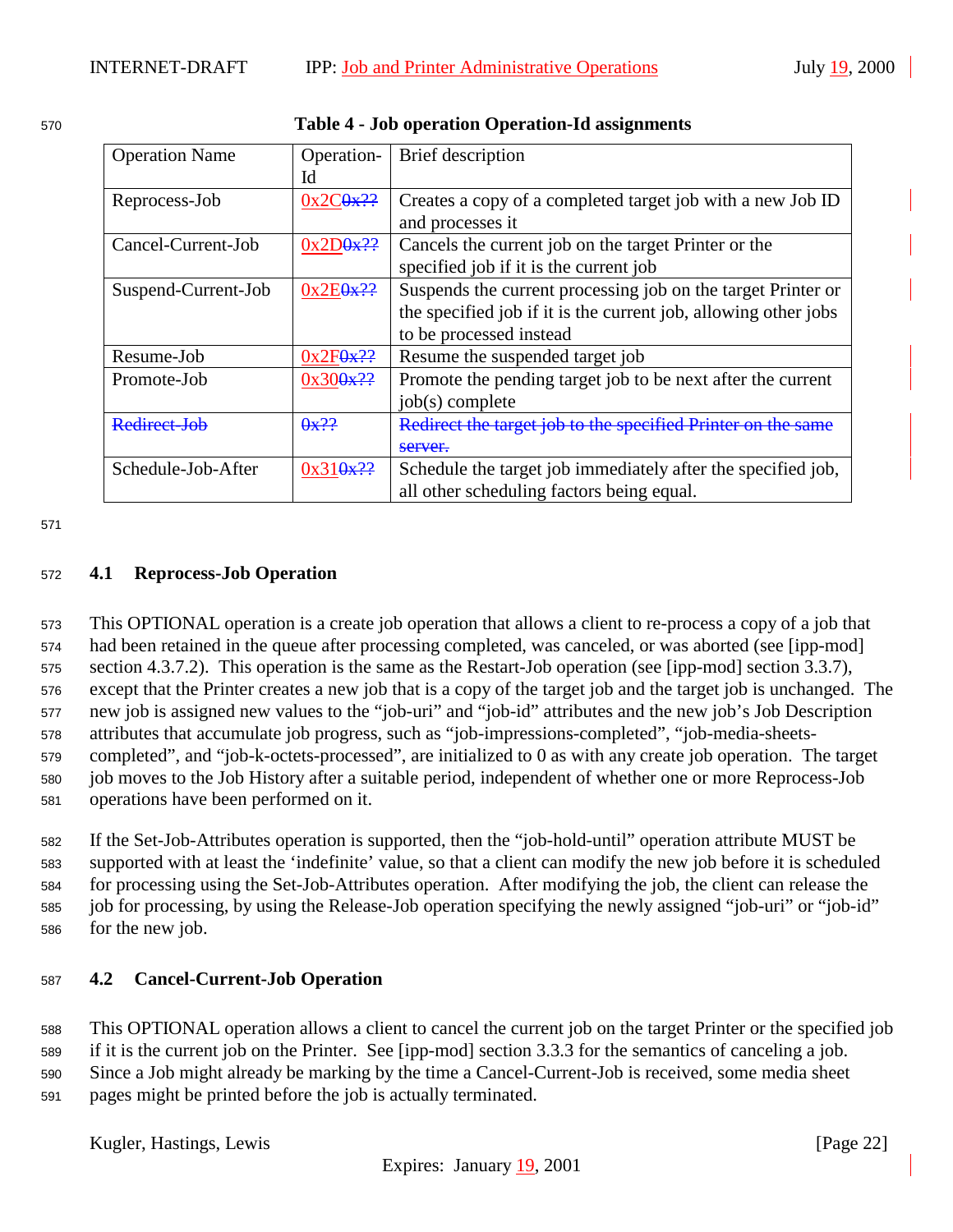**Table 4 - Job operation Operation-Id assignments**

| Operation Name | Operation-Id | Brief description |
|---|---|---|
| Reprocess-Job | 0x2C~~0x??~~ | Creates a copy of a completed target job with a new Job ID and processes it |
| Cancel-Current-Job | 0x2D~~0x??~~ | Cancels the current job on the target Printer or the specified job if it is the current job |
| Suspend-Current-Job | 0x2E~~0x??~~ | Suspends the current processing job on the target Printer or the specified job if it is the current job, allowing other jobs to be processed instead |
| Resume-Job | 0x2F~~0x??~~ | Resume the suspended target job |
| Promote-Job | 0x30~~0x??~~ | Promote the pending target job to be next after the current job(s) complete |
| ~~Redirect-Job~~ | ~~0x??~~ | ~~Redirect the target job to the specified Printer on the same server.~~ |
| Schedule-Job-After | 0x31~~0x??~~ | Schedule the target job immediately after the specified job, all other scheduling factors being equal. |

## 4.1 Reprocess-Job Operation

This OPTIONAL operation is a create job operation that allows a client to re-process a copy of a job that had been retained in the queue after processing completed, was canceled, or was aborted (see [ipp-mod] section 4.3.7.2). This operation is the same as the Restart-Job operation (see [ipp-mod] section 3.3.7), except that the Printer creates a new job that is a copy of the target job and the target job is unchanged. The new job is assigned new values to the “job-uri” and “job-id” attributes and the new job’s Job Description attributes that accumulate job progress, such as “job-impressions-completed”, “job-media-sheets-completed”, and “job-k-octets-processed”, are initialized to 0 as with any create job operation. The target job moves to the Job History after a suitable period, independent of whether one or more Reprocess-Job operations have been performed on it.

If the Set-Job-Attributes operation is supported, then the “job-hold-until” operation attribute MUST be supported with at least the ‘indefinite’ value, so that a client can modify the new job before it is scheduled for processing using the Set-Job-Attributes operation. After modifying the job, the client can release the job for processing, by using the Release-Job operation specifying the newly assigned “job-uri” or “job-id” for the new job.

## 4.2 Cancel-Current-Job Operation

This OPTIONAL operation allows a client to cancel the current job on the target Printer or the specified job if it is the current job on the Printer. See [ipp-mod] section 3.3.3 for the semantics of canceling a job. Since a Job might already be marking by the time a Cancel-Current-Job is received, some media sheet pages might be printed before the job is actually terminated.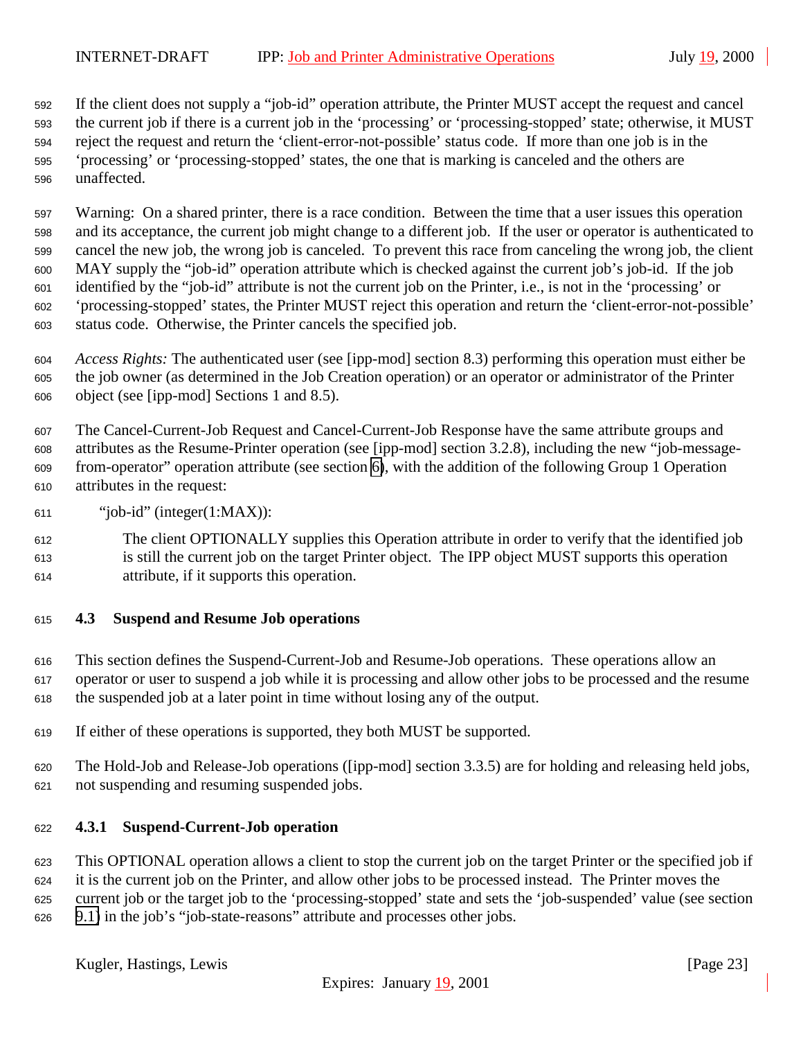If the client does not supply a "job-id" operation attribute, the Printer MUST accept the request and cancel the current job if there is a current job in the 'processing' or 'processing-stopped' state; otherwise, it MUST reject the request and return the 'client-error-not-possible' status code. If more than one job is in the 'processing' or 'processing-stopped' states, the one that is marking is canceled and the others are unaffected.

Warning: On a shared printer, there is a race condition. Between the time that a user issues this operation and its acceptance, the current job might change to a different job. If the user or operator is authenticated to cancel the new job, the wrong job is canceled. To prevent this race from canceling the wrong job, the client MAY supply the "job-id" operation attribute which is checked against the current job's job-id. If the job identified by the "job-id" attribute is not the current job on the Printer, i.e., is not in the 'processing' or 'processing-stopped' states, the Printer MUST reject this operation and return the 'client-error-not-possible' status code. Otherwise, the Printer cancels the specified job.

*Access Rights:* The authenticated user (see [ipp-mod] section 8.3) performing this operation must either be the job owner (as determined in the Job Creation operation) or an operator or administrator of the Printer object (see [ipp-mod] Sections 1 and 8.5).

The Cancel-Current-Job Request and Cancel-Current-Job Response have the same attribute groups and attributes as the Resume-Printer operation (see [ipp-mod] section 3.2.8), including the new "job-message-from-operator" operation attribute (see section 6), with the addition of the following Group 1 Operation attributes in the request:

"job-id" (integer(1:MAX)):

> The client OPTIONALLY supplies this Operation attribute in order to verify that the identified job is still the current job on the target Printer object. The IPP object MUST supports this operation attribute, if it supports this operation.

### 4.3 Suspend and Resume Job operations

This section defines the Suspend-Current-Job and Resume-Job operations. These operations allow an operator or user to suspend a job while it is processing and allow other jobs to be processed and the resume the suspended job at a later point in time without losing any of the output.

If either of these operations is supported, they both MUST be supported.

The Hold-Job and Release-Job operations ([ipp-mod] section 3.3.5) are for holding and releasing held jobs, not suspending and resuming suspended jobs.

#### 4.3.1 Suspend-Current-Job operation

This OPTIONAL operation allows a client to stop the current job on the target Printer or the specified job if it is the current job on the Printer, and allow other jobs to be processed instead. The Printer moves the current job or the target job to the 'processing-stopped' state and sets the 'job-suspended' value (see section 9.1) in the job's "job-state-reasons" attribute and processes other jobs.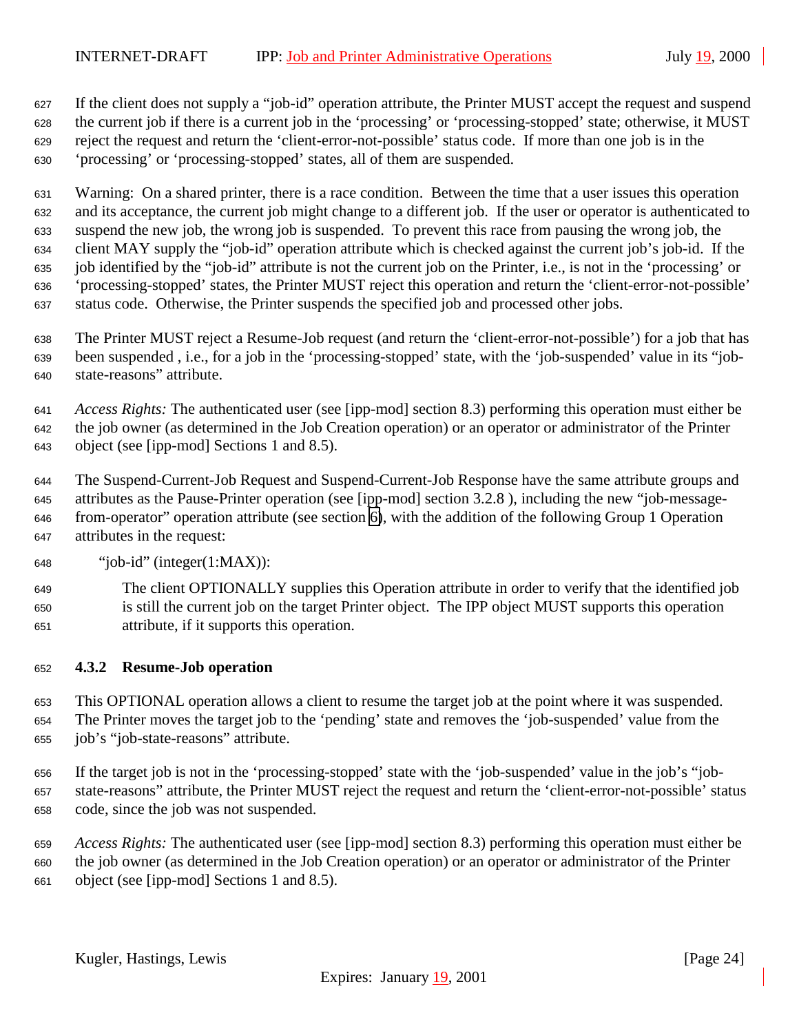If the client does not supply a "job-id" operation attribute, the Printer MUST accept the request and suspend the current job if there is a current job in the 'processing' or 'processing-stopped' state; otherwise, it MUST reject the request and return the 'client-error-not-possible' status code. If more than one job is in the 'processing' or 'processing-stopped' states, all of them are suspended.

Warning: On a shared printer, there is a race condition. Between the time that a user issues this operation and its acceptance, the current job might change to a different job. If the user or operator is authenticated to suspend the new job, the wrong job is suspended. To prevent this race from pausing the wrong job, the client MAY supply the "job-id" operation attribute which is checked against the current job's job-id. If the job identified by the "job-id" attribute is not the current job on the Printer, i.e., is not in the 'processing' or 'processing-stopped' states, the Printer MUST reject this operation and return the 'client-error-not-possible' status code. Otherwise, the Printer suspends the specified job and processed other jobs.

The Printer MUST reject a Resume-Job request (and return the 'client-error-not-possible') for a job that has been suspended , i.e., for a job in the 'processing-stopped' state, with the 'job-suspended' value in its "job-state-reasons" attribute.

*Access Rights:* The authenticated user (see [ipp-mod] section 8.3) performing this operation must either be the job owner (as determined in the Job Creation operation) or an operator or administrator of the Printer object (see [ipp-mod] Sections 1 and 8.5).

The Suspend-Current-Job Request and Suspend-Current-Job Response have the same attribute groups and attributes as the Pause-Printer operation (see [ipp-mod] section 3.2.8 ), including the new "job-message-from-operator" operation attribute (see section 6), with the addition of the following Group 1 Operation attributes in the request:

"job-id" (integer(1:MAX)):

> The client OPTIONALLY supplies this Operation attribute in order to verify that the identified job is still the current job on the target Printer object. The IPP object MUST supports this operation attribute, if it supports this operation.

### 4.3.2 Resume-Job operation

This OPTIONAL operation allows a client to resume the target job at the point where it was suspended. The Printer moves the target job to the 'pending' state and removes the 'job-suspended' value from the job's "job-state-reasons" attribute.

If the target job is not in the 'processing-stopped' state with the 'job-suspended' value in the job's "job-state-reasons" attribute, the Printer MUST reject the request and return the 'client-error-not-possible' status code, since the job was not suspended.

*Access Rights:* The authenticated user (see [ipp-mod] section 8.3) performing this operation must either be the job owner (as determined in the Job Creation operation) or an operator or administrator of the Printer object (see [ipp-mod] Sections 1 and 8.5).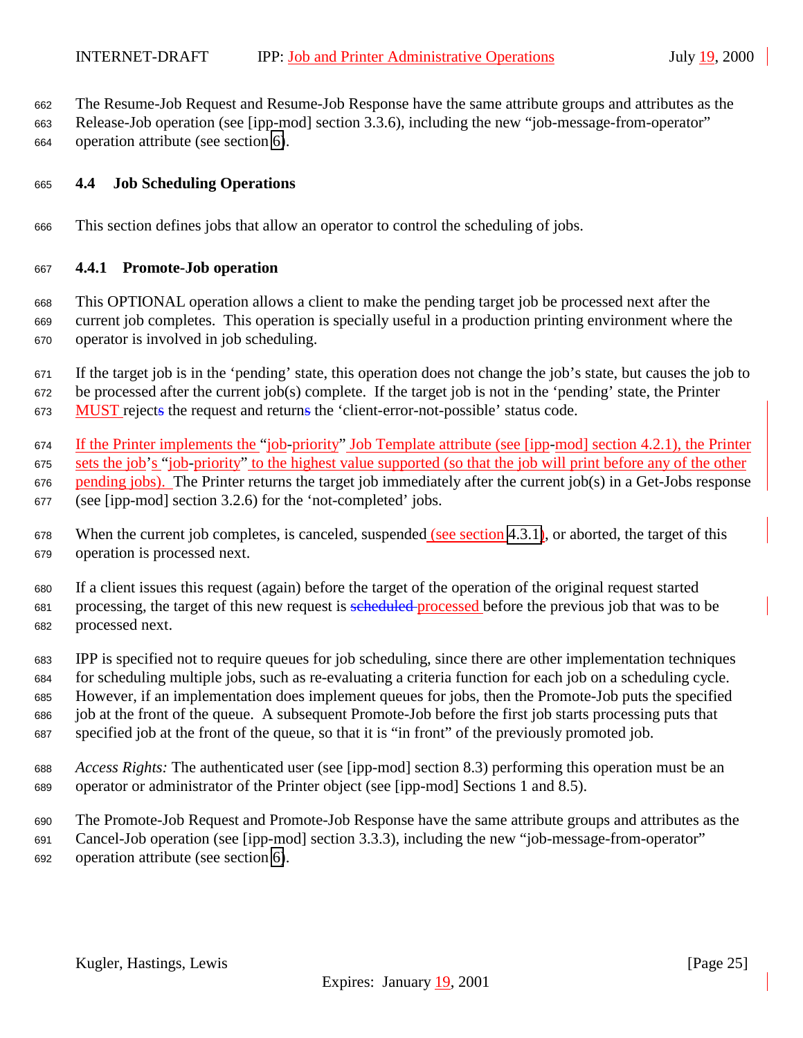The Resume-Job Request and Resume-Job Response have the same attribute groups and attributes as the Release-Job operation (see [ipp-mod] section 3.3.6), including the new "job-message-from-operator" operation attribute (see section 6).

### 4.4 Job Scheduling Operations

This section defines jobs that allow an operator to control the scheduling of jobs.

#### 4.4.1 Promote-Job operation

This OPTIONAL operation allows a client to make the pending target job be processed next after the current job completes. This operation is specially useful in a production printing environment where the operator is involved in job scheduling.

If the target job is in the 'pending' state, this operation does not change the job's state, but causes the job to be processed after the current job(s) complete. If the target job is not in the 'pending' state, the Printer MUST rejects the request and returns the 'client-error-not-possible' status code.

If the Printer implements the "job-priority" Job Template attribute (see [ipp-mod] section 4.2.1), the Printer sets the job's "job-priority" to the highest value supported (so that the job will print before any of the other pending jobs). The Printer returns the target job immediately after the current job(s) in a Get-Jobs response (see [ipp-mod] section 3.2.6) for the 'not-completed' jobs.

When the current job completes, is canceled, suspended (see section 4.3.1), or aborted, the target of this operation is processed next.

If a client issues this request (again) before the target of the operation of the original request started processing, the target of this new request is ~~scheduled~~ processed before the previous job that was to be processed next.

IPP is specified not to require queues for job scheduling, since there are other implementation techniques for scheduling multiple jobs, such as re-evaluating a criteria function for each job on a scheduling cycle. However, if an implementation does implement queues for jobs, then the Promote-Job puts the specified job at the front of the queue. A subsequent Promote-Job before the first job starts processing puts that specified job at the front of the queue, so that it is "in front" of the previously promoted job.

*Access Rights:* The authenticated user (see [ipp-mod] section 8.3) performing this operation must be an operator or administrator of the Printer object (see [ipp-mod] Sections 1 and 8.5).

The Promote-Job Request and Promote-Job Response have the same attribute groups and attributes as the Cancel-Job operation (see [ipp-mod] section 3.3.3), including the new "job-message-from-operator" operation attribute (see section 6).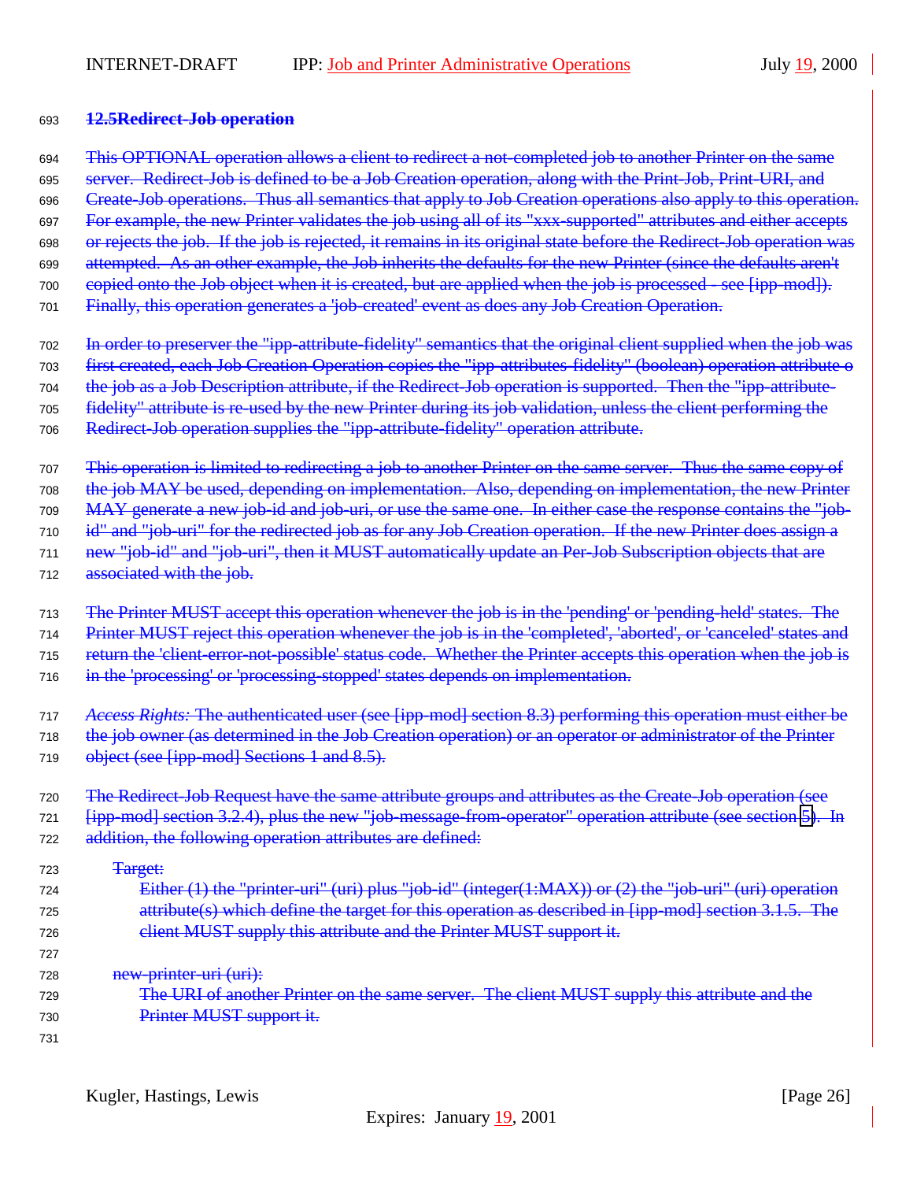## 12.5 Redirect-Job operation

This OPTIONAL operation allows a client to redirect a not-completed job to another Printer on the same server. Redirect-Job is defined to be a Job Creation operation, along with the Print-Job, Print-URI, and Create-Job operations. Thus all semantics that apply to Job Creation operations also apply to this operation. For example, the new Printer validates the job using all of its "xxx-supported" attributes and either accepts or rejects the job. If the job is rejected, it remains in its original state before the Redirect-Job operation was attempted. As an other example, the Job inherits the defaults for the new Printer (since the defaults aren't copied onto the Job object when it is created, but are applied when the job is processed - see [ipp-mod]). Finally, this operation generates a 'job-created' event as does any Job Creation Operation.

In order to preserver the "ipp-attribute-fidelity" semantics that the original client supplied when the job was first created, each Job Creation Operation copies the "ipp-attributes-fidelity" (boolean) operation attribute o the job as a Job Description attribute, if the Redirect-Job operation is supported. Then the "ipp-attribute-fidelity" attribute is re-used by the new Printer during its job validation, unless the client performing the Redirect-Job operation supplies the "ipp-attribute-fidelity" operation attribute.

This operation is limited to redirecting a job to another Printer on the same server. Thus the same copy of the job MAY be used, depending on implementation. Also, depending on implementation, the new Printer MAY generate a new job-id and job-uri, or use the same one. In either case the response contains the "job-id" and "job-uri" for the redirected job as for any Job Creation operation. If the new Printer does assign a new "job-id" and "job-uri", then it MUST automatically update an Per-Job Subscription objects that are associated with the job.

The Printer MUST accept this operation whenever the job is in the 'pending' or 'pending-held' states. The Printer MUST reject this operation whenever the job is in the 'completed', 'aborted', or 'canceled' states and return the 'client-error-not-possible' status code. Whether the Printer accepts this operation when the job is in the 'processing' or 'processing-stopped' states depends on implementation.

*Access Rights:* The authenticated user (see [ipp-mod] section 8.3) performing this operation must either be the job owner (as determined in the Job Creation operation) or an operator or administrator of the Printer object (see [ipp-mod] Sections 1 and 8.5).

The Redirect-Job Request have the same attribute groups and attributes as the Create-Job operation (see [ipp-mod] section 3.2.4), plus the new "job-message-from-operator" operation attribute (see section 5). In addition, the following operation attributes are defined:

Target:

> Either (1) the "printer-uri" (uri) plus "job-id" (integer(1:MAX)) or (2) the "job-uri" (uri) operation attribute(s) which define the target for this operation as described in [ipp-mod] section 3.1.5. The client MUST supply this attribute and the Printer MUST support it.

new-printer-uri (uri):

> The URI of another Printer on the same server. The client MUST supply this attribute and the Printer MUST support it.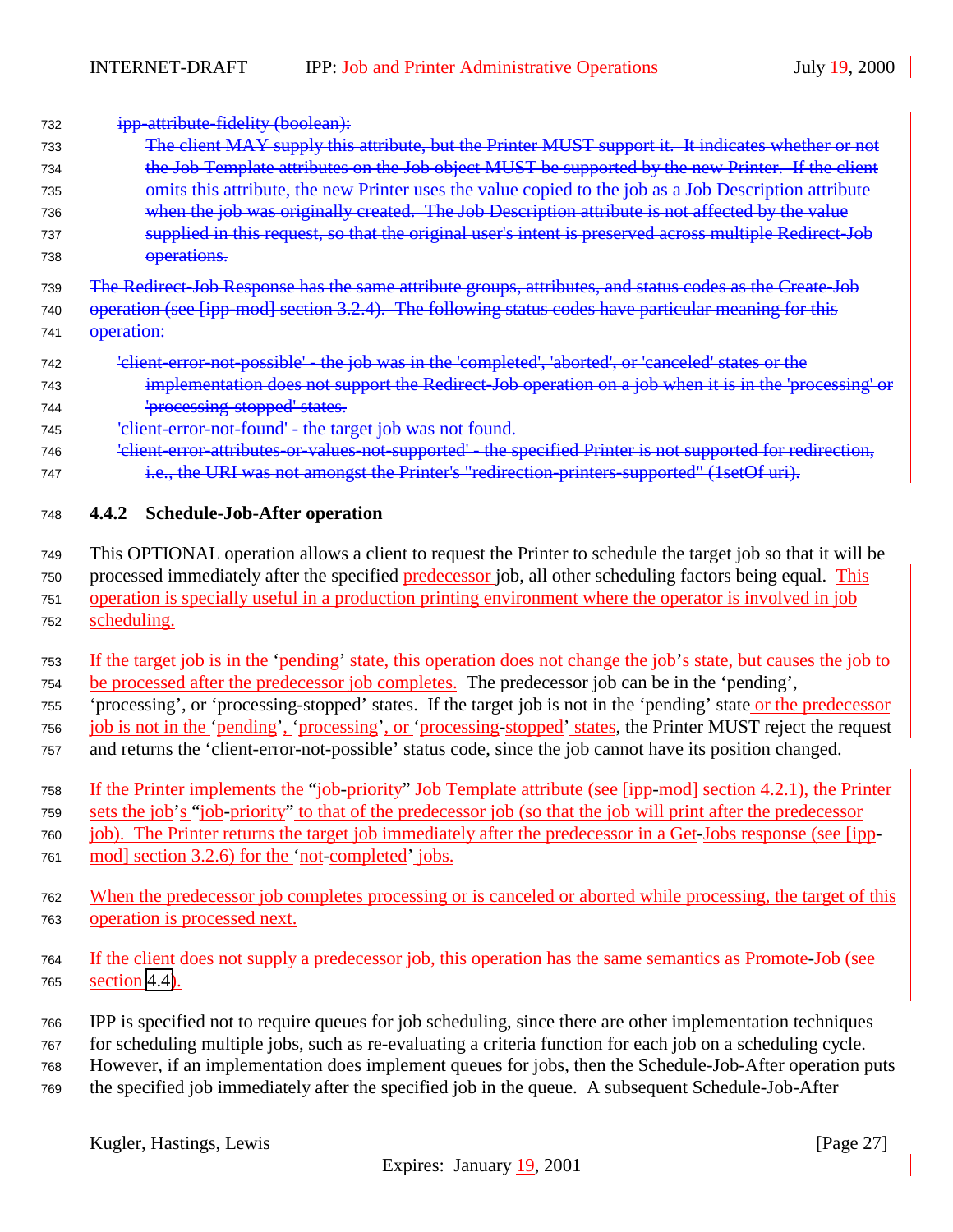~~ipp-attribute-fidelity (boolean):~~

~~The client MAY supply this attribute, but the Printer MUST support it. It indicates whether or not the Job Template attributes on the Job object MUST be supported by the new Printer. If the client omits this attribute, the new Printer uses the value copied to the job as a Job Description attribute when the job was originally created. The Job Description attribute is not affected by the value supplied in this request, so that the original user's intent is preserved across multiple Redirect-Job operations.~~

~~The Redirect-Job Response has the same attribute groups, attributes, and status codes as the Create-Job operation (see [ipp-mod] section 3.2.4). The following status codes have particular meaning for this operation:~~

~~'client-error-not-possible' - the job was in the 'completed', 'aborted', or 'canceled' states or the implementation does not support the Redirect-Job operation on a job when it is in the 'processing' or 'processing-stopped' states.~~

~~'client-error-not-found' - the target job was not found.~~

~~'client-error-attributes-or-values-not-supported' - the specified Printer is not supported for redirection, i.e., the URI was not amongst the Printer's "redirection-printers-supported" (1setOf uri).~~

### 4.4.2 Schedule-Job-After operation

This OPTIONAL operation allows a client to request the Printer to schedule the target job so that it will be processed immediately after the specified predecessor job, all other scheduling factors being equal. This operation is specially useful in a production printing environment where the operator is involved in job scheduling.

If the target job is in the 'pending' state, this operation does not change the job's state, but causes the job to be processed after the predecessor job completes. The predecessor job can be in the 'pending', 'processing', or 'processing-stopped' states. If the target job is not in the 'pending' state or the predecessor job is not in the 'pending', 'processing', or 'processing-stopped' states, the Printer MUST reject the request and returns the 'client-error-not-possible' status code, since the job cannot have its position changed.

If the Printer implements the "job-priority" Job Template attribute (see [ipp-mod] section 4.2.1), the Printer sets the job's "job-priority" to that of the predecessor job (so that the job will print after the predecessor job). The Printer returns the target job immediately after the predecessor in a Get-Jobs response (see [ipp-mod] section 3.2.6) for the 'not-completed' jobs.

When the predecessor job completes processing or is canceled or aborted while processing, the target of this operation is processed next.

If the client does not supply a predecessor job, this operation has the same semantics as Promote-Job (see section 4.4).

IPP is specified not to require queues for job scheduling, since there are other implementation techniques for scheduling multiple jobs, such as re-evaluating a criteria function for each job on a scheduling cycle. However, if an implementation does implement queues for jobs, then the Schedule-Job-After operation puts the specified job immediately after the specified job in the queue. A subsequent Schedule-Job-After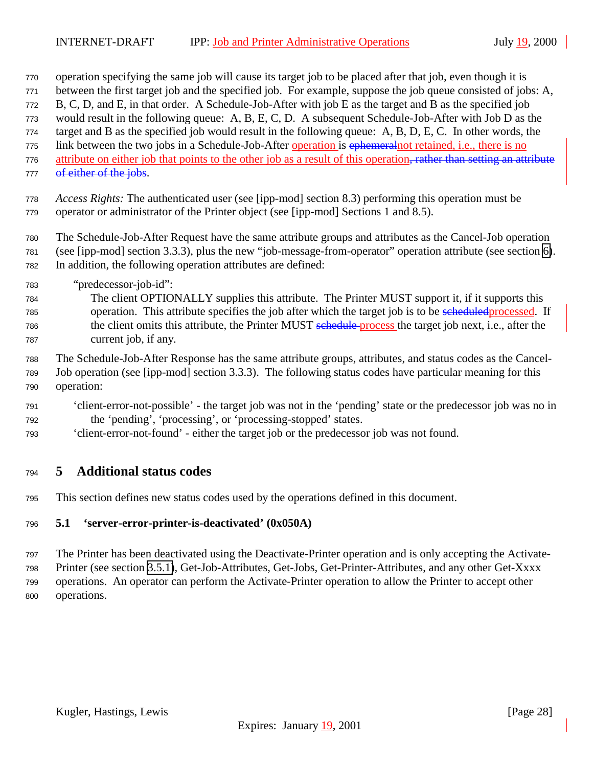operation specifying the same job will cause its target job to be placed after that job, even though it is between the first target job and the specified job. For example, suppose the job queue consisted of jobs: A, B, C, D, and E, in that order. A Schedule-Job-After with job E as the target and B as the specified job would result in the following queue: A, B, E, C, D. A subsequent Schedule-Job-After with Job D as the target and B as the specified job would result in the following queue: A, B, D, E, C. In other words, the link between the two jobs in a Schedule-Job-After operation is ~~ephemeral~~not retained, i.e., there is no attribute on either job that points to the other job as a result of this operation~~, rather than setting an attribute of either of the jobs~~.

*Access Rights:* The authenticated user (see [ipp-mod] section 8.3) performing this operation must be operator or administrator of the Printer object (see [ipp-mod] Sections 1 and 8.5).

The Schedule-Job-After Request have the same attribute groups and attributes as the Cancel-Job operation (see [ipp-mod] section 3.3.3), plus the new "job-message-from-operator" operation attribute (see section 6). In addition, the following operation attributes are defined:

"predecessor-job-id":

The client OPTIONALLY supplies this attribute. The Printer MUST support it, if it supports this operation. This attribute specifies the job after which the target job is to be ~~scheduled~~processed. If the client omits this attribute, the Printer MUST ~~schedule~~ process the target job next, i.e., after the current job, if any.

The Schedule-Job-After Response has the same attribute groups, attributes, and status codes as the Cancel-Job operation (see [ipp-mod] section 3.3.3). The following status codes have particular meaning for this operation:

'client-error-not-possible' - the target job was not in the 'pending' state or the predecessor job was no in the 'pending', 'processing', or 'processing-stopped' states.

'client-error-not-found' - either the target job or the predecessor job was not found.

# 5 Additional status codes

This section defines new status codes used by the operations defined in this document.

## 5.1 'server-error-printer-is-deactivated' (0x050A)

The Printer has been deactivated using the Deactivate-Printer operation and is only accepting the Activate-Printer (see section 3.5.1), Get-Job-Attributes, Get-Jobs, Get-Printer-Attributes, and any other Get-Xxxx operations. An operator can perform the Activate-Printer operation to allow the Printer to accept other operations.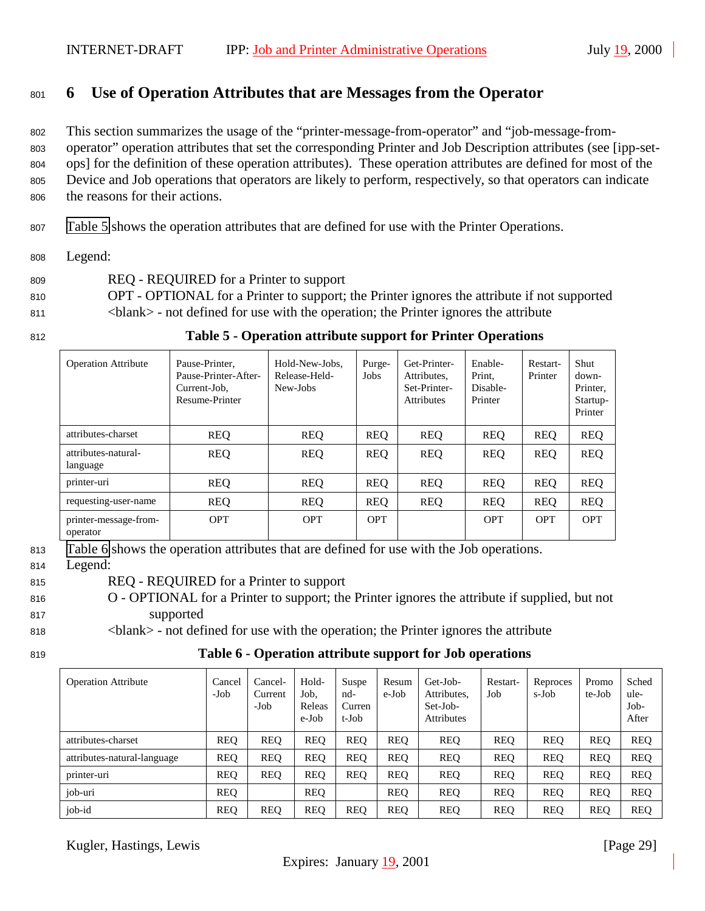# 6 Use of Operation Attributes that are Messages from the Operator

This section summarizes the usage of the "printer-message-from-operator" and "job-message-from-operator" operation attributes that set the corresponding Printer and Job Description attributes (see [ipp-set-ops] for the definition of these operation attributes). These operation attributes are defined for most of the Device and Job operations that operators are likely to perform, respectively, so that operators can indicate the reasons for their actions.

Table 5 shows the operation attributes that are defined for use with the Printer Operations.

Legend:

REQ - REQUIRED for a Printer to support
OPT - OPTIONAL for a Printer to support; the Printer ignores the attribute if not supported
<blank> - not defined for use with the operation; the Printer ignores the attribute

**Table 5 - Operation attribute support for Printer Operations**

| Operation Attribute | Pause-Printer, Pause-Printer-After-Current-Job, Resume-Printer | Hold-New-Jobs, Release-Held-New-Jobs | Purge-Jobs | Get-Printer-Attributes, Set-Printer-Attributes | Enable-Print, Disable-Printer | Restart-Printer | Shut down-Printer, Startup-Printer |
|---|---|---|---|---|---|---|---|
| attributes-charset | REQ | REQ | REQ | REQ | REQ | REQ | REQ |
| attributes-natural-language | REQ | REQ | REQ | REQ | REQ | REQ | REQ |
| printer-uri | REQ | REQ | REQ | REQ | REQ | REQ | REQ |
| requesting-user-name | REQ | REQ | REQ | REQ | REQ | REQ | REQ |
| printer-message-from-operator | OPT | OPT | OPT | | OPT | OPT | OPT |

Table 6 shows the operation attributes that are defined for use with the Job operations.

Legend:

REQ - REQUIRED for a Printer to support
O - OPTIONAL for a Printer to support; the Printer ignores the attribute if supplied, but not supported
<blank> - not defined for use with the operation; the Printer ignores the attribute

**Table 6 - Operation attribute support for Job operations**

| Operation Attribute | Cancel-Job | Cancel-Current-Job | Hold-Job, Release-Job | Suspend-Current-Job | Resume-Job | Get-Job-Attributes, Set-Job-Attributes | Restart-Job | Reprocess-Job | Promote-Job | Schedule-Job-After |
|---|---|---|---|---|---|---|---|---|---|---|
| attributes-charset | REQ | REQ | REQ | REQ | REQ | REQ | REQ | REQ | REQ | REQ |
| attributes-natural-language | REQ | REQ | REQ | REQ | REQ | REQ | REQ | REQ | REQ | REQ |
| printer-uri | REQ | REQ | REQ | REQ | REQ | REQ | REQ | REQ | REQ | REQ |
| job-uri | REQ | | REQ | | REQ | REQ | REQ | REQ | REQ | REQ |
| job-id | REQ | REQ | REQ | REQ | REQ | REQ | REQ | REQ | REQ | REQ |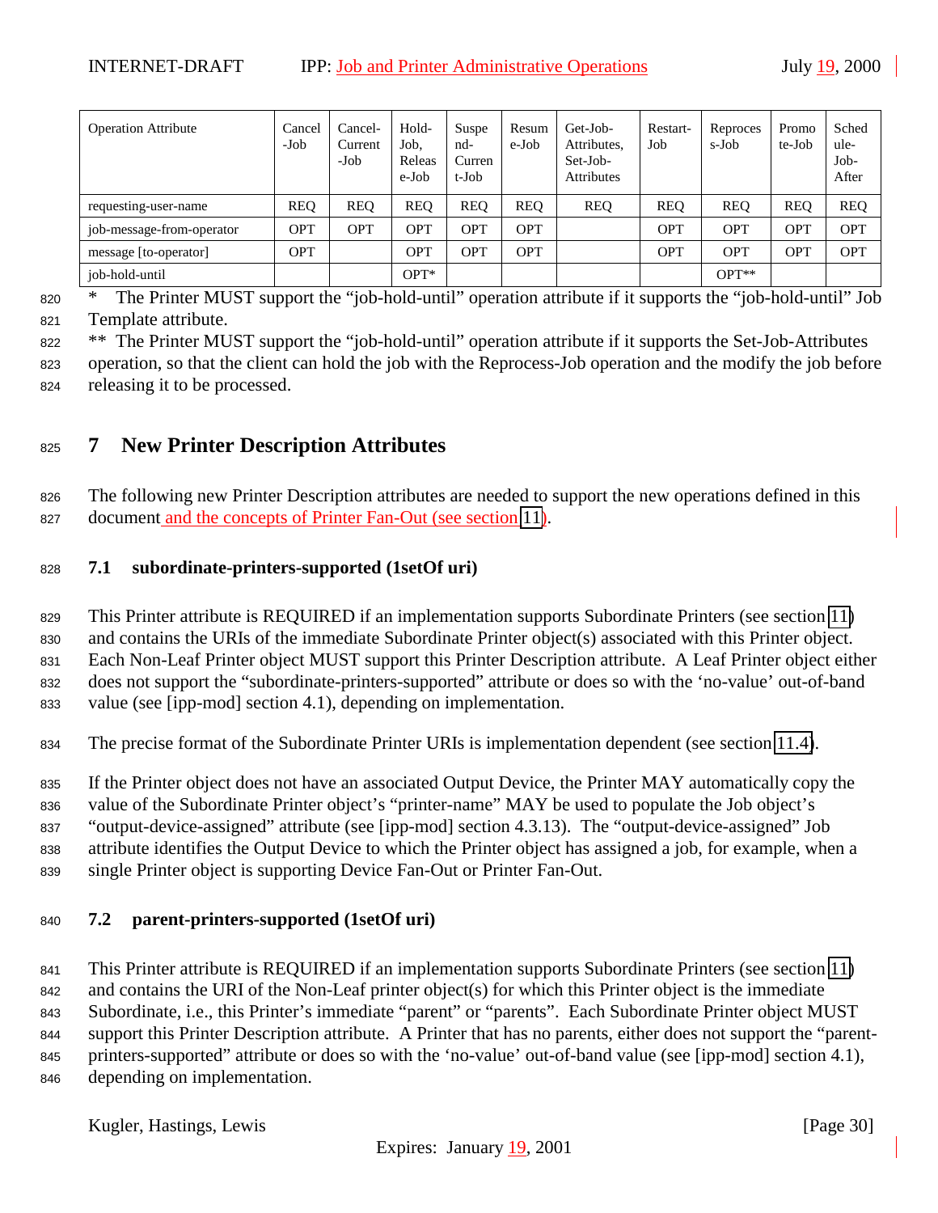| Operation Attribute | Cancel-Job | Cancel-Current-Job | Hold-Job, Release-Job | Suspend-Current-Job | Resume-Job | Get-Job-Attributes, Set-Job-Attributes | Restart-Job | Reprocess-Job | Promote-Job | Schedule-Job-After |
|---|---|---|---|---|---|---|---|---|---|---|
| requesting-user-name | REQ | REQ | REQ | REQ | REQ | REQ | REQ | REQ | REQ | REQ |
| job-message-from-operator | OPT | OPT | OPT | OPT | OPT | | OPT | OPT | OPT | OPT |
| message [to-operator] | OPT | | OPT | OPT | OPT | | OPT | OPT | OPT | OPT |
| job-hold-until | | | OPT* | | | | | OPT** | | |

\* The Printer MUST support the "job-hold-until" operation attribute if it supports the "job-hold-until" Job Template attribute.

\*\* The Printer MUST support the "job-hold-until" operation attribute if it supports the Set-Job-Attributes operation, so that the client can hold the job with the Reprocess-Job operation and the modify the job before releasing it to be processed.

# 7 New Printer Description Attributes

The following new Printer Description attributes are needed to support the new operations defined in this document and the concepts of Printer Fan-Out (see section 11).

## 7.1 subordinate-printers-supported (1setOf uri)

This Printer attribute is REQUIRED if an implementation supports Subordinate Printers (see section 11) and contains the URIs of the immediate Subordinate Printer object(s) associated with this Printer object. Each Non-Leaf Printer object MUST support this Printer Description attribute. A Leaf Printer object either does not support the "subordinate-printers-supported" attribute or does so with the 'no-value' out-of-band value (see [ipp-mod] section 4.1), depending on implementation.

The precise format of the Subordinate Printer URIs is implementation dependent (see section 11.4).

If the Printer object does not have an associated Output Device, the Printer MAY automatically copy the value of the Subordinate Printer object's "printer-name" MAY be used to populate the Job object's "output-device-assigned" attribute (see [ipp-mod] section 4.3.13). The "output-device-assigned" Job attribute identifies the Output Device to which the Printer object has assigned a job, for example, when a single Printer object is supporting Device Fan-Out or Printer Fan-Out.

## 7.2 parent-printers-supported (1setOf uri)

This Printer attribute is REQUIRED if an implementation supports Subordinate Printers (see section 11) and contains the URI of the Non-Leaf printer object(s) for which this Printer object is the immediate Subordinate, i.e., this Printer's immediate "parent" or "parents". Each Subordinate Printer object MUST support this Printer Description attribute. A Printer that has no parents, either does not support the "parent-printers-supported" attribute or does so with the 'no-value' out-of-band value (see [ipp-mod] section 4.1), depending on implementation.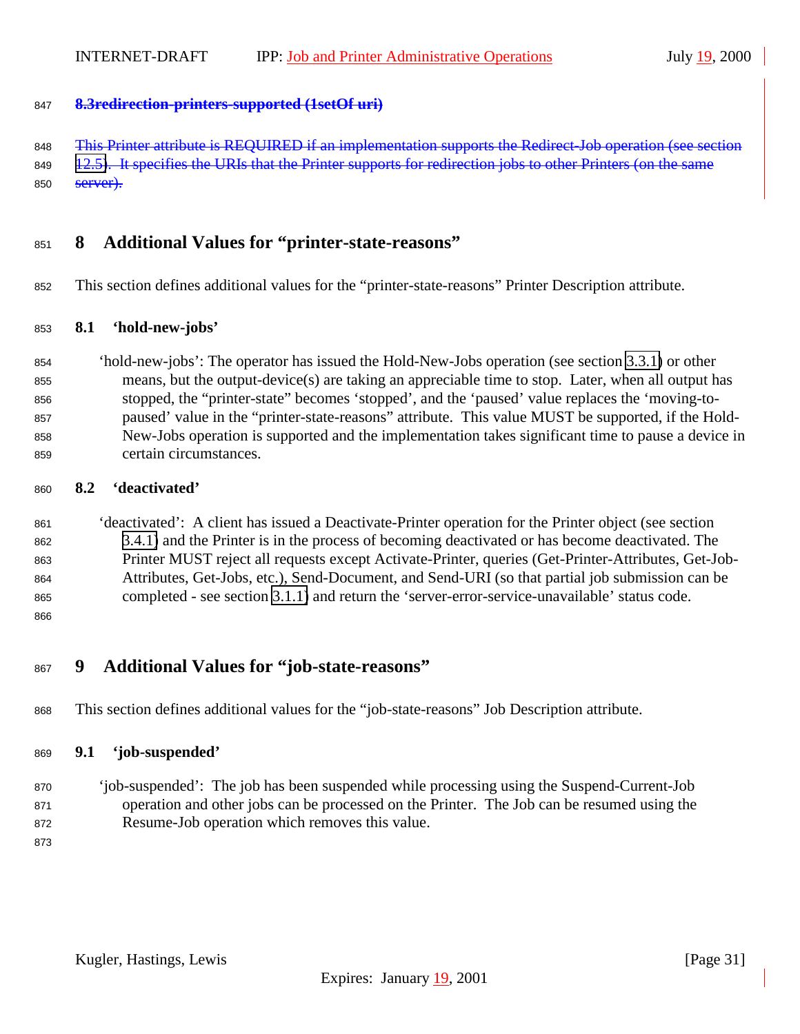### ~~8.3redirection-printers-supported (1setOf uri)~~

~~This Printer attribute is REQUIRED if an implementation supports the Redirect-Job operation (see section 12.5). It specifies the URIs that the Printer supports for redirection jobs to other Printers (on the same server).~~

# 8 Additional Values for "printer-state-reasons"

This section defines additional values for the "printer-state-reasons" Printer Description attribute.

## 8.1 'hold-new-jobs'

'hold-new-jobs': The operator has issued the Hold-New-Jobs operation (see section 3.3.1) or other means, but the output-device(s) are taking an appreciable time to stop. Later, when all output has stopped, the "printer-state" becomes 'stopped', and the 'paused' value replaces the 'moving-to-paused' value in the "printer-state-reasons" attribute. This value MUST be supported, if the Hold-New-Jobs operation is supported and the implementation takes significant time to pause a device in certain circumstances.

## 8.2 'deactivated'

'deactivated': A client has issued a Deactivate-Printer operation for the Printer object (see section 3.4.1) and the Printer is in the process of becoming deactivated or has become deactivated. The Printer MUST reject all requests except Activate-Printer, queries (Get-Printer-Attributes, Get-Job-Attributes, Get-Jobs, etc.), Send-Document, and Send-URI (so that partial job submission can be completed - see section 3.1.1) and return the 'server-error-service-unavailable' status code.

# 9 Additional Values for "job-state-reasons"

This section defines additional values for the "job-state-reasons" Job Description attribute.

## 9.1 'job-suspended'

'job-suspended': The job has been suspended while processing using the Suspend-Current-Job operation and other jobs can be processed on the Printer. The Job can be resumed using the Resume-Job operation which removes this value.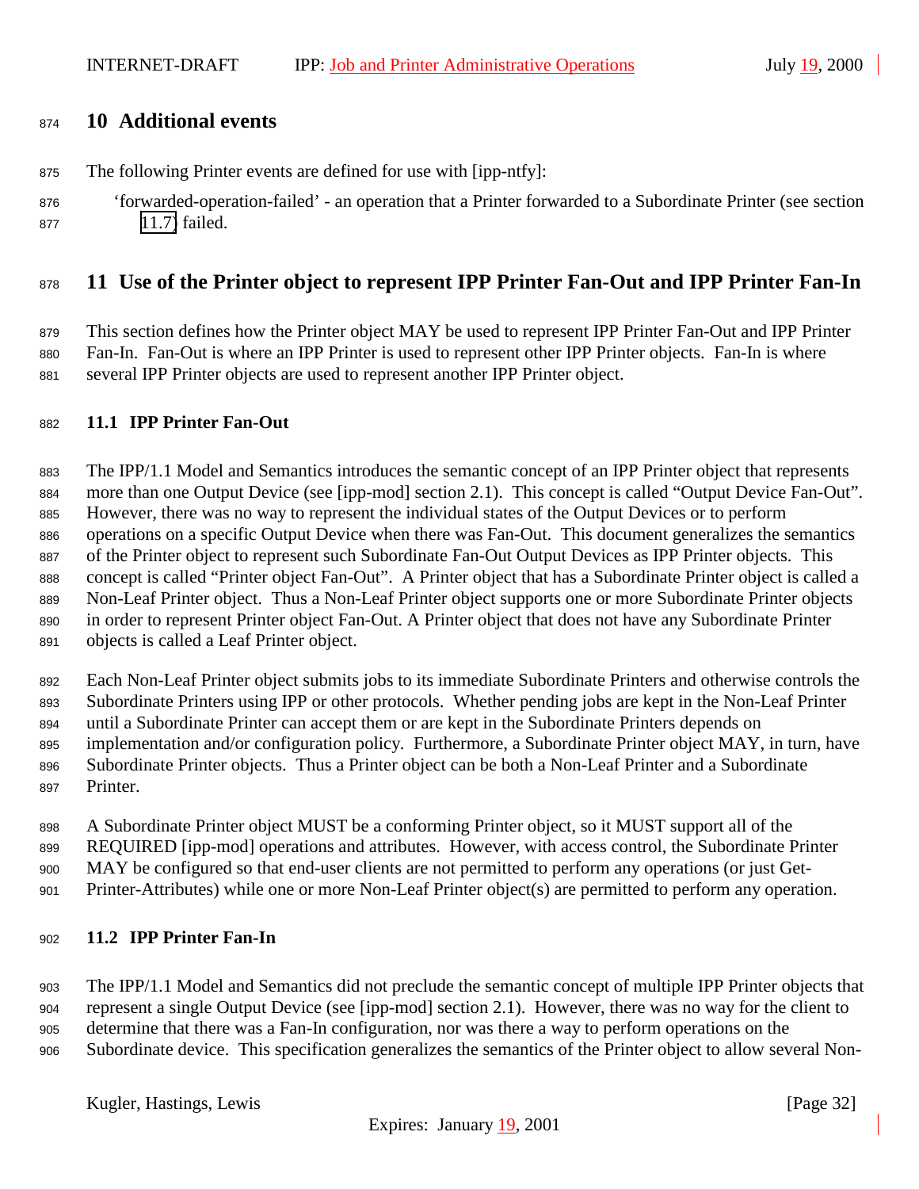# 10 Additional events

The following Printer events are defined for use with [ipp-ntfy]:

'forwarded-operation-failed' - an operation that a Printer forwarded to a Subordinate Printer (see section 11.7) failed.

# 11 Use of the Printer object to represent IPP Printer Fan-Out and IPP Printer Fan-In

This section defines how the Printer object MAY be used to represent IPP Printer Fan-Out and IPP Printer Fan-In. Fan-Out is where an IPP Printer is used to represent other IPP Printer objects. Fan-In is where several IPP Printer objects are used to represent another IPP Printer object.

## 11.1 IPP Printer Fan-Out

The IPP/1.1 Model and Semantics introduces the semantic concept of an IPP Printer object that represents more than one Output Device (see [ipp-mod] section 2.1). This concept is called "Output Device Fan-Out". However, there was no way to represent the individual states of the Output Devices or to perform operations on a specific Output Device when there was Fan-Out. This document generalizes the semantics of the Printer object to represent such Subordinate Fan-Out Output Devices as IPP Printer objects. This concept is called "Printer object Fan-Out". A Printer object that has a Subordinate Printer object is called a Non-Leaf Printer object. Thus a Non-Leaf Printer object supports one or more Subordinate Printer objects in order to represent Printer object Fan-Out. A Printer object that does not have any Subordinate Printer objects is called a Leaf Printer object.

Each Non-Leaf Printer object submits jobs to its immediate Subordinate Printers and otherwise controls the Subordinate Printers using IPP or other protocols. Whether pending jobs are kept in the Non-Leaf Printer until a Subordinate Printer can accept them or are kept in the Subordinate Printers depends on implementation and/or configuration policy. Furthermore, a Subordinate Printer object MAY, in turn, have Subordinate Printer objects. Thus a Printer object can be both a Non-Leaf Printer and a Subordinate Printer.

A Subordinate Printer object MUST be a conforming Printer object, so it MUST support all of the REQUIRED [ipp-mod] operations and attributes. However, with access control, the Subordinate Printer MAY be configured so that end-user clients are not permitted to perform any operations (or just Get-Printer-Attributes) while one or more Non-Leaf Printer object(s) are permitted to perform any operation.

## 11.2 IPP Printer Fan-In

The IPP/1.1 Model and Semantics did not preclude the semantic concept of multiple IPP Printer objects that represent a single Output Device (see [ipp-mod] section 2.1). However, there was no way for the client to determine that there was a Fan-In configuration, nor was there a way to perform operations on the Subordinate device. This specification generalizes the semantics of the Printer object to allow several Non-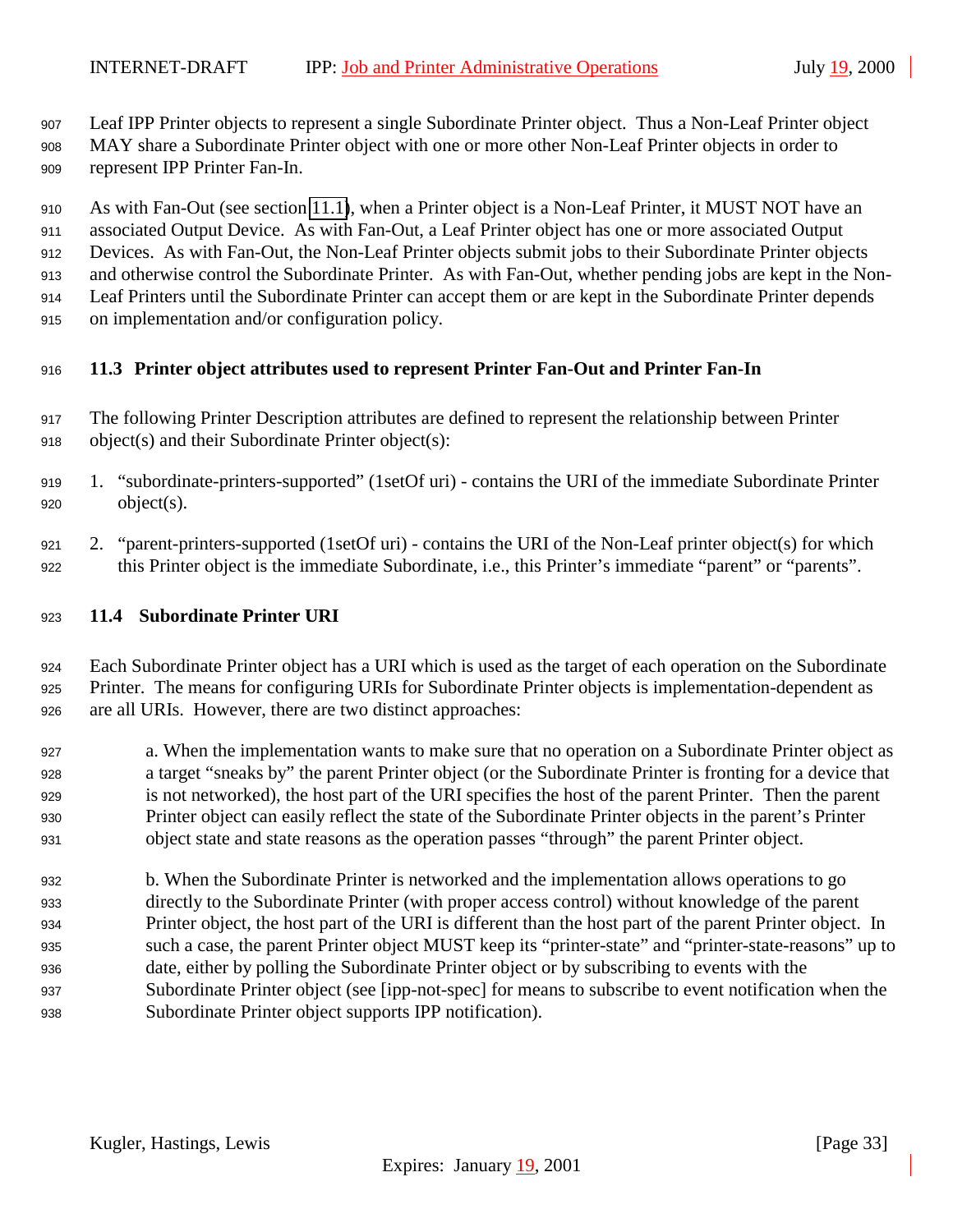Leaf IPP Printer objects to represent a single Subordinate Printer object. Thus a Non-Leaf Printer object MAY share a Subordinate Printer object with one or more other Non-Leaf Printer objects in order to represent IPP Printer Fan-In.

As with Fan-Out (see section 11.1), when a Printer object is a Non-Leaf Printer, it MUST NOT have an associated Output Device. As with Fan-Out, a Leaf Printer object has one or more associated Output Devices. As with Fan-Out, the Non-Leaf Printer objects submit jobs to their Subordinate Printer objects and otherwise control the Subordinate Printer. As with Fan-Out, whether pending jobs are kept in the Non-Leaf Printers until the Subordinate Printer can accept them or are kept in the Subordinate Printer depends on implementation and/or configuration policy.

### 11.3 Printer object attributes used to represent Printer Fan-Out and Printer Fan-In

The following Printer Description attributes are defined to represent the relationship between Printer object(s) and their Subordinate Printer object(s):

1. "subordinate-printers-supported" (1setOf uri) - contains the URI of the immediate Subordinate Printer object(s).
2. "parent-printers-supported (1setOf uri) - contains the URI of the Non-Leaf printer object(s) for which this Printer object is the immediate Subordinate, i.e., this Printer's immediate "parent" or "parents".

### 11.4 Subordinate Printer URI

Each Subordinate Printer object has a URI which is used as the target of each operation on the Subordinate Printer. The means for configuring URIs for Subordinate Printer objects is implementation-dependent as are all URIs. However, there are two distinct approaches:

a. When the implementation wants to make sure that no operation on a Subordinate Printer object as a target "sneaks by" the parent Printer object (or the Subordinate Printer is fronting for a device that is not networked), the host part of the URI specifies the host of the parent Printer. Then the parent Printer object can easily reflect the state of the Subordinate Printer objects in the parent's Printer object state and state reasons as the operation passes "through" the parent Printer object.

b. When the Subordinate Printer is networked and the implementation allows operations to go directly to the Subordinate Printer (with proper access control) without knowledge of the parent Printer object, the host part of the URI is different than the host part of the parent Printer object. In such a case, the parent Printer object MUST keep its "printer-state" and "printer-state-reasons" up to date, either by polling the Subordinate Printer object or by subscribing to events with the Subordinate Printer object (see [ipp-not-spec] for means to subscribe to event notification when the Subordinate Printer object supports IPP notification).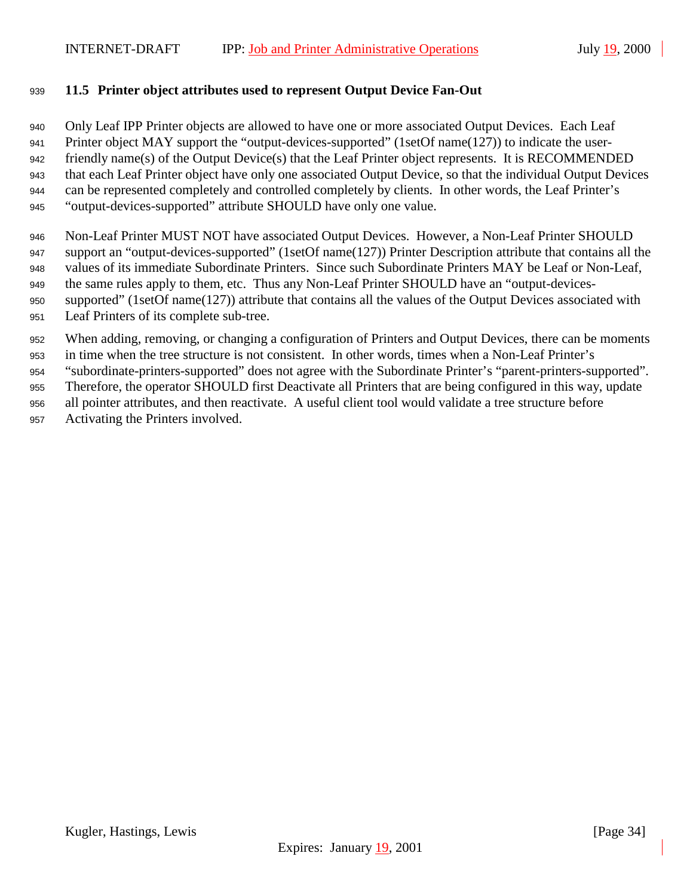### 11.5 Printer object attributes used to represent Output Device Fan-Out

Only Leaf IPP Printer objects are allowed to have one or more associated Output Devices. Each Leaf Printer object MAY support the "output-devices-supported" (1setOf name(127)) to indicate the user-friendly name(s) of the Output Device(s) that the Leaf Printer object represents. It is RECOMMENDED that each Leaf Printer object have only one associated Output Device, so that the individual Output Devices can be represented completely and controlled completely by clients. In other words, the Leaf Printer's "output-devices-supported" attribute SHOULD have only one value.

Non-Leaf Printer MUST NOT have associated Output Devices. However, a Non-Leaf Printer SHOULD support an "output-devices-supported" (1setOf name(127)) Printer Description attribute that contains all the values of its immediate Subordinate Printers. Since such Subordinate Printers MAY be Leaf or Non-Leaf, the same rules apply to them, etc. Thus any Non-Leaf Printer SHOULD have an "output-devices-supported" (1setOf name(127)) attribute that contains all the values of the Output Devices associated with Leaf Printers of its complete sub-tree.

When adding, removing, or changing a configuration of Printers and Output Devices, there can be moments in time when the tree structure is not consistent. In other words, times when a Non-Leaf Printer's "subordinate-printers-supported" does not agree with the Subordinate Printer's "parent-printers-supported". Therefore, the operator SHOULD first Deactivate all Printers that are being configured in this way, update all pointer attributes, and then reactivate. A useful client tool would validate a tree structure before Activating the Printers involved.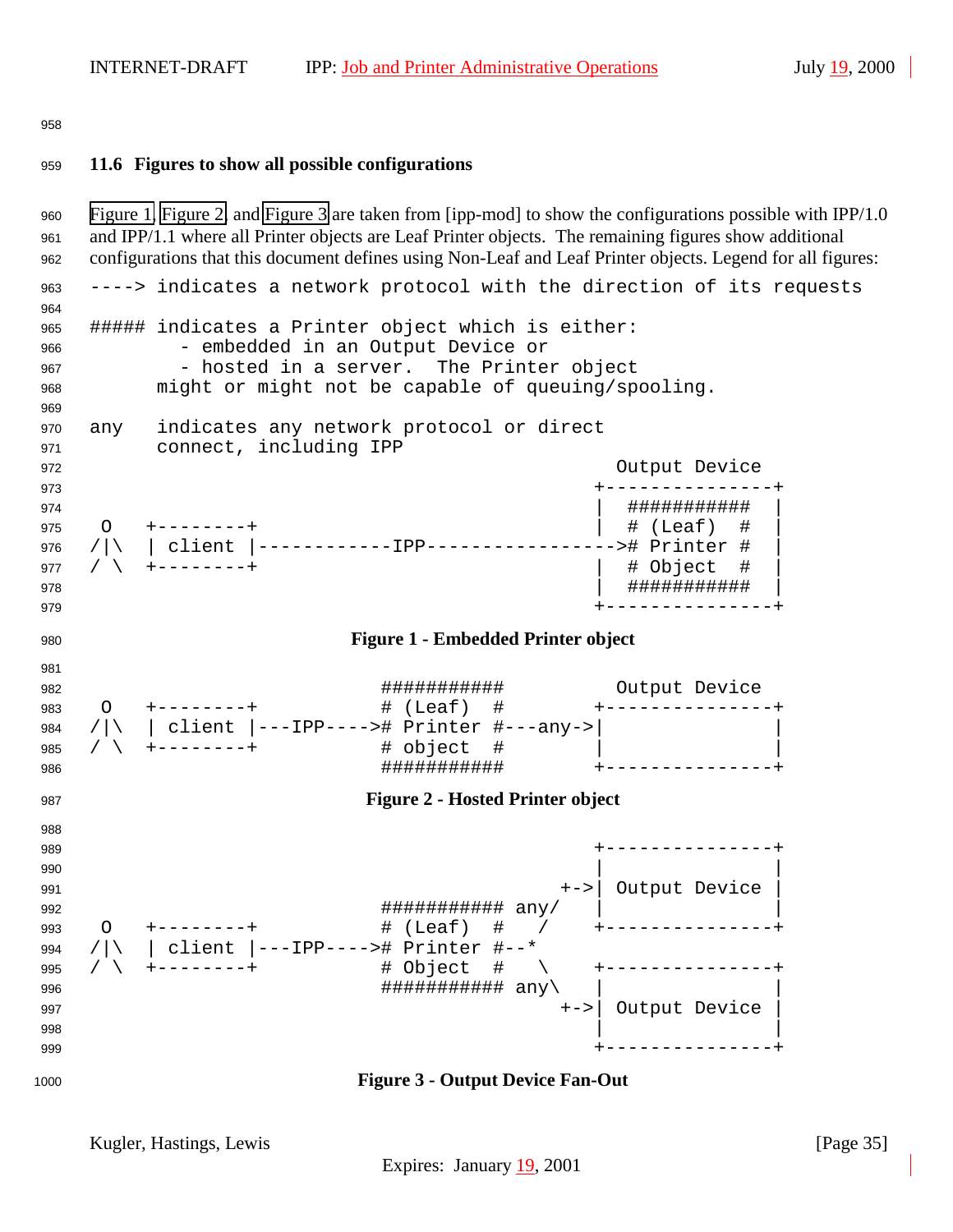### 11.6 Figures to show all possible configurations

Figure 1, Figure 2, and Figure 3 are taken from [ipp-mod] to show the configurations possible with IPP/1.0 and IPP/1.1 where all Printer objects are Leaf Printer objects. The remaining figures show additional configurations that this document defines using Non-Leaf and Leaf Printer objects. Legend for all figures:

```
----> indicates a network protocol with the direction of its requests

##### indicates a Printer object which is either:
         - embedded in an Output Device or
         - hosted in a server.  The Printer object
      might or might not be capable of queuing/spooling.

any   indicates any network protocol or direct
      connect, including IPP
                                                    Output Device
                                                  +---------------+
                                                  |  ###########  |
 O   +--------+                                   |  # (Leaf)  #  |
/|\  | client |------------IPP----------------->#  Printer #  |
/ \  +--------+                                   |  # Object  #  |
                                                  |  ###########  |
                                                  +---------------+
```

**Figure 1 - Embedded Printer object**

```
                          ###########          Output Device
 O   +--------+           # (Leaf)  #        +---------------+
/|\  | client |---IPP---># Printer #---any->|               |
/ \  +--------+           # object  #        |               |
                          ###########        +---------------+
```

**Figure 2 - Hosted Printer object**

```
                                                  +---------------+
                                                  |               |
                                               +->| Output Device |
                          ########### any/    |               |
 O   +--------+           # (Leaf)  #   /     +---------------+
/|\  | client |---IPP----># Printer #--*
/ \  +--------+           # Object  #   \     +---------------+
                          ########### any\    |               |
                                               +->| Output Device |
                                                  |               |
                                                  +---------------+
```

**Figure 3 - Output Device Fan-Out**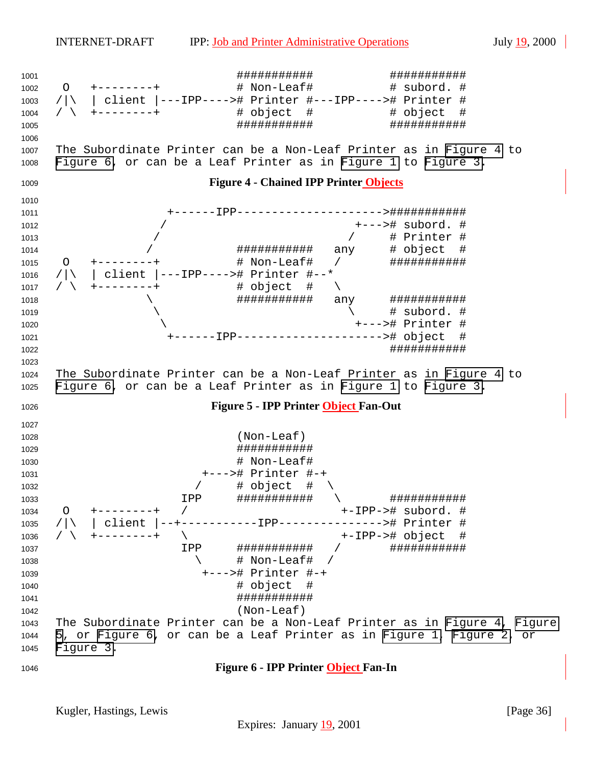```
                                  ###########          ###########
 O   +--------+                  # Non-Leaf#          # subord. #
/|\  | client |---IPP---->#  Printer #---IPP---->#  Printer #
/ \  +--------+                  # object  #          # object  #
                                  ###########          ###########
```

The Subordinate Printer can be a Non-Leaf Printer as in Figure 4 to Figure 6, or can be a Leaf Printer as in Figure 1 to Figure 3.

**Figure 4 - Chained IPP Printer Objects**

```
                 +------IPP-------------------->###########
                /                           +--->#  subord. #
               /                           /     # Printer #
              /             ###########   any    # object  #
 O   +--------+             # Non-Leaf#   /      ###########
/|\  | client |---IPP---->#  Printer #--*
/ \  +--------+             # object  #   \
              \             ###########   any    ###########
               \                           \     # subord. #
                \                           +--->#  Printer #
                 +------IPP-------------------->#  object  #
                                                 ###########
```

The Subordinate Printer can be a Non-Leaf Printer as in Figure 4 to Figure 6, or can be a Leaf Printer as in Figure 1 to Figure 3.

**Figure 5 - IPP Printer Object Fan-Out**

```
                            (Non-Leaf)
                            ###########
                            # Non-Leaf#
                        +--->#  Printer #-+
                       /    # object  #  \
                     IPP    ###########   \       ###########
 O   +--------+     /                      +-IPP->#  subord. #
/|\  | client |--+-----------IPP--------------->#  Printer #
/ \  +--------+     \                      +-IPP->#  object  #
                     IPP    ###########   /       ###########
                       \    # Non-Leaf#  /
                        +--->#  Printer #-+
                            # object  #
                            ###########
                            (Non-Leaf)
```

The Subordinate Printer can be a Non-Leaf Printer as in Figure 4, Figure 5, or Figure 6, or can be a Leaf Printer as in Figure 1, Figure 2, or Figure 3.

**Figure 6 - IPP Printer Object Fan-In**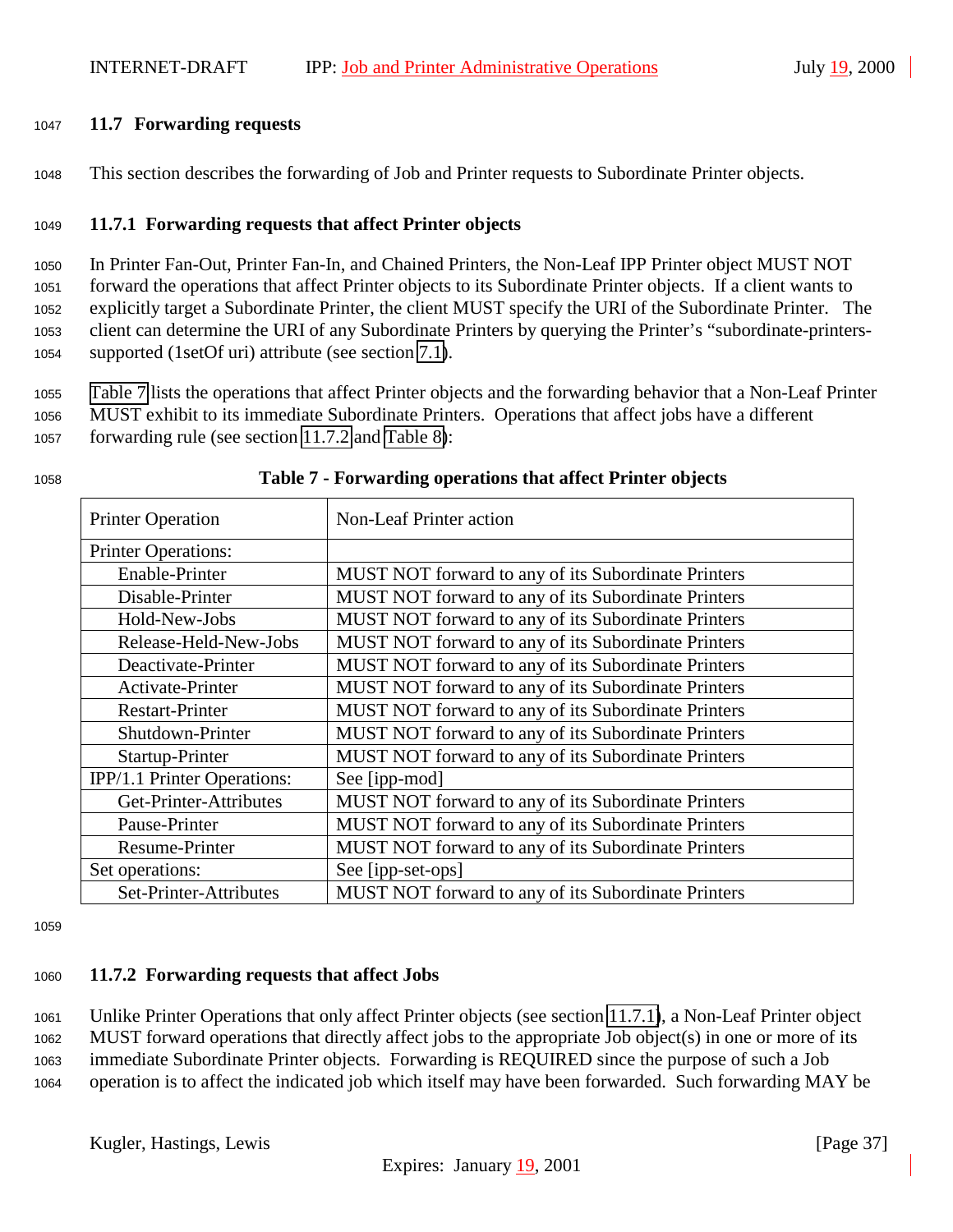### 11.7 Forwarding requests

This section describes the forwarding of Job and Printer requests to Subordinate Printer objects.

#### 11.7.1 Forwarding requests that affect Printer objects

In Printer Fan-Out, Printer Fan-In, and Chained Printers, the Non-Leaf IPP Printer object MUST NOT forward the operations that affect Printer objects to its Subordinate Printer objects. If a client wants to explicitly target a Subordinate Printer, the client MUST specify the URI of the Subordinate Printer. The client can determine the URI of any Subordinate Printers by querying the Printer's "subordinate-printers-supported (1setOf uri) attribute (see section 7.1).

Table 7 lists the operations that affect Printer objects and the forwarding behavior that a Non-Leaf Printer MUST exhibit to its immediate Subordinate Printers. Operations that affect jobs have a different forwarding rule (see section 11.7.2 and Table 8):

**Table 7 - Forwarding operations that affect Printer objects**

| Printer Operation | Non-Leaf Printer action |
|---|---|
| Printer Operations: | |
| Enable-Printer | MUST NOT forward to any of its Subordinate Printers |
| Disable-Printer | MUST NOT forward to any of its Subordinate Printers |
| Hold-New-Jobs | MUST NOT forward to any of its Subordinate Printers |
| Release-Held-New-Jobs | MUST NOT forward to any of its Subordinate Printers |
| Deactivate-Printer | MUST NOT forward to any of its Subordinate Printers |
| Activate-Printer | MUST NOT forward to any of its Subordinate Printers |
| Restart-Printer | MUST NOT forward to any of its Subordinate Printers |
| Shutdown-Printer | MUST NOT forward to any of its Subordinate Printers |
| Startup-Printer | MUST NOT forward to any of its Subordinate Printers |
| IPP/1.1 Printer Operations: | See [ipp-mod] |
| Get-Printer-Attributes | MUST NOT forward to any of its Subordinate Printers |
| Pause-Printer | MUST NOT forward to any of its Subordinate Printers |
| Resume-Printer | MUST NOT forward to any of its Subordinate Printers |
| Set operations: | See [ipp-set-ops] |
| Set-Printer-Attributes | MUST NOT forward to any of its Subordinate Printers |

#### 11.7.2 Forwarding requests that affect Jobs

Unlike Printer Operations that only affect Printer objects (see section 11.7.1), a Non-Leaf Printer object MUST forward operations that directly affect jobs to the appropriate Job object(s) in one or more of its immediate Subordinate Printer objects. Forwarding is REQUIRED since the purpose of such a Job operation is to affect the indicated job which itself may have been forwarded. Such forwarding MAY be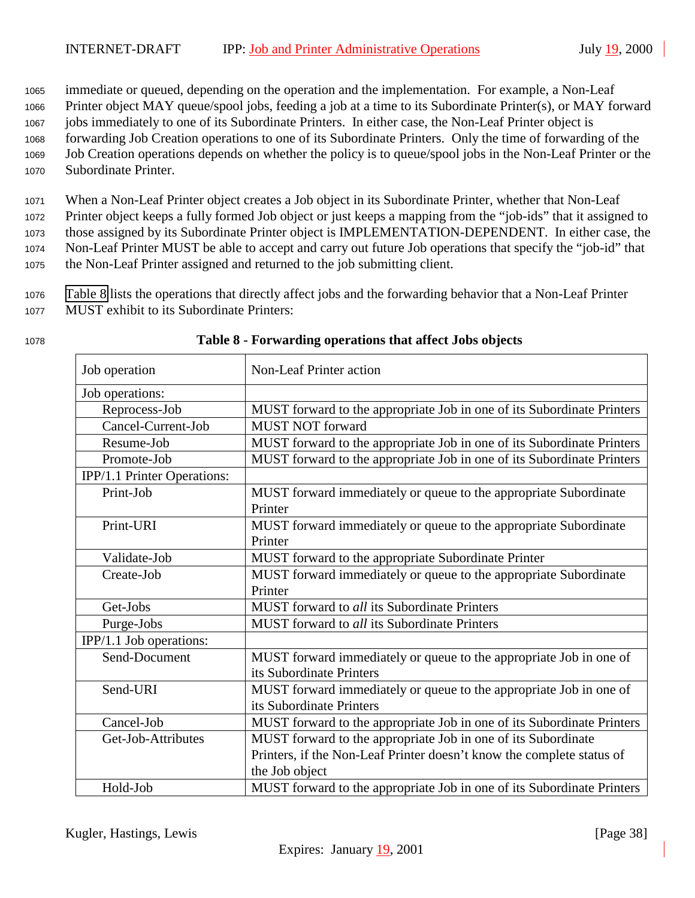immediate or queued, depending on the operation and the implementation. For example, a Non-Leaf Printer object MAY queue/spool jobs, feeding a job at a time to its Subordinate Printer(s), or MAY forward jobs immediately to one of its Subordinate Printers. In either case, the Non-Leaf Printer object is forwarding Job Creation operations to one of its Subordinate Printers. Only the time of forwarding of the Job Creation operations depends on whether the policy is to queue/spool jobs in the Non-Leaf Printer or the Subordinate Printer.

When a Non-Leaf Printer object creates a Job object in its Subordinate Printer, whether that Non-Leaf Printer object keeps a fully formed Job object or just keeps a mapping from the "job-ids" that it assigned to those assigned by its Subordinate Printer object is IMPLEMENTATION-DEPENDENT. In either case, the Non-Leaf Printer MUST be able to accept and carry out future Job operations that specify the "job-id" that the Non-Leaf Printer assigned and returned to the job submitting client.

Table 8 lists the operations that directly affect jobs and the forwarding behavior that a Non-Leaf Printer MUST exhibit to its Subordinate Printers:

**Table 8 - Forwarding operations that affect Jobs objects**

| Job operation | Non-Leaf Printer action |
|---|---|
| Job operations: | |
| Reprocess-Job | MUST forward to the appropriate Job in one of its Subordinate Printers |
| Cancel-Current-Job | MUST NOT forward |
| Resume-Job | MUST forward to the appropriate Job in one of its Subordinate Printers |
| Promote-Job | MUST forward to the appropriate Job in one of its Subordinate Printers |
| IPP/1.1 Printer Operations: | |
| Print-Job | MUST forward immediately or queue to the appropriate Subordinate Printer |
| Print-URI | MUST forward immediately or queue to the appropriate Subordinate Printer |
| Validate-Job | MUST forward to the appropriate Subordinate Printer |
| Create-Job | MUST forward immediately or queue to the appropriate Subordinate Printer |
| Get-Jobs | MUST forward to *all* its Subordinate Printers |
| Purge-Jobs | MUST forward to *all* its Subordinate Printers |
| IPP/1.1 Job operations: | |
| Send-Document | MUST forward immediately or queue to the appropriate Job in one of its Subordinate Printers |
| Send-URI | MUST forward immediately or queue to the appropriate Job in one of its Subordinate Printers |
| Cancel-Job | MUST forward to the appropriate Job in one of its Subordinate Printers |
| Get-Job-Attributes | MUST forward to the appropriate Job in one of its Subordinate Printers, if the Non-Leaf Printer doesn't know the complete status of the Job object |
| Hold-Job | MUST forward to the appropriate Job in one of its Subordinate Printers |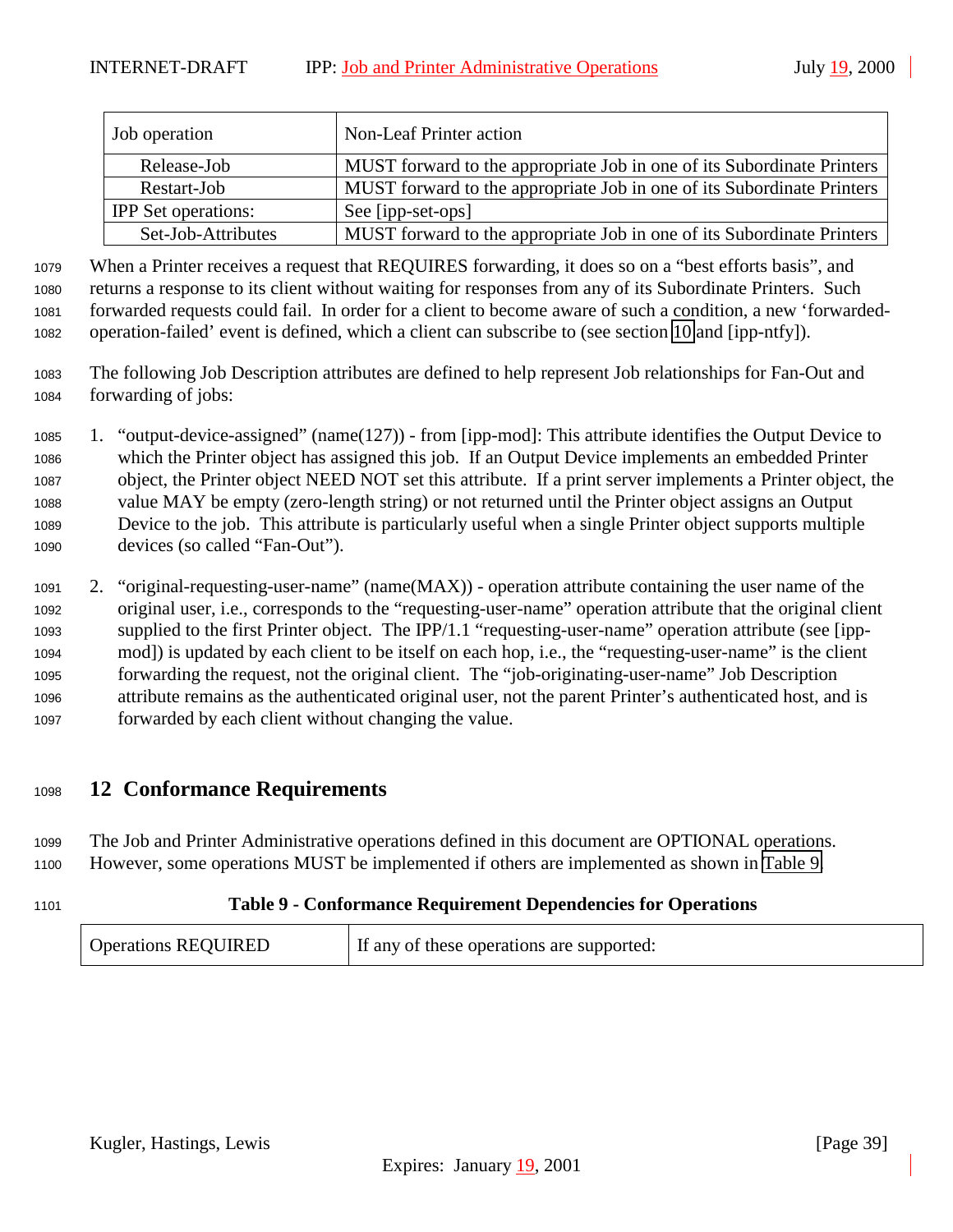| Job operation | Non-Leaf Printer action |
|---|---|
| Release-Job | MUST forward to the appropriate Job in one of its Subordinate Printers |
| Restart-Job | MUST forward to the appropriate Job in one of its Subordinate Printers |
| IPP Set operations: | See [ipp-set-ops] |
| Set-Job-Attributes | MUST forward to the appropriate Job in one of its Subordinate Printers |

When a Printer receives a request that REQUIRES forwarding, it does so on a "best efforts basis", and returns a response to its client without waiting for responses from any of its Subordinate Printers. Such forwarded requests could fail. In order for a client to become aware of such a condition, a new 'forwarded-operation-failed' event is defined, which a client can subscribe to (see section 10 and [ipp-ntfy]).

The following Job Description attributes are defined to help represent Job relationships for Fan-Out and forwarding of jobs:

1. "output-device-assigned" (name(127)) - from [ipp-mod]: This attribute identifies the Output Device to which the Printer object has assigned this job. If an Output Device implements an embedded Printer object, the Printer object NEED NOT set this attribute. If a print server implements a Printer object, the value MAY be empty (zero-length string) or not returned until the Printer object assigns an Output Device to the job. This attribute is particularly useful when a single Printer object supports multiple devices (so called "Fan-Out").

2. "original-requesting-user-name" (name(MAX)) - operation attribute containing the user name of the original user, i.e., corresponds to the "requesting-user-name" operation attribute that the original client supplied to the first Printer object. The IPP/1.1 "requesting-user-name" operation attribute (see [ipp-mod]) is updated by each client to be itself on each hop, i.e., the "requesting-user-name" is the client forwarding the request, not the original client. The "job-originating-user-name" Job Description attribute remains as the authenticated original user, not the parent Printer's authenticated host, and is forwarded by each client without changing the value.

# 12 Conformance Requirements

The Job and Printer Administrative operations defined in this document are OPTIONAL operations. However, some operations MUST be implemented if others are implemented as shown in Table 9.

**Table 9 - Conformance Requirement Dependencies for Operations**

| Operations REQUIRED | If any of these operations are supported: |
|---|---|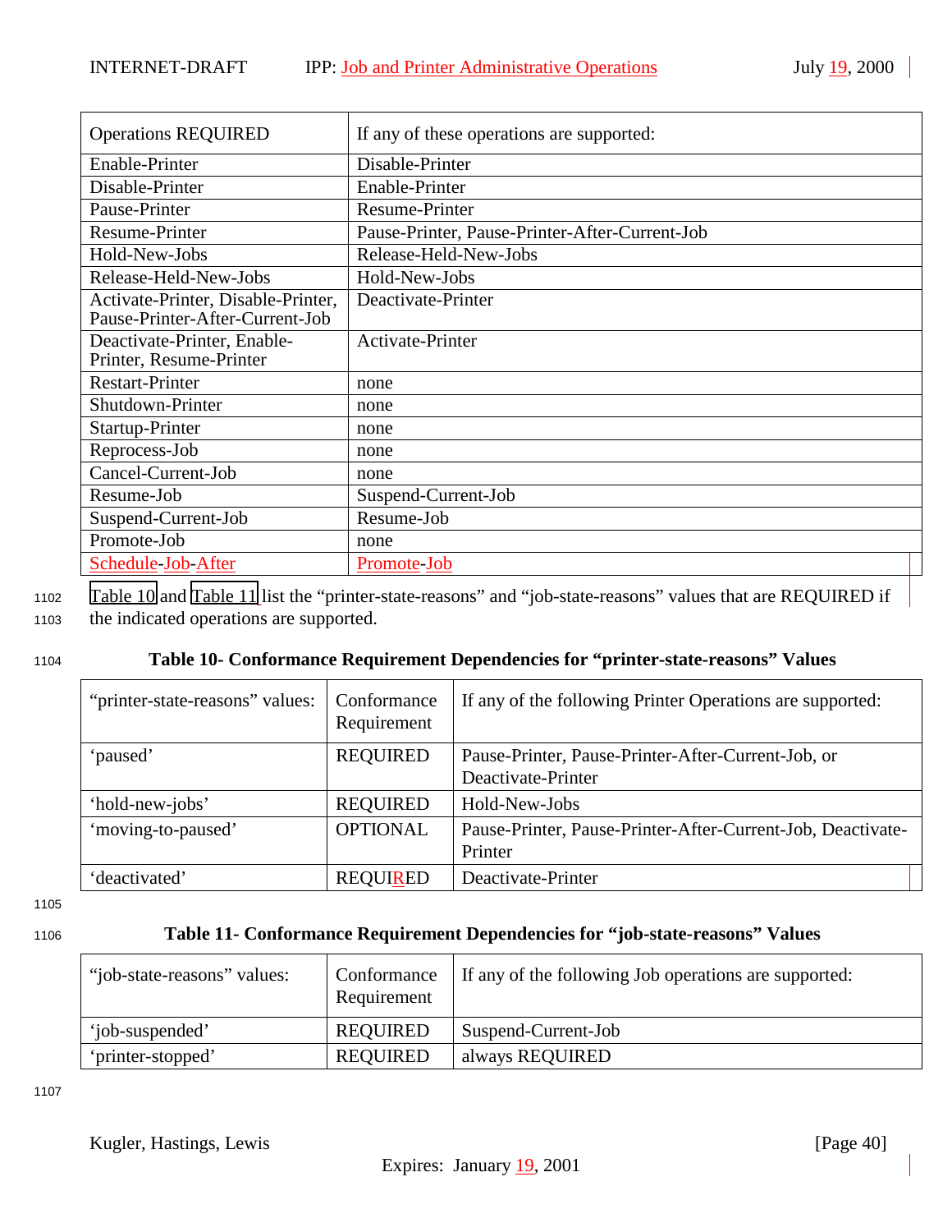| Operations REQUIRED | If any of these operations are supported: |
|---|---|
| Enable-Printer | Disable-Printer |
| Disable-Printer | Enable-Printer |
| Pause-Printer | Resume-Printer |
| Resume-Printer | Pause-Printer, Pause-Printer-After-Current-Job |
| Hold-New-Jobs | Release-Held-New-Jobs |
| Release-Held-New-Jobs | Hold-New-Jobs |
| Activate-Printer, Disable-Printer, Pause-Printer-After-Current-Job | Deactivate-Printer |
| Deactivate-Printer, Enable-Printer, Resume-Printer | Activate-Printer |
| Restart-Printer | none |
| Shutdown-Printer | none |
| Startup-Printer | none |
| Reprocess-Job | none |
| Cancel-Current-Job | none |
| Resume-Job | Suspend-Current-Job |
| Suspend-Current-Job | Resume-Job |
| Promote-Job | none |
| Schedule-Job-After | Promote-Job |

Table 10 and Table 11 list the "printer-state-reasons" and "job-state-reasons" values that are REQUIRED if the indicated operations are supported.

**Table 10- Conformance Requirement Dependencies for "printer-state-reasons" Values**

| "printer-state-reasons" values: | Conformance Requirement | If any of the following Printer Operations are supported: |
|---|---|---|
| 'paused' | REQUIRED | Pause-Printer, Pause-Printer-After-Current-Job, or Deactivate-Printer |
| 'hold-new-jobs' | REQUIRED | Hold-New-Jobs |
| 'moving-to-paused' | OPTIONAL | Pause-Printer, Pause-Printer-After-Current-Job, Deactivate-Printer |
| 'deactivated' | REQUIRED | Deactivate-Printer |

**Table 11- Conformance Requirement Dependencies for "job-state-reasons" Values**

| "job-state-reasons" values: | Conformance Requirement | If any of the following Job operations are supported: |
|---|---|---|
| 'job-suspended' | REQUIRED | Suspend-Current-Job |
| 'printer-stopped' | REQUIRED | always REQUIRED |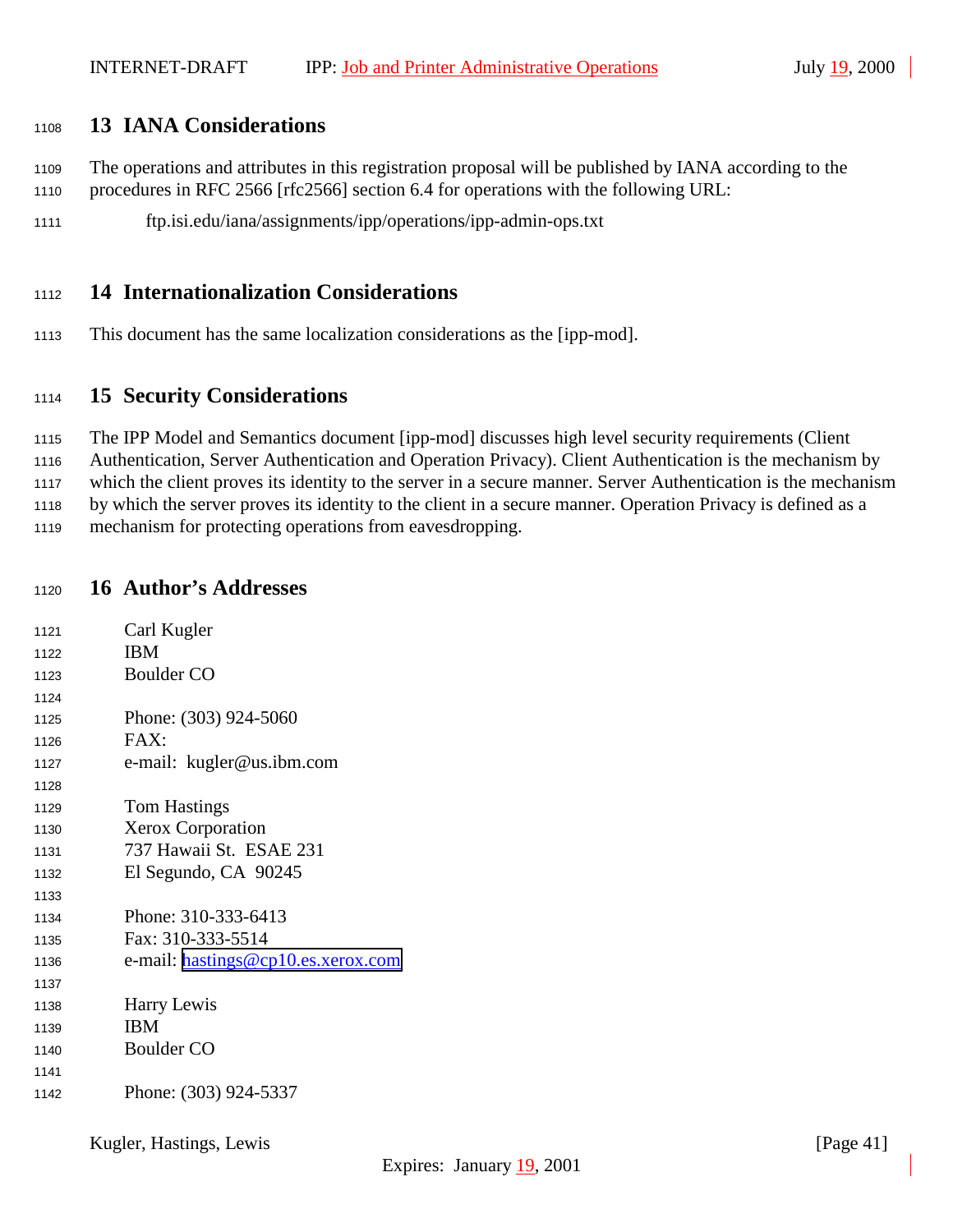# 13 IANA Considerations

The operations and attributes in this registration proposal will be published by IANA according to the procedures in RFC 2566 [rfc2566] section 6.4 for operations with the following URL:

ftp.isi.edu/iana/assignments/ipp/operations/ipp-admin-ops.txt

# 14 Internationalization Considerations

This document has the same localization considerations as the [ipp-mod].

# 15 Security Considerations

The IPP Model and Semantics document [ipp-mod] discusses high level security requirements (Client Authentication, Server Authentication and Operation Privacy). Client Authentication is the mechanism by which the client proves its identity to the server in a secure manner. Server Authentication is the mechanism by which the server proves its identity to the client in a secure manner. Operation Privacy is defined as a mechanism for protecting operations from eavesdropping.

# 16 Author's Addresses

Carl Kugler
IBM
Boulder CO

Phone: (303) 924-5060
FAX:
e-mail: kugler@us.ibm.com

Tom Hastings
Xerox Corporation
737 Hawaii St. ESAE 231
El Segundo, CA 90245

Phone: 310-333-6413
Fax: 310-333-5514
e-mail: hastings@cp10.es.xerox.com

Harry Lewis
IBM
Boulder CO

Phone: (303) 924-5337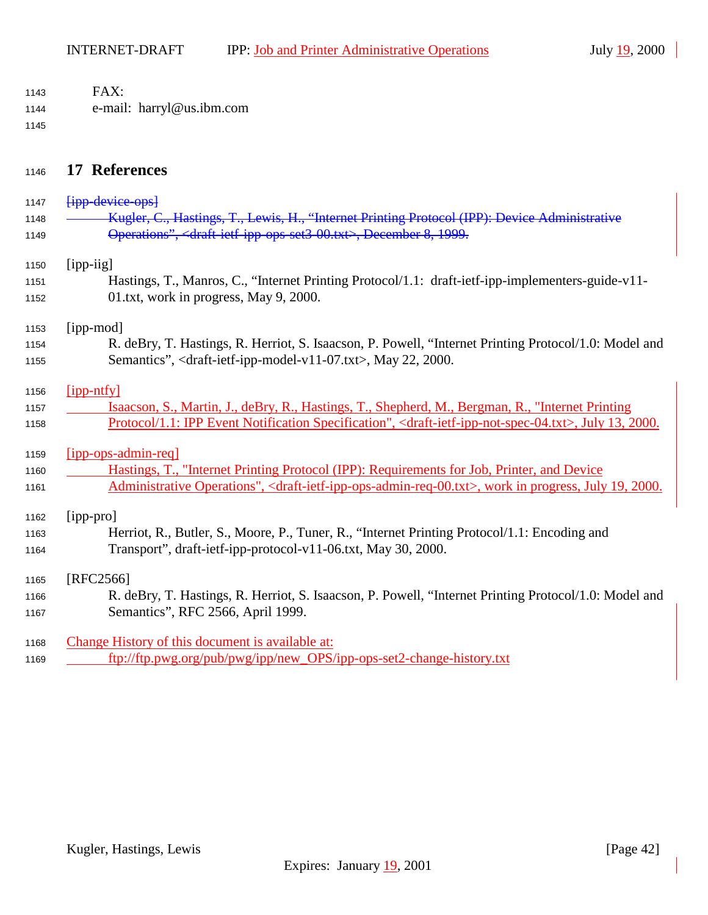FAX:

e-mail: harryl@us.ibm.com

# 17 References

~~[ipp-device-ops]~~
~~Kugler, C., Hastings, T., Lewis, H., "Internet Printing Protocol (IPP): Device Administrative Operations", <draft-ietf-ipp-ops-set3-00.txt>, December 8, 1999.~~

[ipp-iig]
Hastings, T., Manros, C., "Internet Printing Protocol/1.1: draft-ietf-ipp-implementers-guide-v11-01.txt, work in progress, May 9, 2000.

[ipp-mod]
R. deBry, T. Hastings, R. Herriot, S. Isaacson, P. Powell, "Internet Printing Protocol/1.0: Model and Semantics", <draft-ietf-ipp-model-v11-07.txt>, May 22, 2000.

[ipp-ntfy]
Isaacson, S., Martin, J., deBry, R., Hastings, T., Shepherd, M., Bergman, R., "Internet Printing Protocol/1.1: IPP Event Notification Specification", <draft-ietf-ipp-not-spec-04.txt>, July 13, 2000.

[ipp-ops-admin-req]
Hastings, T., "Internet Printing Protocol (IPP): Requirements for Job, Printer, and Device Administrative Operations", <draft-ietf-ipp-ops-admin-req-00.txt>, work in progress, July 19, 2000.

[ipp-pro]
Herriot, R., Butler, S., Moore, P., Tuner, R., "Internet Printing Protocol/1.1: Encoding and Transport", draft-ietf-ipp-protocol-v11-06.txt, May 30, 2000.

[RFC2566]
R. deBry, T. Hastings, R. Herriot, S. Isaacson, P. Powell, "Internet Printing Protocol/1.0: Model and Semantics", RFC 2566, April 1999.

Change History of this document is available at:
ftp://ftp.pwg.org/pub/pwg/ipp/new_OPS/ipp-ops-set2-change-history.txt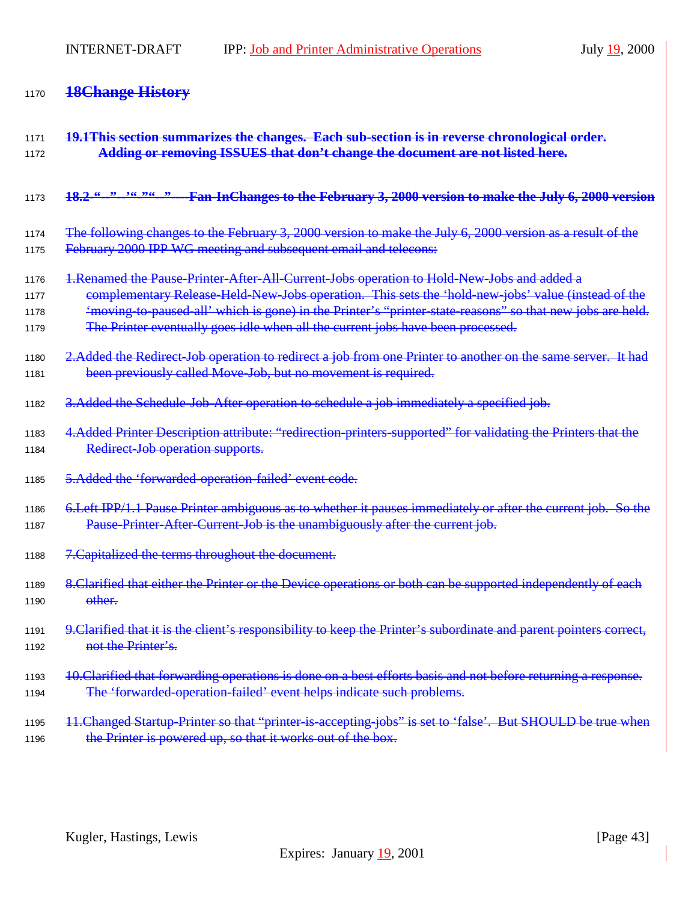# 18Change History

## 19.1This section summarizes the changes. Each sub-section is in reverse chronological order. Adding or removing ISSUES that don't change the document are not listed here.

### 18.2 "--"--'"-""--"----Fan-InChanges to the February 3, 2000 version to make the July 6, 2000 version

The following changes to the February 3, 2000 version to make the July 6, 2000 version as a result of the February 2000 IPP WG meeting and subsequent email and telecons:

1. Renamed the Pause-Printer-After-All-Current-Jobs operation to Hold-New-Jobs and added a complementary Release-Held-New-Jobs operation. This sets the 'hold-new-jobs' value (instead of the 'moving-to-paused-all' which is gone) in the Printer's "printer-state-reasons" so that new jobs are held. The Printer eventually goes idle when all the current jobs have been processed.

2. Added the Redirect-Job operation to redirect a job from one Printer to another on the same server. It had been previously called Move-Job, but no movement is required.

3. Added the Schedule-Job-After operation to schedule a job immediately a specified job.

4. Added Printer Description attribute: "redirection-printers-supported" for validating the Printers that the Redirect-Job operation supports.

5. Added the 'forwarded-operation-failed' event code.

6. Left IPP/1.1 Pause Printer ambiguous as to whether it pauses immediately or after the current job. So the Pause-Printer-After-Current-Job is the unambiguously after the current job.

7. Capitalized the terms throughout the document.

8. Clarified that either the Printer or the Device operations or both can be supported independently of each other.

9. Clarified that it is the client's responsibility to keep the Printer's subordinate and parent pointers correct, not the Printer's.

10. Clarified that forwarding operations is done on a best efforts basis and not before returning a response. The 'forwarded-operation-failed' event helps indicate such problems.

11. Changed Startup-Printer so that "printer-is-accepting-jobs" is set to 'false'. But SHOULD be true when the Printer is powered up, so that it works out of the box.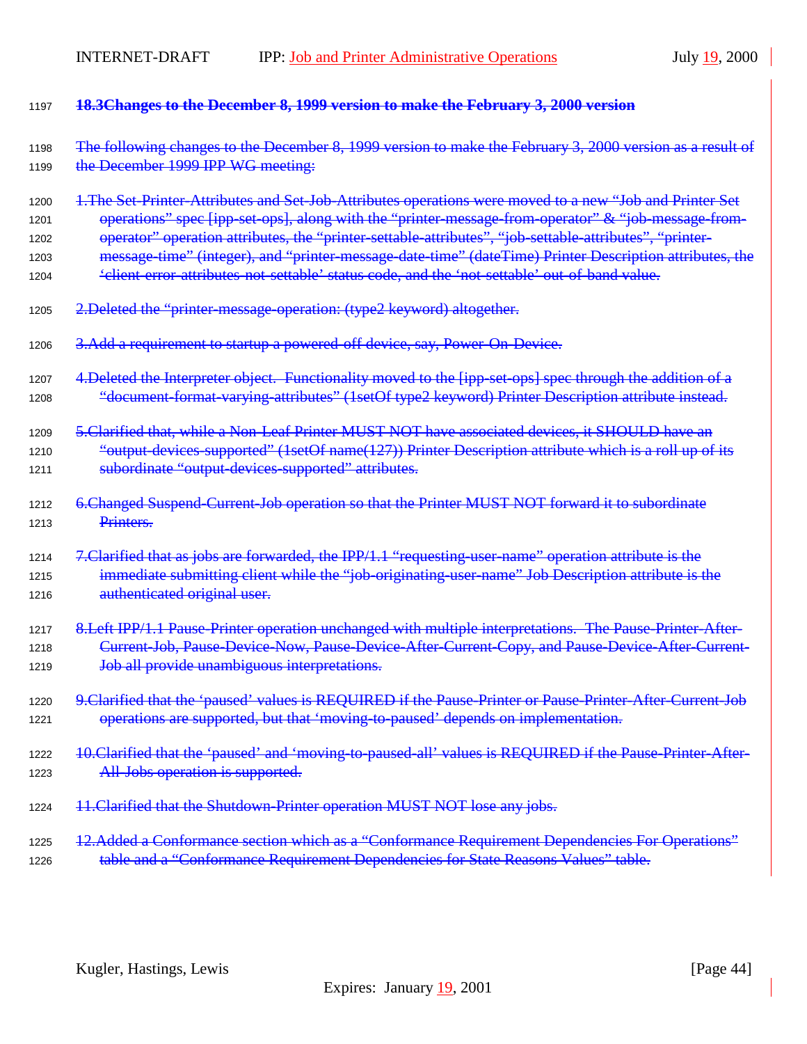### 18.3 Changes to the December 8, 1999 version to make the February 3, 2000 version

The following changes to the December 8, 1999 version to make the February 3, 2000 version as a result of the December 1999 IPP WG meeting:

1. The Set-Printer-Attributes and Set-Job-Attributes operations were moved to a new "Job and Printer Set operations" spec [ipp-set-ops], along with the "printer-message-from-operator" & "job-message-from-operator" operation attributes, the "printer-settable-attributes", "job-settable-attributes", "printer-message-time" (integer), and "printer-message-date-time" (dateTime) Printer Description attributes, the 'client-error-attributes-not-settable' status code, and the 'not-settable' out-of-band value.

2. Deleted the "printer-message-operation: (type2 keyword) altogether.

3. Add a requirement to startup a powered-off device, say, Power-On-Device.

4. Deleted the Interpreter object. Functionality moved to the [ipp-set-ops] spec through the addition of a "document-format-varying-attributes" (1setOf type2 keyword) Printer Description attribute instead.

5. Clarified that, while a Non-Leaf Printer MUST NOT have associated devices, it SHOULD have an "output-devices-supported" (1setOf name(127)) Printer Description attribute which is a roll up of its subordinate "output-devices-supported" attributes.

6. Changed Suspend-Current-Job operation so that the Printer MUST NOT forward it to subordinate Printers.

7. Clarified that as jobs are forwarded, the IPP/1.1 "requesting-user-name" operation attribute is the immediate submitting client while the "job-originating-user-name" Job Description attribute is the authenticated original user.

8. Left IPP/1.1 Pause-Printer operation unchanged with multiple interpretations. The Pause-Printer-After-Current-Job, Pause-Device-Now, Pause-Device-After-Current-Copy, and Pause-Device-After-Current-Job all provide unambiguous interpretations.

9. Clarified that the 'paused' values is REQUIRED if the Pause-Printer or Pause-Printer-After-Current-Job operations are supported, but that 'moving-to-paused' depends on implementation.

10. Clarified that the 'paused' and 'moving-to-paused-all' values is REQUIRED if the Pause-Printer-After-All-Jobs operation is supported.

11. Clarified that the Shutdown-Printer operation MUST NOT lose any jobs.

12. Added a Conformance section which as a "Conformance Requirement Dependencies For Operations" table and a "Conformance Requirement Dependencies for State Reasons Values" table.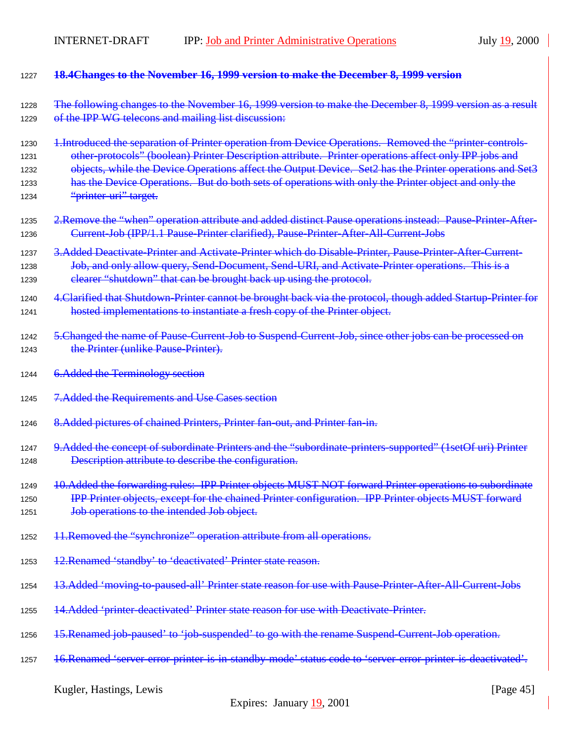### 18.4 Changes to the November 16, 1999 version to make the December 8, 1999 version

The following changes to the November 16, 1999 version to make the December 8, 1999 version as a result of the IPP WG telecons and mailing list discussion:

1. Introduced the separation of Printer operation from Device Operations. Removed the "printer-controls-other-protocols" (boolean) Printer Description attribute. Printer operations affect only IPP jobs and objects, while the Device Operations affect the Output Device. Set2 has the Printer operations and Set3 has the Device Operations. But do both sets of operations with only the Printer object and only the "printer-uri" target.

2. Remove the "when" operation attribute and added distinct Pause operations instead: Pause-Printer-After-Current-Job (IPP/1.1 Pause-Printer clarified), Pause-Printer-After-All-Current-Jobs

3. Added Deactivate-Printer and Activate-Printer which do Disable-Printer, Pause-Printer-After-Current-Job, and only allow query, Send-Document, Send-URI, and Activate-Printer operations. This is a clearer "shutdown" that can be brought back up using the protocol.

4. Clarified that Shutdown-Printer cannot be brought back via the protocol, though added Startup-Printer for hosted implementations to instantiate a fresh copy of the Printer object.

5. Changed the name of Pause-Current-Job to Suspend-Current-Job, since other jobs can be processed on the Printer (unlike Pause-Printer).

6. Added the Terminology section

7. Added the Requirements and Use Cases section

8. Added pictures of chained Printers, Printer fan-out, and Printer fan-in.

9. Added the concept of subordinate Printers and the "subordinate-printers-supported" (1setOf uri) Printer Description attribute to describe the configuration.

10. Added the forwarding rules: IPP Printer objects MUST NOT forward Printer operations to subordinate IPP Printer objects, except for the chained Printer configuration. IPP Printer objects MUST forward Job operations to the intended Job object.

11. Removed the "synchronize" operation attribute from all operations.

12. Renamed 'standby' to 'deactivated' Printer state reason.

13. Added 'moving-to-paused-all' Printer state reason for use with Pause-Printer-After-All-Current-Jobs

14. Added 'printer-deactivated' Printer state reason for use with Deactivate-Printer.

15. Renamed job-paused' to 'job-suspended' to go with the rename Suspend-Current-Job operation.

16. Renamed 'server-error-printer-is-in-standby-mode' status code to 'server-error-printer-is-deactivated'.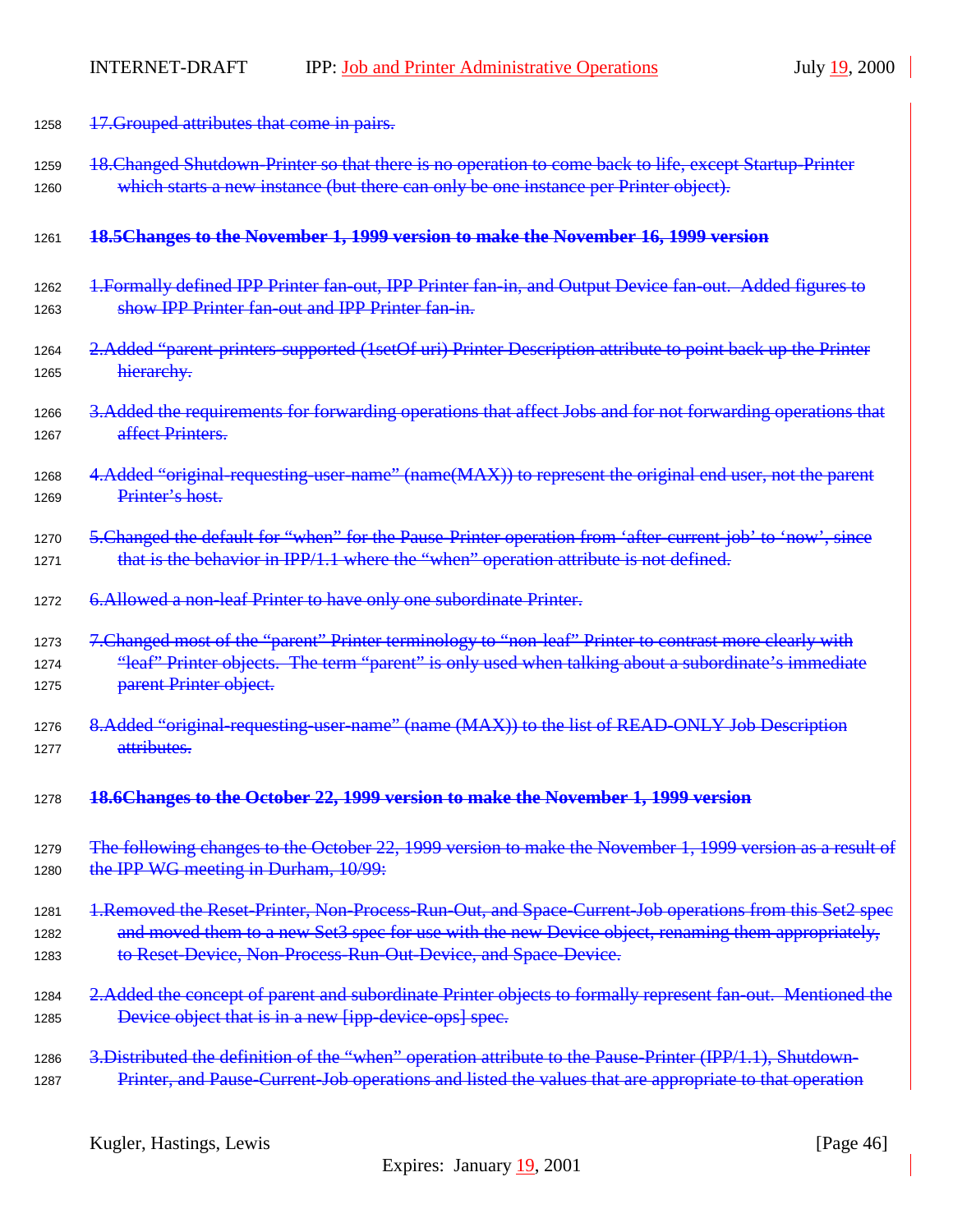17.Grouped attributes that come in pairs.

18.Changed Shutdown-Printer so that there is no operation to come back to life, except Startup-Printer which starts a new instance (but there can only be one instance per Printer object).

### 18.5 Changes to the November 1, 1999 version to make the November 16, 1999 version

1. Formally defined IPP Printer fan-out, IPP Printer fan-in, and Output Device fan-out. Added figures to show IPP Printer fan-out and IPP Printer fan-in.

2. Added "parent-printers-supported (1setOf uri) Printer Description attribute to point back up the Printer hierarchy.

3. Added the requirements for forwarding operations that affect Jobs and for not forwarding operations that affect Printers.

4. Added "original-requesting-user-name" (name(MAX)) to represent the original end user, not the parent Printer's host.

5. Changed the default for "when" for the Pause-Printer operation from 'after-current-job' to 'now', since that is the behavior in IPP/1.1 where the "when" operation attribute is not defined.

6. Allowed a non-leaf Printer to have only one subordinate Printer.

7. Changed most of the "parent" Printer terminology to "non-leaf" Printer to contrast more clearly with "leaf" Printer objects. The term "parent" is only used when talking about a subordinate's immediate parent Printer object.

8. Added "original-requesting-user-name" (name (MAX)) to the list of READ-ONLY Job Description attributes.

### 18.6 Changes to the October 22, 1999 version to make the November 1, 1999 version

The following changes to the October 22, 1999 version to make the November 1, 1999 version as a result of the IPP WG meeting in Durham, 10/99:

1. Removed the Reset-Printer, Non-Process-Run-Out, and Space-Current-Job operations from this Set2 spec and moved them to a new Set3 spec for use with the new Device object, renaming them appropriately, to Reset-Device, Non-Process-Run-Out-Device, and Space-Device.

2. Added the concept of parent and subordinate Printer objects to formally represent fan-out. Mentioned the Device object that is in a new [ipp-device-ops] spec.

3. Distributed the definition of the "when" operation attribute to the Pause-Printer (IPP/1.1), Shutdown-Printer, and Pause-Current-Job operations and listed the values that are appropriate to that operation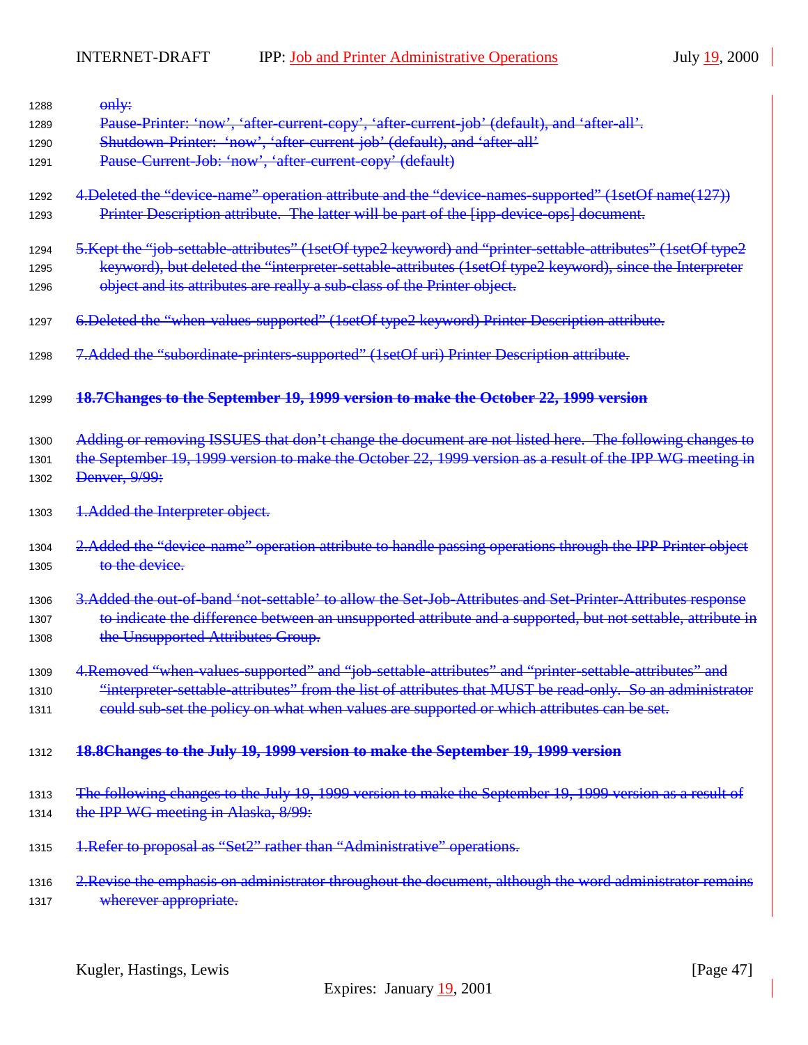only:

Pause-Printer: 'now', 'after-current-copy', 'after-current-job' (default), and 'after-all'.

Shutdown-Printer: 'now', 'after-current-job' (default), and 'after-all'

Pause-Current-Job: 'now', 'after-current-copy' (default)

4. Deleted the "device-name" operation attribute and the "device-names-supported" (1setOf name(127)) Printer Description attribute. The latter will be part of the [ipp-device-ops] document.

5. Kept the "job-settable-attributes" (1setOf type2 keyword) and "printer-settable-attributes" (1setOf type2 keyword), but deleted the "interpreter-settable-attributes (1setOf type2 keyword), since the Interpreter object and its attributes are really a sub-class of the Printer object.

6. Deleted the "when-values-supported" (1setOf type2 keyword) Printer Description attribute.

7. Added the "subordinate-printers-supported" (1setOf uri) Printer Description attribute.

## 18.7 Changes to the September 19, 1999 version to make the October 22, 1999 version

Adding or removing ISSUES that don't change the document are not listed here. The following changes to the September 19, 1999 version to make the October 22, 1999 version as a result of the IPP WG meeting in Denver, 9/99:

1. Added the Interpreter object.

2. Added the "device-name" operation attribute to handle passing operations through the IPP Printer object to the device.

3. Added the out-of-band 'not-settable' to allow the Set-Job-Attributes and Set-Printer-Attributes response to indicate the difference between an unsupported attribute and a supported, but not settable, attribute in the Unsupported Attributes Group.

4. Removed "when-values-supported" and "job-settable-attributes" and "printer-settable-attributes" and "interpreter-settable-attributes" from the list of attributes that MUST be read-only. So an administrator could sub-set the policy on what when values are supported or which attributes can be set.

## 18.8 Changes to the July 19, 1999 version to make the September 19, 1999 version

The following changes to the July 19, 1999 version to make the September 19, 1999 version as a result of the IPP WG meeting in Alaska, 8/99:

1. Refer to proposal as "Set2" rather than "Administrative" operations.

2. Revise the emphasis on administrator throughout the document, although the word administrator remains wherever appropriate.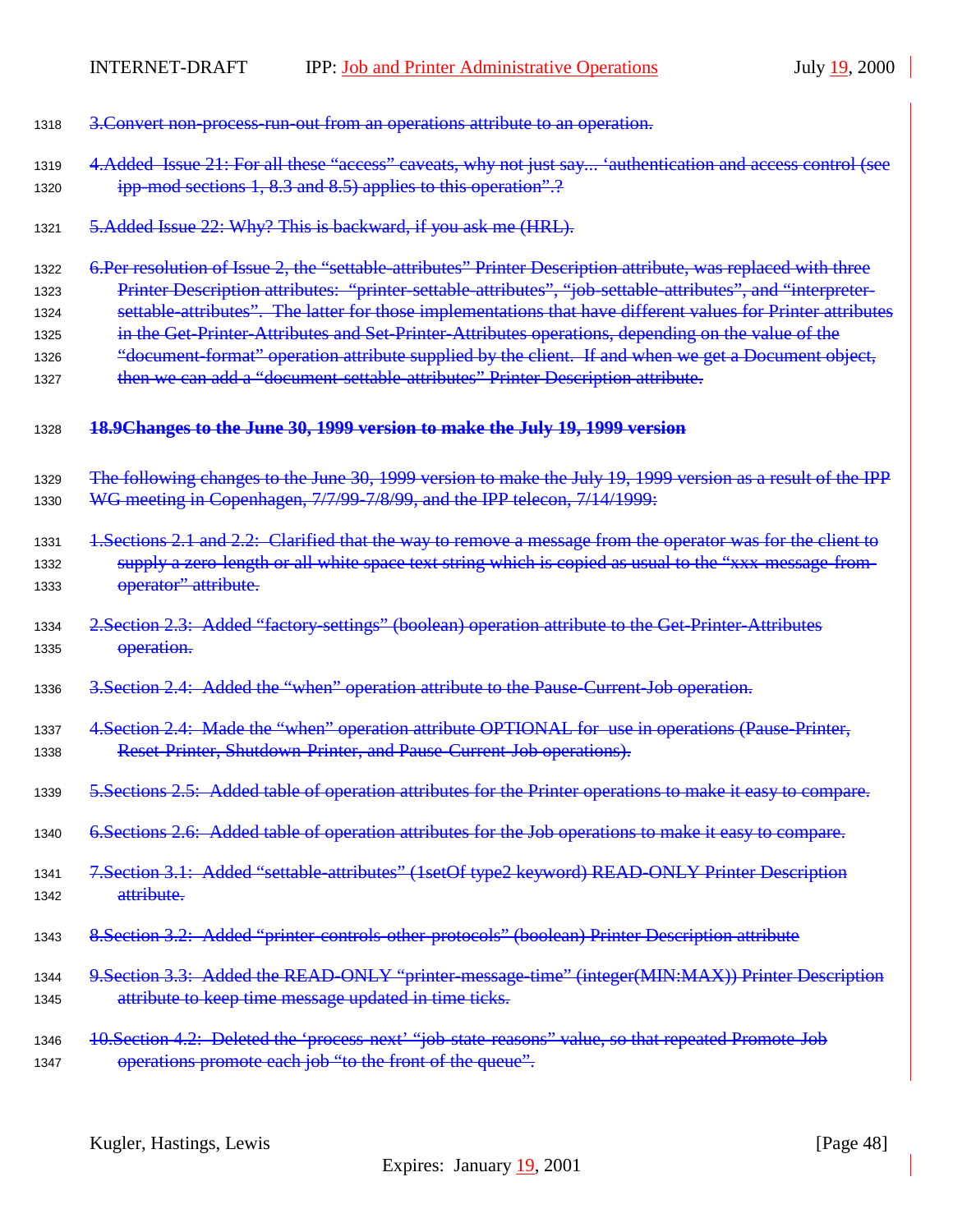3. Convert non-process-run-out from an operations attribute to an operation.

4. Added Issue 21: For all these "access" caveats, why not just say... 'authentication and access control (see ipp-mod sections 1, 8.3 and 8.5) applies to this operation".?

5. Added Issue 22: Why? This is backward, if you ask me (HRL).

6. Per resolution of Issue 2, the "settable-attributes" Printer Description attribute, was replaced with three Printer Description attributes: "printer-settable-attributes", "job-settable-attributes", and "interpreter-settable-attributes". The latter for those implementations that have different values for Printer attributes in the Get-Printer-Attributes and Set-Printer-Attributes operations, depending on the value of the "document-format" operation attribute supplied by the client. If and when we get a Document object, then we can add a "document-settable-attributes" Printer Description attribute.

## 18.9 Changes to the June 30, 1999 version to make the July 19, 1999 version

The following changes to the June 30, 1999 version to make the July 19, 1999 version as a result of the IPP WG meeting in Copenhagen, 7/7/99-7/8/99, and the IPP telecon, 7/14/1999:

1. Sections 2.1 and 2.2: Clarified that the way to remove a message from the operator was for the client to supply a zero-length or all white space text string which is copied as usual to the "xxx-message-from-operator" attribute.

2. Section 2.3: Added "factory-settings" (boolean) operation attribute to the Get-Printer-Attributes operation.

3. Section 2.4: Added the "when" operation attribute to the Pause-Current-Job operation.

4. Section 2.4: Made the "when" operation attribute OPTIONAL for use in operations (Pause-Printer, Reset-Printer, Shutdown-Printer, and Pause-Current-Job operations).

5. Sections 2.5: Added table of operation attributes for the Printer operations to make it easy to compare.

6. Sections 2.6: Added table of operation attributes for the Job operations to make it easy to compare.

7. Section 3.1: Added "settable-attributes" (1setOf type2 keyword) READ-ONLY Printer Description attribute.

8. Section 3.2: Added "printer-controls-other-protocols" (boolean) Printer Description attribute

9. Section 3.3: Added the READ-ONLY "printer-message-time" (integer(MIN:MAX)) Printer Description attribute to keep time message updated in time ticks.

10. Section 4.2: Deleted the 'process-next' "job-state-reasons" value, so that repeated Promote-Job operations promote each job "to the front of the queue".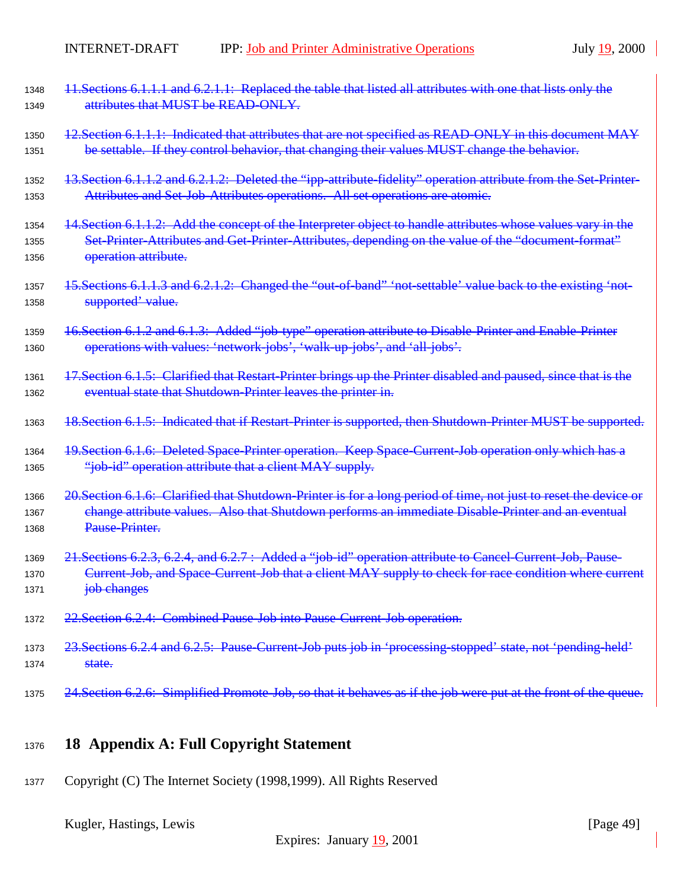~~11. Sections 6.1.1.1 and 6.2.1.1: Replaced the table that listed all attributes with one that lists only the attributes that MUST be READ-ONLY.~~

~~12. Section 6.1.1.1: Indicated that attributes that are not specified as READ-ONLY in this document MAY be settable. If they control behavior, that changing their values MUST change the behavior.~~

~~13. Section 6.1.1.2 and 6.2.1.2: Deleted the "ipp-attribute-fidelity" operation attribute from the Set-Printer-Attributes and Set-Job-Attributes operations. All set operations are atomic.~~

~~14. Section 6.1.1.2: Add the concept of the Interpreter object to handle attributes whose values vary in the Set-Printer-Attributes and Get-Printer-Attributes, depending on the value of the "document-format" operation attribute.~~

~~15. Sections 6.1.1.3 and 6.2.1.2: Changed the "out-of-band" 'not-settable' value back to the existing 'not-supported' value.~~

~~16. Section 6.1.2 and 6.1.3: Added "job-type" operation attribute to Disable-Printer and Enable-Printer operations with values: 'network-jobs', 'walk-up-jobs', and 'all-jobs'.~~

~~17. Section 6.1.5: Clarified that Restart-Printer brings up the Printer disabled and paused, since that is the eventual state that Shutdown-Printer leaves the printer in.~~

~~18. Section 6.1.5: Indicated that if Restart-Printer is supported, then Shutdown-Printer MUST be supported.~~

~~19. Section 6.1.6: Deleted Space-Printer operation. Keep Space-Current-Job operation only which has a "job-id" operation attribute that a client MAY supply.~~

~~20. Section 6.1.6: Clarified that Shutdown-Printer is for a long period of time, not just to reset the device or change attribute values. Also that Shutdown performs an immediate Disable-Printer and an eventual Pause-Printer.~~

~~21. Sections 6.2.3, 6.2.4, and 6.2.7 : Added a "job-id" operation attribute to Cancel-Current-Job, Pause-Current-Job, and Space-Current-Job that a client MAY supply to check for race condition where current job changes~~

~~22. Section 6.2.4: Combined Pause-Job into Pause-Current-Job operation.~~

~~23. Sections 6.2.4 and 6.2.5: Pause-Current-Job puts job in 'processing-stopped' state, not 'pending-held' state.~~

~~24. Section 6.2.6: Simplified Promote-Job, so that it behaves as if the job were put at the front of the queue.~~

# 18 Appendix A: Full Copyright Statement

Copyright (C) The Internet Society (1998,1999). All Rights Reserved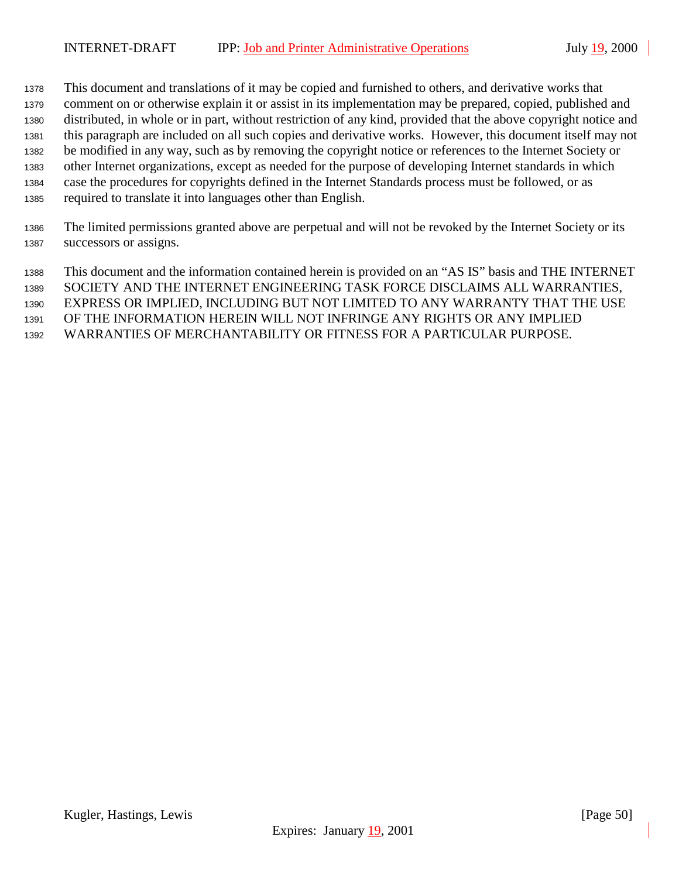This document and translations of it may be copied and furnished to others, and derivative works that comment on or otherwise explain it or assist in its implementation may be prepared, copied, published and distributed, in whole or in part, without restriction of any kind, provided that the above copyright notice and this paragraph are included on all such copies and derivative works. However, this document itself may not be modified in any way, such as by removing the copyright notice or references to the Internet Society or other Internet organizations, except as needed for the purpose of developing Internet standards in which case the procedures for copyrights defined in the Internet Standards process must be followed, or as required to translate it into languages other than English.

The limited permissions granted above are perpetual and will not be revoked by the Internet Society or its successors or assigns.

This document and the information contained herein is provided on an "AS IS" basis and THE INTERNET SOCIETY AND THE INTERNET ENGINEERING TASK FORCE DISCLAIMS ALL WARRANTIES, EXPRESS OR IMPLIED, INCLUDING BUT NOT LIMITED TO ANY WARRANTY THAT THE USE OF THE INFORMATION HEREIN WILL NOT INFRINGE ANY RIGHTS OR ANY IMPLIED WARRANTIES OF MERCHANTABILITY OR FITNESS FOR A PARTICULAR PURPOSE.